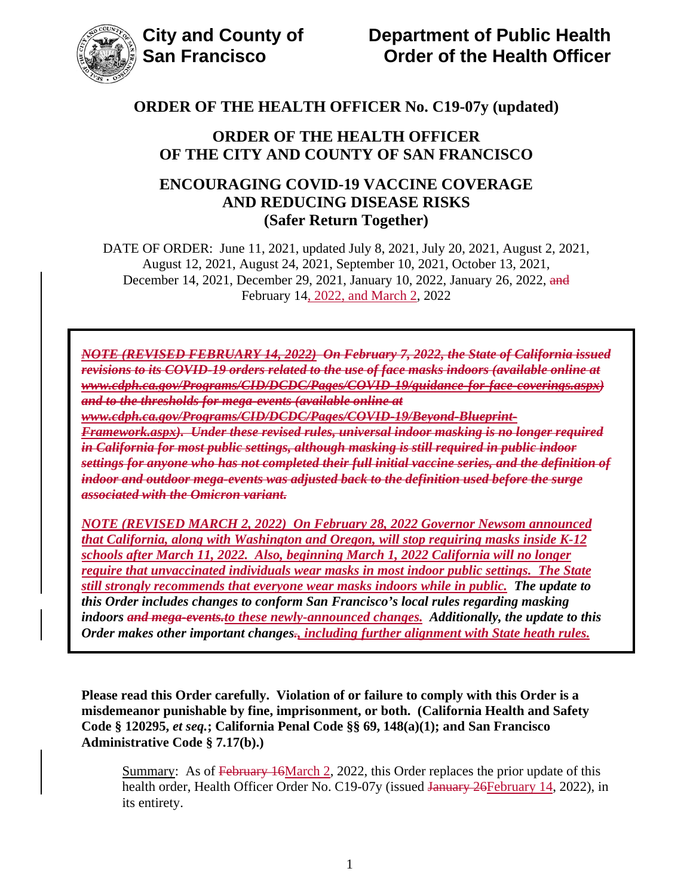**City and County of San Francisco**

**Department of Public Health Order of the Health Officer**

# ORDER OF THE HEALTH OFFICER No. C19-07y (updated)

## ORDER OF THE HEALTH OFFICER OF THE CITY AND COUNTY OF SAN FRANCISCO

## ENCOURAGING COVID-19 VACCINE COVERAGE AND REDUCING DISEASE RISKS (Safer Return Together)

DATE OF ORDER: June 11, 2021, updated July 8, 2021, July 20, 2021, August 2, 2021, August 12, 2021, August 24, 2021, September 10, 2021, October 13, 2021, December 14, 2021, December 29, 2021, January 10, 2022, January 26, 2022, ~~and~~ February 14, 2022, and March 2, 2022

***~~NOTE (REVISED FEBRUARY 14, 2022) On February 7, 2022, the State of California issued revisions to its COVID-19 orders related to the use of face masks indoors (available online at www.cdph.ca.gov/Programs/CID/DCDC/Pages/COVID-19/guidance-for-face-coverings.aspx) and to the thresholds for mega-events (available online at www.cdph.ca.gov/Programs/CID/DCDC/Pages/COVID-19/Beyond-Blueprint-Framework.aspx). Under these revised rules, universal indoor masking is no longer required in California for most public settings, although masking is still required in public indoor settings for anyone who has not completed their full initial vaccine series, and the definition of indoor and outdoor mega-events was adjusted back to the definition used before the surge associated with the Omicron variant.~~***

***NOTE (REVISED MARCH 2, 2022) On February 28, 2022 Governor Newsom announced that California, along with Washington and Oregon, will stop requiring masks inside K-12 schools after March 11, 2022. Also, beginning March 1, 2022 California will no longer require that unvaccinated individuals wear masks in most indoor public settings. The State still strongly recommends that everyone wear masks indoors while in public. The update to this Order includes changes to conform San Francisco's local rules regarding masking indoors ~~and mega-events.~~to these newly-announced changes. Additionally, the update to this Order makes other important changes~~.~~, including further alignment with State heath rules.***

**Please read this Order carefully. Violation of or failure to comply with this Order is a misdemeanor punishable by fine, imprisonment, or both. (California Health and Safety Code § 120295, *et seq.*; California Penal Code §§ 69, 148(a)(1); and San Francisco Administrative Code § 7.17(b).)**

Summary: As of ~~February 16~~March 2, 2022, this Order replaces the prior update of this health order, Health Officer Order No. C19-07y (issued ~~January 26~~February 14, 2022), in its entirety.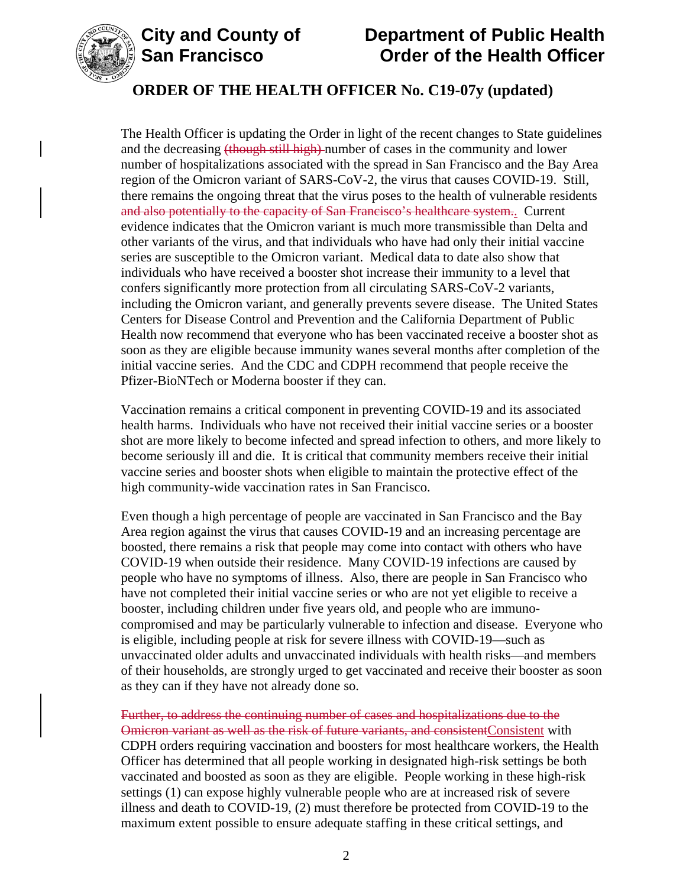The Health Officer is updating the Order in light of the recent changes to State guidelines and the decreasing ~~(though still high)~~ number of cases in the community and lower number of hospitalizations associated with the spread in San Francisco and the Bay Area region of the Omicron variant of SARS-CoV-2, the virus that causes COVID-19. Still, there remains the ongoing threat that the virus poses to the health of vulnerable residents ~~and also potentially to the capacity of San Francisco's healthcare system.~~. Current evidence indicates that the Omicron variant is much more transmissible than Delta and other variants of the virus, and that individuals who have had only their initial vaccine series are susceptible to the Omicron variant. Medical data to date also show that individuals who have received a booster shot increase their immunity to a level that confers significantly more protection from all circulating SARS-CoV-2 variants, including the Omicron variant, and generally prevents severe disease. The United States Centers for Disease Control and Prevention and the California Department of Public Health now recommend that everyone who has been vaccinated receive a booster shot as soon as they are eligible because immunity wanes several months after completion of the initial vaccine series. And the CDC and CDPH recommend that people receive the Pfizer-BioNTech or Moderna booster if they can.

Vaccination remains a critical component in preventing COVID-19 and its associated health harms. Individuals who have not received their initial vaccine series or a booster shot are more likely to become infected and spread infection to others, and more likely to become seriously ill and die. It is critical that community members receive their initial vaccine series and booster shots when eligible to maintain the protective effect of the high community-wide vaccination rates in San Francisco.

Even though a high percentage of people are vaccinated in San Francisco and the Bay Area region against the virus that causes COVID-19 and an increasing percentage are boosted, there remains a risk that people may come into contact with others who have COVID-19 when outside their residence. Many COVID-19 infections are caused by people who have no symptoms of illness. Also, there are people in San Francisco who have not completed their initial vaccine series or who are not yet eligible to receive a booster, including children under five years old, and people who are immuno-compromised and may be particularly vulnerable to infection and disease. Everyone who is eligible, including people at risk for severe illness with COVID-19—such as unvaccinated older adults and unvaccinated individuals with health risks—and members of their households, are strongly urged to get vaccinated and receive their booster as soon as they can if they have not already done so.

~~Further, to address the continuing number of cases and hospitalizations due to the Omicron variant as well as the risk of future variants, and consistent~~Consistent with CDPH orders requiring vaccination and boosters for most healthcare workers, the Health Officer has determined that all people working in designated high-risk settings be both vaccinated and boosted as soon as they are eligible. People working in these high-risk settings (1) can expose highly vulnerable people who are at increased risk of severe illness and death to COVID-19, (2) must therefore be protected from COVID-19 to the maximum extent possible to ensure adequate staffing in these critical settings, and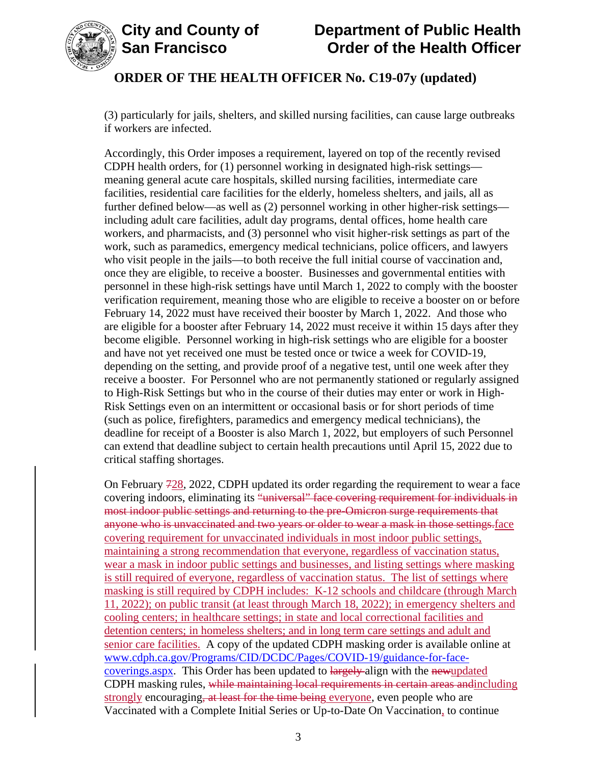(3) particularly for jails, shelters, and skilled nursing facilities, can cause large outbreaks if workers are infected.

Accordingly, this Order imposes a requirement, layered on top of the recently revised CDPH health orders, for (1) personnel working in designated high-risk settings—meaning general acute care hospitals, skilled nursing facilities, intermediate care facilities, residential care facilities for the elderly, homeless shelters, and jails, all as further defined below—as well as (2) personnel working in other higher-risk settings—including adult care facilities, adult day programs, dental offices, home health care workers, and pharmacists, and (3) personnel who visit higher-risk settings as part of the work, such as paramedics, emergency medical technicians, police officers, and lawyers who visit people in the jails—to both receive the full initial course of vaccination and, once they are eligible, to receive a booster. Businesses and governmental entities with personnel in these high-risk settings have until March 1, 2022 to comply with the booster verification requirement, meaning those who are eligible to receive a booster on or before February 14, 2022 must have received their booster by March 1, 2022. And those who are eligible for a booster after February 14, 2022 must receive it within 15 days after they become eligible. Personnel working in high-risk settings who are eligible for a booster and have not yet received one must be tested once or twice a week for COVID-19, depending on the setting, and provide proof of a negative test, until one week after they receive a booster. For Personnel who are not permanently stationed or regularly assigned to High-Risk Settings but who in the course of their duties may enter or work in High-Risk Settings even on an intermittent or occasional basis or for short periods of time (such as police, firefighters, paramedics and emergency medical technicians), the deadline for receipt of a Booster is also March 1, 2022, but employers of such Personnel can extend that deadline subject to certain health precautions until April 15, 2022 due to critical staffing shortages.

On February ~~7~~28, 2022, CDPH updated its order regarding the requirement to wear a face covering indoors, eliminating its ~~"universal" face covering requirement for individuals in most indoor public settings and returning to the pre-Omicron surge requirements that anyone who is unvaccinated and two years or older to wear a mask in those settings.~~face covering requirement for unvaccinated individuals in most indoor public settings, maintaining a strong recommendation that everyone, regardless of vaccination status, wear a mask in indoor public settings and businesses, and listing settings where masking is still required of everyone, regardless of vaccination status. The list of settings where masking is still required by CDPH includes: K-12 schools and childcare (through March 11, 2022); on public transit (at least through March 18, 2022); in emergency shelters and cooling centers; in healthcare settings; in state and local correctional facilities and detention centers; in homeless shelters; and in long term care settings and adult and senior care facilities. A copy of the updated CDPH masking order is available online at www.cdph.ca.gov/Programs/CID/DCDC/Pages/COVID-19/guidance-for-face-coverings.aspx. This Order has been updated to ~~largely~~ align with the ~~new~~updated CDPH masking rules, ~~while maintaining local requirements in certain areas and~~including strongly encouraging~~, at least for the time being~~ everyone, even people who are Vaccinated with a Complete Initial Series or Up-to-Date On Vaccination, to continue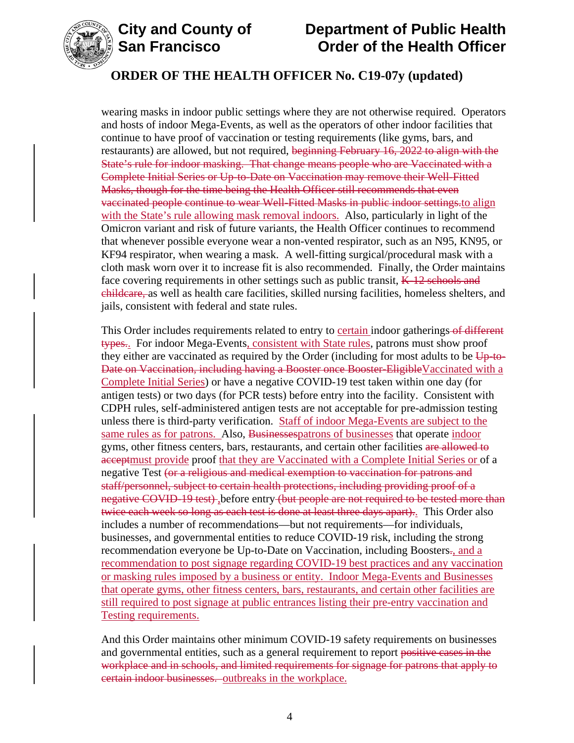wearing masks in indoor public settings where they are not otherwise required. Operators and hosts of indoor Mega-Events, as well as the operators of other indoor facilities that continue to have proof of vaccination or testing requirements (like gyms, bars, and restaurants) are allowed, but not required, ~~beginning February 16, 2022 to align with the State's rule for indoor masking. That change means people who are Vaccinated with a Complete Initial Series or Up-to-Date on Vaccination may remove their Well-Fitted Masks, though for the time being the Health Officer still recommends that even vaccinated people continue to wear Well-Fitted Masks in public indoor settings.~~to align with the State's rule allowing mask removal indoors. Also, particularly in light of the Omicron variant and risk of future variants, the Health Officer continues to recommend that whenever possible everyone wear a non-vented respirator, such as an N95, KN95, or KF94 respirator, when wearing a mask. A well-fitting surgical/procedural mask with a cloth mask worn over it to increase fit is also recommended. Finally, the Order maintains face covering requirements in other settings such as public transit, ~~K-12 schools and childcare,~~ as well as health care facilities, skilled nursing facilities, homeless shelters, and jails, consistent with federal and state rules.

This Order includes requirements related to entry to certain indoor gatherings~~ of different types.~~. For indoor Mega-Events, consistent with State rules, patrons must show proof they either are vaccinated as required by the Order (including for most adults to be ~~Up-to-Date on Vaccination, including having a Booster once Booster-Eligible~~Vaccinated with a Complete Initial Series) or have a negative COVID-19 test taken within one day (for antigen tests) or two days (for PCR tests) before entry into the facility. Consistent with CDPH rules, self-administered antigen tests are not acceptable for pre-admission testing unless there is third-party verification. Staff of indoor Mega-Events are subject to the same rules as for patrons. Also, ~~Businesses~~patrons of businesses that operate indoor gyms, other fitness centers, bars, restaurants, and certain other facilities ~~are allowed to accept~~must provide proof that they are Vaccinated with a Complete Initial Series or of a negative Test ~~(or a religious and medical exemption to vaccination for patrons and staff/personnel, subject to certain health protections, including providing proof of a negative COVID-19 test)~~ ,before entry ~~(but people are not required to be tested more than twice each week so long as each test is done at least three days apart).~~. This Order also includes a number of recommendations—but not requirements—for individuals, businesses, and governmental entities to reduce COVID-19 risk, including the strong recommendation everyone be Up-to-Date on Vaccination, including Boosters~~.~~, and a recommendation to post signage regarding COVID-19 best practices and any vaccination or masking rules imposed by a business or entity. Indoor Mega-Events and Businesses that operate gyms, other fitness centers, bars, restaurants, and certain other facilities are still required to post signage at public entrances listing their pre-entry vaccination and Testing requirements.

And this Order maintains other minimum COVID-19 safety requirements on businesses and governmental entities, such as a general requirement to report ~~positive cases in the workplace and in schools, and limited requirements for signage for patrons that apply to certain indoor businesses.~~ outbreaks in the workplace.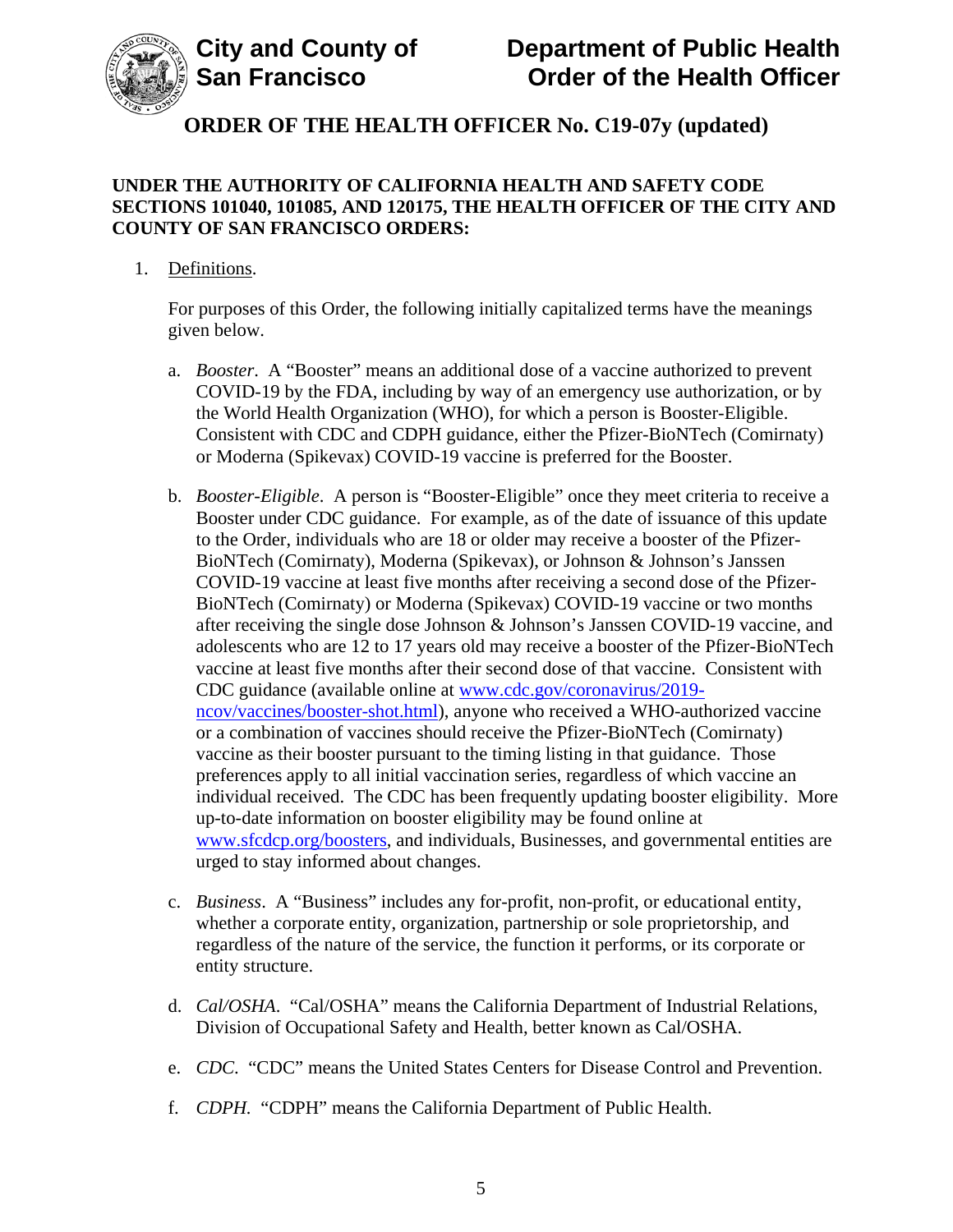# ORDER OF THE HEALTH OFFICER No. C19-07y (updated)

**UNDER THE AUTHORITY OF CALIFORNIA HEALTH AND SAFETY CODE SECTIONS 101040, 101085, AND 120175, THE HEALTH OFFICER OF THE CITY AND COUNTY OF SAN FRANCISCO ORDERS:**

1. Definitions.

   For purposes of this Order, the following initially capitalized terms have the meanings given below.

   a. *Booster*. A "Booster" means an additional dose of a vaccine authorized to prevent COVID-19 by the FDA, including by way of an emergency use authorization, or by the World Health Organization (WHO), for which a person is Booster-Eligible. Consistent with CDC and CDPH guidance, either the Pfizer-BioNTech (Comirnaty) or Moderna (Spikevax) COVID-19 vaccine is preferred for the Booster.

   b. *Booster-Eligible*. A person is "Booster-Eligible" once they meet criteria to receive a Booster under CDC guidance. For example, as of the date of issuance of this update to the Order, individuals who are 18 or older may receive a booster of the Pfizer-BioNTech (Comirnaty), Moderna (Spikevax), or Johnson & Johnson's Janssen COVID-19 vaccine at least five months after receiving a second dose of the Pfizer-BioNTech (Comirnaty) or Moderna (Spikevax) COVID-19 vaccine or two months after receiving the single dose Johnson & Johnson's Janssen COVID-19 vaccine, and adolescents who are 12 to 17 years old may receive a booster of the Pfizer-BioNTech vaccine at least five months after their second dose of that vaccine. Consistent with CDC guidance (available online at www.cdc.gov/coronavirus/2019-ncov/vaccines/booster-shot.html), anyone who received a WHO-authorized vaccine or a combination of vaccines should receive the Pfizer-BioNTech (Comirnaty) vaccine as their booster pursuant to the timing listing in that guidance. Those preferences apply to all initial vaccination series, regardless of which vaccine an individual received. The CDC has been frequently updating booster eligibility. More up-to-date information on booster eligibility may be found online at www.sfcdcp.org/boosters, and individuals, Businesses, and governmental entities are urged to stay informed about changes.

   c. *Business*. A "Business" includes any for-profit, non-profit, or educational entity, whether a corporate entity, organization, partnership or sole proprietorship, and regardless of the nature of the service, the function it performs, or its corporate or entity structure.

   d. *Cal/OSHA*. "Cal/OSHA" means the California Department of Industrial Relations, Division of Occupational Safety and Health, better known as Cal/OSHA.

   e. *CDC*. "CDC" means the United States Centers for Disease Control and Prevention.

   f. *CDPH*. "CDPH" means the California Department of Public Health.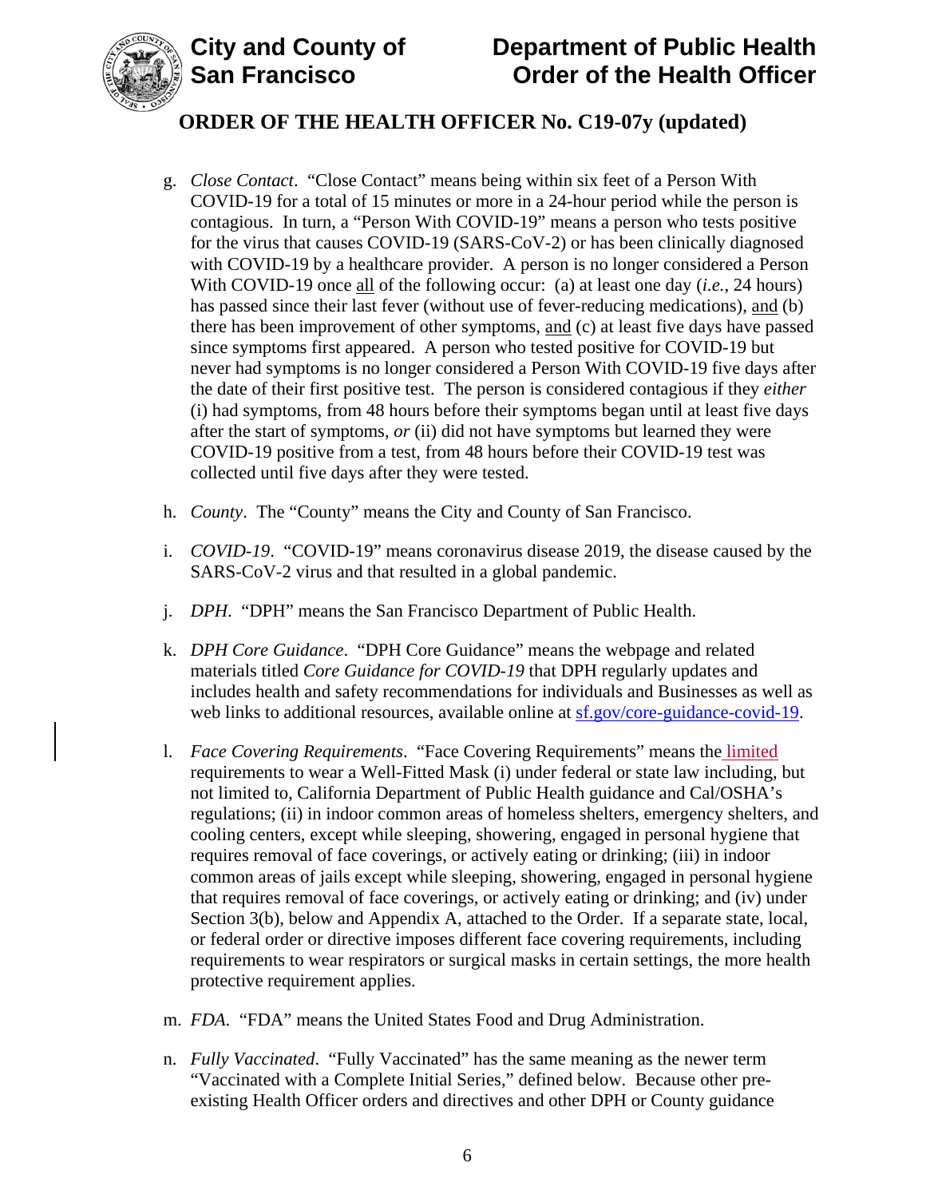g. *Close Contact*. "Close Contact" means being within six feet of a Person With COVID-19 for a total of 15 minutes or more in a 24-hour period while the person is contagious. In turn, a "Person With COVID-19" means a person who tests positive for the virus that causes COVID-19 (SARS-CoV-2) or has been clinically diagnosed with COVID-19 by a healthcare provider. A person is no longer considered a Person With COVID-19 once all of the following occur: (a) at least one day (*i.e.*, 24 hours) has passed since their last fever (without use of fever-reducing medications), and (b) there has been improvement of other symptoms, and (c) at least five days have passed since symptoms first appeared. A person who tested positive for COVID-19 but never had symptoms is no longer considered a Person With COVID-19 five days after the date of their first positive test. The person is considered contagious if they *either* (i) had symptoms, from 48 hours before their symptoms began until at least five days after the start of symptoms, *or* (ii) did not have symptoms but learned they were COVID-19 positive from a test, from 48 hours before their COVID-19 test was collected until five days after they were tested.

h. *County*. The "County" means the City and County of San Francisco.

i. *COVID-19*. "COVID-19" means coronavirus disease 2019, the disease caused by the SARS-CoV-2 virus and that resulted in a global pandemic.

j. *DPH*. "DPH" means the San Francisco Department of Public Health.

k. *DPH Core Guidance*. "DPH Core Guidance" means the webpage and related materials titled *Core Guidance for COVID-19* that DPH regularly updates and includes health and safety recommendations for individuals and Businesses as well as web links to additional resources, available online at sf.gov/core-guidance-covid-19.

l. *Face Covering Requirements*. "Face Covering Requirements" means the limited requirements to wear a Well-Fitted Mask (i) under federal or state law including, but not limited to, California Department of Public Health guidance and Cal/OSHA's regulations; (ii) in indoor common areas of homeless shelters, emergency shelters, and cooling centers, except while sleeping, showering, engaged in personal hygiene that requires removal of face coverings, or actively eating or drinking; (iii) in indoor common areas of jails except while sleeping, showering, engaged in personal hygiene that requires removal of face coverings, or actively eating or drinking; and (iv) under Section 3(b), below and Appendix A, attached to the Order. If a separate state, local, or federal order or directive imposes different face covering requirements, including requirements to wear respirators or surgical masks in certain settings, the more health protective requirement applies.

m. *FDA*. "FDA" means the United States Food and Drug Administration.

n. *Fully Vaccinated*. "Fully Vaccinated" has the same meaning as the newer term "Vaccinated with a Complete Initial Series," defined below. Because other pre-existing Health Officer orders and directives and other DPH or County guidance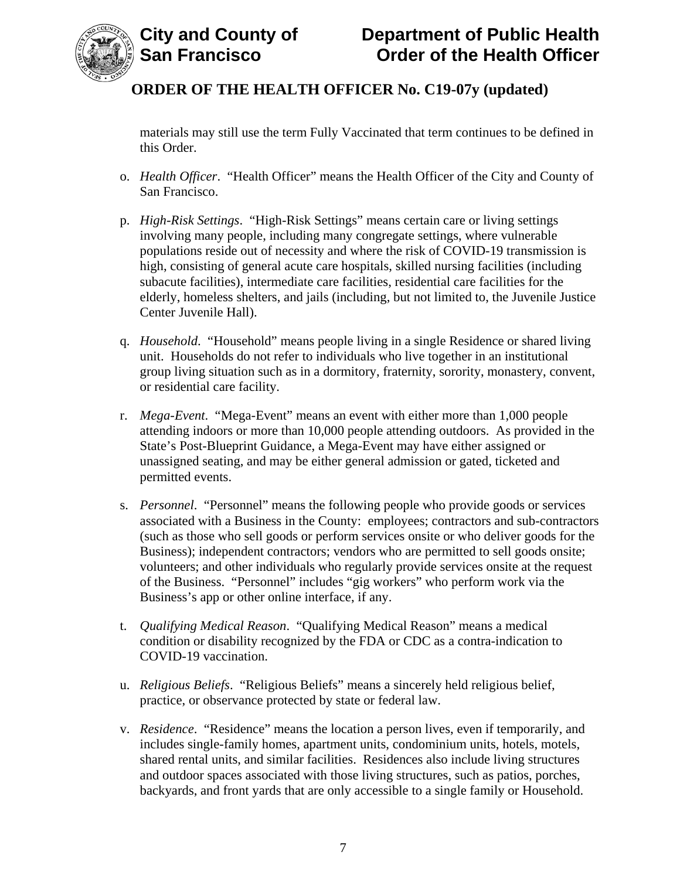materials may still use the term Fully Vaccinated that term continues to be defined in this Order.

o. *Health Officer*. "Health Officer" means the Health Officer of the City and County of San Francisco.

p. *High-Risk Settings*. "High-Risk Settings" means certain care or living settings involving many people, including many congregate settings, where vulnerable populations reside out of necessity and where the risk of COVID-19 transmission is high, consisting of general acute care hospitals, skilled nursing facilities (including subacute facilities), intermediate care facilities, residential care facilities for the elderly, homeless shelters, and jails (including, but not limited to, the Juvenile Justice Center Juvenile Hall).

q. *Household*. "Household" means people living in a single Residence or shared living unit. Households do not refer to individuals who live together in an institutional group living situation such as in a dormitory, fraternity, sorority, monastery, convent, or residential care facility.

r. *Mega-Event*. "Mega-Event" means an event with either more than 1,000 people attending indoors or more than 10,000 people attending outdoors. As provided in the State's Post-Blueprint Guidance, a Mega-Event may have either assigned or unassigned seating, and may be either general admission or gated, ticketed and permitted events.

s. *Personnel*. "Personnel" means the following people who provide goods or services associated with a Business in the County: employees; contractors and sub-contractors (such as those who sell goods or perform services onsite or who deliver goods for the Business); independent contractors; vendors who are permitted to sell goods onsite; volunteers; and other individuals who regularly provide services onsite at the request of the Business. "Personnel" includes "gig workers" who perform work via the Business's app or other online interface, if any.

t. *Qualifying Medical Reason*. "Qualifying Medical Reason" means a medical condition or disability recognized by the FDA or CDC as a contra-indication to COVID-19 vaccination.

u. *Religious Beliefs*. "Religious Beliefs" means a sincerely held religious belief, practice, or observance protected by state or federal law.

v. *Residence*. "Residence" means the location a person lives, even if temporarily, and includes single-family homes, apartment units, condominium units, hotels, motels, shared rental units, and similar facilities. Residences also include living structures and outdoor spaces associated with those living structures, such as patios, porches, backyards, and front yards that are only accessible to a single family or Household.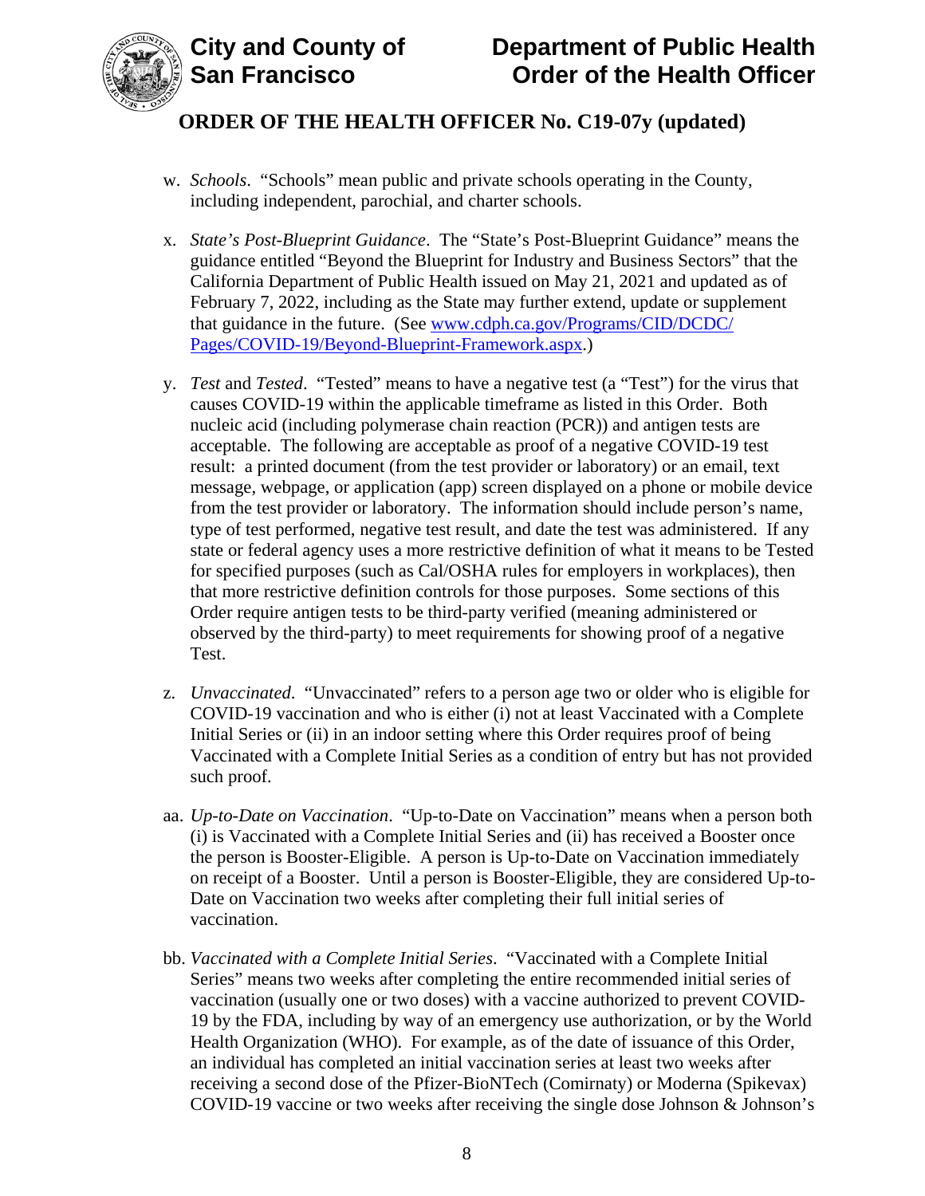w. *Schools*. "Schools" mean public and private schools operating in the County, including independent, parochial, and charter schools.

x. *State's Post-Blueprint Guidance*. The "State's Post-Blueprint Guidance" means the guidance entitled "Beyond the Blueprint for Industry and Business Sectors" that the California Department of Public Health issued on May 21, 2021 and updated as of February 7, 2022, including as the State may further extend, update or supplement that guidance in the future. (See [www.cdph.ca.gov/Programs/CID/DCDC/Pages/COVID-19/Beyond-Blueprint-Framework.aspx](www.cdph.ca.gov/Programs/CID/DCDC/Pages/COVID-19/Beyond-Blueprint-Framework.aspx).)

y. *Test* and *Tested*. "Tested" means to have a negative test (a "Test") for the virus that causes COVID-19 within the applicable timeframe as listed in this Order. Both nucleic acid (including polymerase chain reaction (PCR)) and antigen tests are acceptable. The following are acceptable as proof of a negative COVID-19 test result: a printed document (from the test provider or laboratory) or an email, text message, webpage, or application (app) screen displayed on a phone or mobile device from the test provider or laboratory. The information should include person's name, type of test performed, negative test result, and date the test was administered. If any state or federal agency uses a more restrictive definition of what it means to be Tested for specified purposes (such as Cal/OSHA rules for employers in workplaces), then that more restrictive definition controls for those purposes. Some sections of this Order require antigen tests to be third-party verified (meaning administered or observed by the third-party) to meet requirements for showing proof of a negative Test.

z. *Unvaccinated*. "Unvaccinated" refers to a person age two or older who is eligible for COVID-19 vaccination and who is either (i) not at least Vaccinated with a Complete Initial Series or (ii) in an indoor setting where this Order requires proof of being Vaccinated with a Complete Initial Series as a condition of entry but has not provided such proof.

aa. *Up-to-Date on Vaccination*. "Up-to-Date on Vaccination" means when a person both (i) is Vaccinated with a Complete Initial Series and (ii) has received a Booster once the person is Booster-Eligible. A person is Up-to-Date on Vaccination immediately on receipt of a Booster. Until a person is Booster-Eligible, they are considered Up-to-Date on Vaccination two weeks after completing their full initial series of vaccination.

bb. *Vaccinated with a Complete Initial Series*. "Vaccinated with a Complete Initial Series" means two weeks after completing the entire recommended initial series of vaccination (usually one or two doses) with a vaccine authorized to prevent COVID-19 by the FDA, including by way of an emergency use authorization, or by the World Health Organization (WHO). For example, as of the date of issuance of this Order, an individual has completed an initial vaccination series at least two weeks after receiving a second dose of the Pfizer-BioNTech (Comirnaty) or Moderna (Spikevax) COVID-19 vaccine or two weeks after receiving the single dose Johnson & Johnson's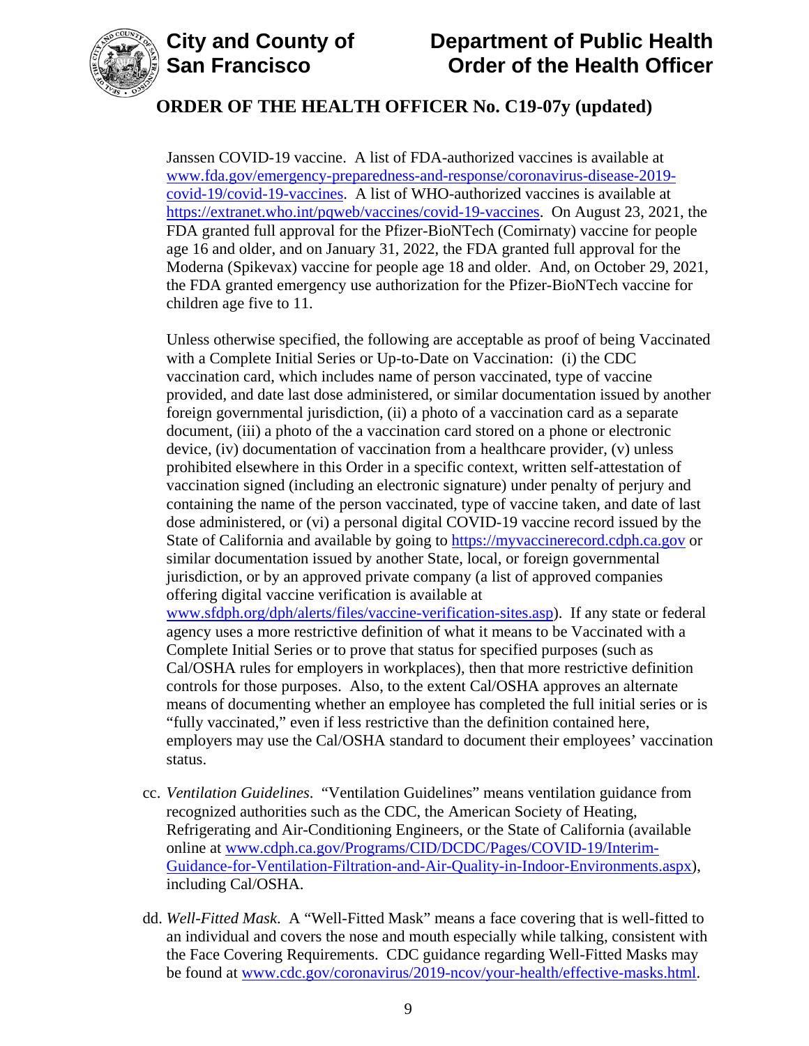Janssen COVID-19 vaccine. A list of FDA-authorized vaccines is available at [www.fda.gov/emergency-preparedness-and-response/coronavirus-disease-2019-covid-19/covid-19-vaccines](www.fda.gov/emergency-preparedness-and-response/coronavirus-disease-2019-covid-19/covid-19-vaccines). A list of WHO-authorized vaccines is available at [https://extranet.who.int/pqweb/vaccines/covid-19-vaccines](https://extranet.who.int/pqweb/vaccines/covid-19-vaccines). On August 23, 2021, the FDA granted full approval for the Pfizer-BioNTech (Comirnaty) vaccine for people age 16 and older, and on January 31, 2022, the FDA granted full approval for the Moderna (Spikevax) vaccine for people age 18 and older. And, on October 29, 2021, the FDA granted emergency use authorization for the Pfizer-BioNTech vaccine for children age five to 11.

Unless otherwise specified, the following are acceptable as proof of being Vaccinated with a Complete Initial Series or Up-to-Date on Vaccination: (i) the CDC vaccination card, which includes name of person vaccinated, type of vaccine provided, and date last dose administered, or similar documentation issued by another foreign governmental jurisdiction, (ii) a photo of a vaccination card as a separate document, (iii) a photo of the a vaccination card stored on a phone or electronic device, (iv) documentation of vaccination from a healthcare provider, (v) unless prohibited elsewhere in this Order in a specific context, written self-attestation of vaccination signed (including an electronic signature) under penalty of perjury and containing the name of the person vaccinated, type of vaccine taken, and date of last dose administered, or (vi) a personal digital COVID-19 vaccine record issued by the State of California and available by going to [https://myvaccinerecord.cdph.ca.gov](https://myvaccinerecord.cdph.ca.gov) or similar documentation issued by another State, local, or foreign governmental jurisdiction, or by an approved private company (a list of approved companies offering digital vaccine verification is available at [www.sfdph.org/dph/alerts/files/vaccine-verification-sites.asp](www.sfdph.org/dph/alerts/files/vaccine-verification-sites.asp)). If any state or federal agency uses a more restrictive definition of what it means to be Vaccinated with a Complete Initial Series or to prove that status for specified purposes (such as Cal/OSHA rules for employers in workplaces), then that more restrictive definition controls for those purposes. Also, to the extent Cal/OSHA approves an alternate means of documenting whether an employee has completed the full initial series or is "fully vaccinated," even if less restrictive than the definition contained here, employers may use the Cal/OSHA standard to document their employees' vaccination status.

cc. *Ventilation Guidelines*. "Ventilation Guidelines" means ventilation guidance from recognized authorities such as the CDC, the American Society of Heating, Refrigerating and Air-Conditioning Engineers, or the State of California (available online at [www.cdph.ca.gov/Programs/CID/DCDC/Pages/COVID-19/Interim-Guidance-for-Ventilation-Filtration-and-Air-Quality-in-Indoor-Environments.aspx](www.cdph.ca.gov/Programs/CID/DCDC/Pages/COVID-19/Interim-Guidance-for-Ventilation-Filtration-and-Air-Quality-in-Indoor-Environments.aspx)), including Cal/OSHA.

dd. *Well-Fitted Mask*. A "Well-Fitted Mask" means a face covering that is well-fitted to an individual and covers the nose and mouth especially while talking, consistent with the Face Covering Requirements. CDC guidance regarding Well-Fitted Masks may be found at [www.cdc.gov/coronavirus/2019-ncov/your-health/effective-masks.html](www.cdc.gov/coronavirus/2019-ncov/your-health/effective-masks.html).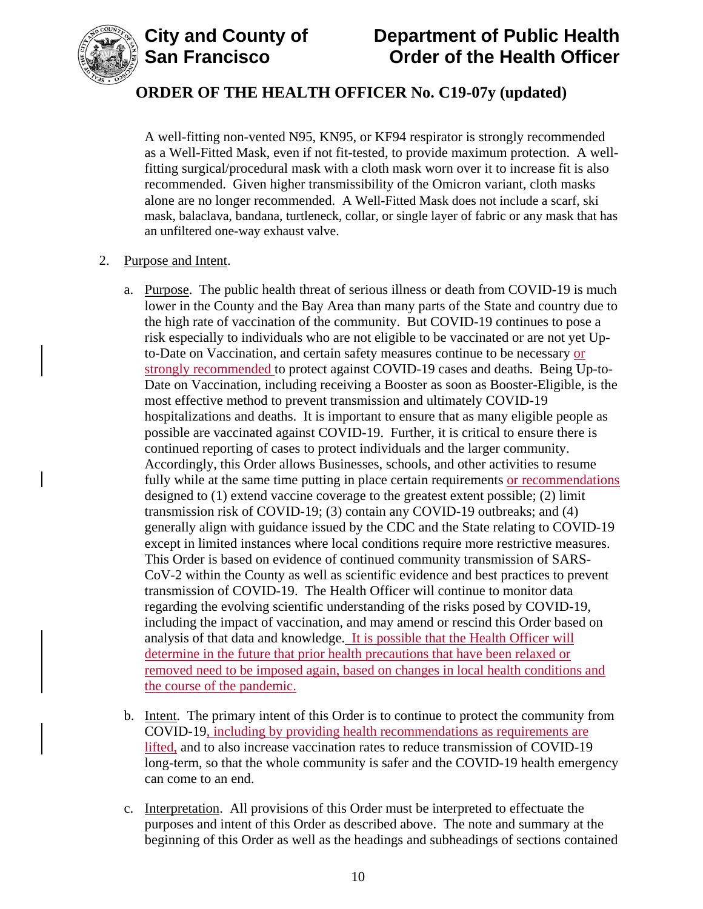A well-fitting non-vented N95, KN95, or KF94 respirator is strongly recommended as a Well-Fitted Mask, even if not fit-tested, to provide maximum protection. A well-fitting surgical/procedural mask with a cloth mask worn over it to increase fit is also recommended. Given higher transmissibility of the Omicron variant, cloth masks alone are no longer recommended. A Well-Fitted Mask does not include a scarf, ski mask, balaclava, bandana, turtleneck, collar, or single layer of fabric or any mask that has an unfiltered one-way exhaust valve.

2. Purpose and Intent.

   a. Purpose. The public health threat of serious illness or death from COVID-19 is much lower in the County and the Bay Area than many parts of the State and country due to the high rate of vaccination of the community. But COVID-19 continues to pose a risk especially to individuals who are not eligible to be vaccinated or are not yet Up-to-Date on Vaccination, and certain safety measures continue to be necessary or strongly recommended to protect against COVID-19 cases and deaths. Being Up-to-Date on Vaccination, including receiving a Booster as soon as Booster-Eligible, is the most effective method to prevent transmission and ultimately COVID-19 hospitalizations and deaths. It is important to ensure that as many eligible people as possible are vaccinated against COVID-19. Further, it is critical to ensure there is continued reporting of cases to protect individuals and the larger community. Accordingly, this Order allows Businesses, schools, and other activities to resume fully while at the same time putting in place certain requirements or recommendations designed to (1) extend vaccine coverage to the greatest extent possible; (2) limit transmission risk of COVID-19; (3) contain any COVID-19 outbreaks; and (4) generally align with guidance issued by the CDC and the State relating to COVID-19 except in limited instances where local conditions require more restrictive measures. This Order is based on evidence of continued community transmission of SARS-CoV-2 within the County as well as scientific evidence and best practices to prevent transmission of COVID-19. The Health Officer will continue to monitor data regarding the evolving scientific understanding of the risks posed by COVID-19, including the impact of vaccination, and may amend or rescind this Order based on analysis of that data and knowledge. It is possible that the Health Officer will determine in the future that prior health precautions that have been relaxed or removed need to be imposed again, based on changes in local health conditions and the course of the pandemic.

   b. Intent. The primary intent of this Order is to continue to protect the community from COVID-19, including by providing health recommendations as requirements are lifted, and to also increase vaccination rates to reduce transmission of COVID-19 long-term, so that the whole community is safer and the COVID-19 health emergency can come to an end.

   c. Interpretation. All provisions of this Order must be interpreted to effectuate the purposes and intent of this Order as described above. The note and summary at the beginning of this Order as well as the headings and subheadings of sections contained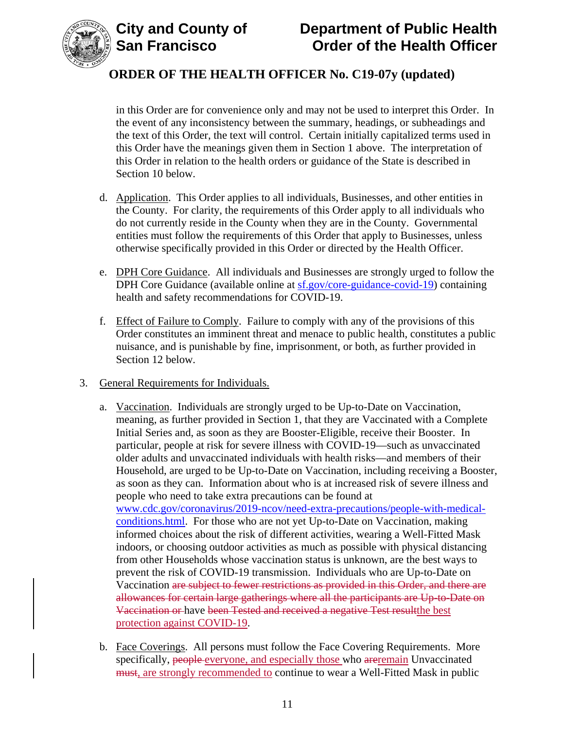in this Order are for convenience only and may not be used to interpret this Order. In the event of any inconsistency between the summary, headings, or subheadings and the text of this Order, the text will control. Certain initially capitalized terms used in this Order have the meanings given them in Section 1 above. The interpretation of this Order in relation to the health orders or guidance of the State is described in Section 10 below.

d. Application. This Order applies to all individuals, Businesses, and other entities in the County. For clarity, the requirements of this Order apply to all individuals who do not currently reside in the County when they are in the County. Governmental entities must follow the requirements of this Order that apply to Businesses, unless otherwise specifically provided in this Order or directed by the Health Officer.

e. DPH Core Guidance. All individuals and Businesses are strongly urged to follow the DPH Core Guidance (available online at [sf.gov/core-guidance-covid-19](https://sf.gov/core-guidance-covid-19)) containing health and safety recommendations for COVID-19.

f. Effect of Failure to Comply. Failure to comply with any of the provisions of this Order constitutes an imminent threat and menace to public health, constitutes a public nuisance, and is punishable by fine, imprisonment, or both, as further provided in Section 12 below.

3. General Requirements for Individuals.

a. Vaccination. Individuals are strongly urged to be Up-to-Date on Vaccination, meaning, as further provided in Section 1, that they are Vaccinated with a Complete Initial Series and, as soon as they are Booster-Eligible, receive their Booster. In particular, people at risk for severe illness with COVID-19—such as unvaccinated older adults and unvaccinated individuals with health risks—and members of their Household, are urged to be Up-to-Date on Vaccination, including receiving a Booster, as soon as they can. Information about who is at increased risk of severe illness and people who need to take extra precautions can be found at [www.cdc.gov/coronavirus/2019-ncov/need-extra-precautions/people-with-medical-conditions.html](https://www.cdc.gov/coronavirus/2019-ncov/need-extra-precautions/people-with-medical-conditions.html). For those who are not yet Up-to-Date on Vaccination, making informed choices about the risk of different activities, wearing a Well-Fitted Mask indoors, or choosing outdoor activities as much as possible with physical distancing from other Households whose vaccination status is unknown, are the best ways to prevent the risk of COVID-19 transmission. Individuals who are Up-to-Date on Vaccination ~~are subject to fewer restrictions as provided in this Order, and there are allowances for certain large gatherings where all the participants are Up-to-Date on Vaccination or~~ have ~~been Tested and received a negative Test result~~the best protection against COVID-19.

b. Face Coverings. All persons must follow the Face Covering Requirements. More specifically, ~~people~~ everyone, and especially those who ~~are~~remain Unvaccinated ~~must~~, are strongly recommended to continue to wear a Well-Fitted Mask in public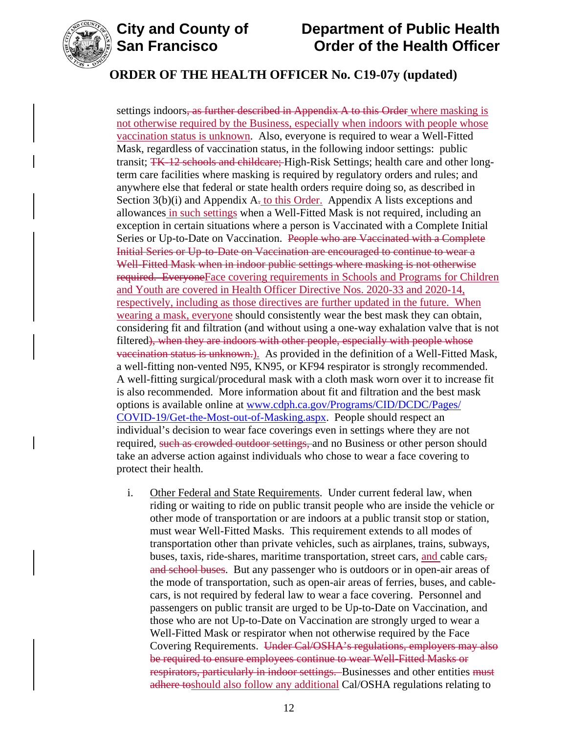settings indoors~~, as further described in Appendix A to this Order~~<u> where masking is not otherwise required by the Business, especially when indoors with people whose vaccination status is unknown</u>. Also, everyone is required to wear a Well-Fitted Mask, regardless of vaccination status, in the following indoor settings: public transit; ~~TK-12 schools and childcare;~~ High-Risk Settings; health care and other long-term care facilities where masking is required by regulatory orders and rules; and anywhere else that federal or state health orders require doing so, as described in Section 3(b)(i) and Appendix A~~.~~<u> to this Order.</u> Appendix A lists exceptions and allowances<u> in such settings</u> when a Well-Fitted Mask is not required, including an exception in certain situations where a person is Vaccinated with a Complete Initial Series or Up-to-Date on Vaccination. ~~People who are Vaccinated with a Complete Initial Series or Up-to-Date on Vaccination are encouraged to continue to wear a Well-Fitted Mask when in indoor public settings where masking is not otherwise required. Everyone~~<u>Face covering requirements in Schools and Programs for Children and Youth are covered in Health Officer Directive Nos. 2020-33 and 2020-14, respectively, including as those directives are further updated in the future. When wearing a mask, everyone</u> should consistently wear the best mask they can obtain, considering fit and filtration (and without using a one-way exhalation valve that is not filtered~~), when they are indoors with other people, especially with people whose vaccination status is unknown.~~<u>).</u> As provided in the definition of a Well-Fitted Mask, a well-fitting non-vented N95, KN95, or KF94 respirator is strongly recommended. A well-fitting surgical/procedural mask with a cloth mask worn over it to increase fit is also recommended. More information about fit and filtration and the best mask options is available online at www.cdph.ca.gov/Programs/CID/DCDC/Pages/COVID-19/Get-the-Most-out-of-Masking.aspx. People should respect an individual's decision to wear face coverings even in settings where they are not required, ~~such as crowded outdoor settings,~~ and no Business or other person should take an adverse action against individuals who chose to wear a face covering to protect their health.

i. <u>Other Federal and State Requirements</u>. Under current federal law, when riding or waiting to ride on public transit people who are inside the vehicle or other mode of transportation or are indoors at a public transit stop or station, must wear Well-Fitted Masks. This requirement extends to all modes of transportation other than private vehicles, such as airplanes, trains, subways, buses, taxis, ride-shares, maritime transportation, street cars, <u>and</u> cable cars~~, and school buses~~. But any passenger who is outdoors or in open-air areas of the mode of transportation, such as open-air areas of ferries, buses, and cable-cars, is not required by federal law to wear a face covering. Personnel and passengers on public transit are urged to be Up-to-Date on Vaccination, and those who are not Up-to-Date on Vaccination are strongly urged to wear a Well-Fitted Mask or respirator when not otherwise required by the Face Covering Requirements. ~~Under Cal/OSHA's regulations, employers may also be required to ensure employees continue to wear Well-Fitted Masks or respirators, particularly in indoor settings.~~ Businesses and other entities ~~must adhere to~~<u>should also follow any additional</u> Cal/OSHA regulations relating to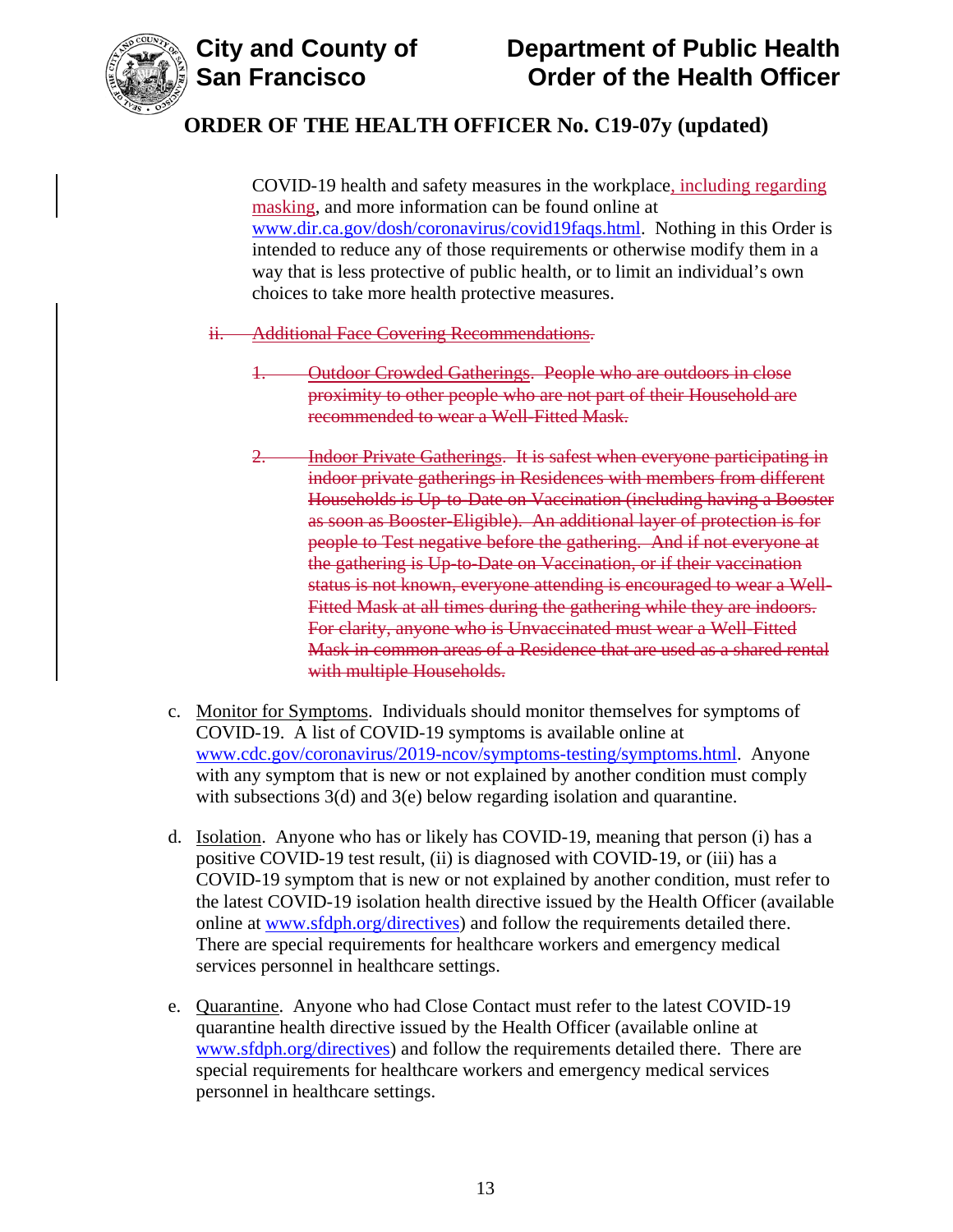COVID-19 health and safety measures in the workplace, including regarding masking, and more information can be found online at www.dir.ca.gov/dosh/coronavirus/covid19faqs.html. Nothing in this Order is intended to reduce any of those requirements or otherwise modify them in a way that is less protective of public health, or to limit an individual's own choices to take more health protective measures.

~~ii. Additional Face Covering Recommendations.~~

~~1. Outdoor Crowded Gatherings. People who are outdoors in close proximity to other people who are not part of their Household are recommended to wear a Well-Fitted Mask.~~

~~2. Indoor Private Gatherings. It is safest when everyone participating in indoor private gatherings in Residences with members from different Households is Up-to-Date on Vaccination (including having a Booster as soon as Booster-Eligible). An additional layer of protection is for people to Test negative before the gathering. And if not everyone at the gathering is Up-to-Date on Vaccination, or if their vaccination status is not known, everyone attending is encouraged to wear a Well-Fitted Mask at all times during the gathering while they are indoors. For clarity, anyone who is Unvaccinated must wear a Well-Fitted Mask in common areas of a Residence that are used as a shared rental with multiple Households.~~

c. Monitor for Symptoms. Individuals should monitor themselves for symptoms of COVID-19. A list of COVID-19 symptoms is available online at www.cdc.gov/coronavirus/2019-ncov/symptoms-testing/symptoms.html. Anyone with any symptom that is new or not explained by another condition must comply with subsections 3(d) and 3(e) below regarding isolation and quarantine.

d. Isolation. Anyone who has or likely has COVID-19, meaning that person (i) has a positive COVID-19 test result, (ii) is diagnosed with COVID-19, or (iii) has a COVID-19 symptom that is new or not explained by another condition, must refer to the latest COVID-19 isolation health directive issued by the Health Officer (available online at www.sfdph.org/directives) and follow the requirements detailed there. There are special requirements for healthcare workers and emergency medical services personnel in healthcare settings.

e. Quarantine. Anyone who had Close Contact must refer to the latest COVID-19 quarantine health directive issued by the Health Officer (available online at www.sfdph.org/directives) and follow the requirements detailed there. There are special requirements for healthcare workers and emergency medical services personnel in healthcare settings.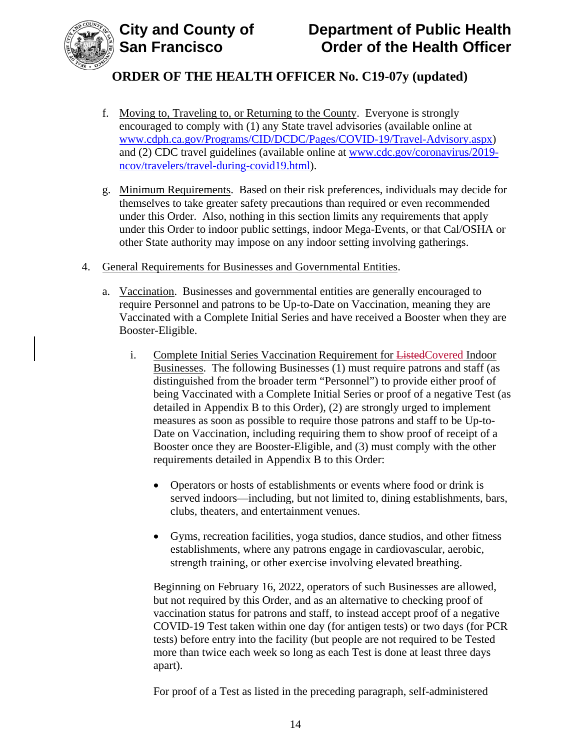f. Moving to, Traveling to, or Returning to the County. Everyone is strongly encouraged to comply with (1) any State travel advisories (available online at www.cdph.ca.gov/Programs/CID/DCDC/Pages/COVID-19/Travel-Advisory.aspx) and (2) CDC travel guidelines (available online at www.cdc.gov/coronavirus/2019-ncov/travelers/travel-during-covid19.html).

g. Minimum Requirements. Based on their risk preferences, individuals may decide for themselves to take greater safety precautions than required or even recommended under this Order. Also, nothing in this section limits any requirements that apply under this Order to indoor public settings, indoor Mega-Events, or that Cal/OSHA or other State authority may impose on any indoor setting involving gatherings.

4. General Requirements for Businesses and Governmental Entities.

   a. Vaccination. Businesses and governmental entities are generally encouraged to require Personnel and patrons to be Up-to-Date on Vaccination, meaning they are Vaccinated with a Complete Initial Series and have received a Booster when they are Booster-Eligible.

      i. Complete Initial Series Vaccination Requirement for ~~Listed~~Covered Indoor Businesses. The following Businesses (1) must require patrons and staff (as distinguished from the broader term "Personnel") to provide either proof of being Vaccinated with a Complete Initial Series or proof of a negative Test (as detailed in Appendix B to this Order), (2) are strongly urged to implement measures as soon as possible to require those patrons and staff to be Up-to-Date on Vaccination, including requiring them to show proof of receipt of a Booster once they are Booster-Eligible, and (3) must comply with the other requirements detailed in Appendix B to this Order:

      - Operators or hosts of establishments or events where food or drink is served indoors—including, but not limited to, dining establishments, bars, clubs, theaters, and entertainment venues.

      - Gyms, recreation facilities, yoga studios, dance studios, and other fitness establishments, where any patrons engage in cardiovascular, aerobic, strength training, or other exercise involving elevated breathing.

      Beginning on February 16, 2022, operators of such Businesses are allowed, but not required by this Order, and as an alternative to checking proof of vaccination status for patrons and staff, to instead accept proof of a negative COVID-19 Test taken within one day (for antigen tests) or two days (for PCR tests) before entry into the facility (but people are not required to be Tested more than twice each week so long as each Test is done at least three days apart).

      For proof of a Test as listed in the preceding paragraph, self-administered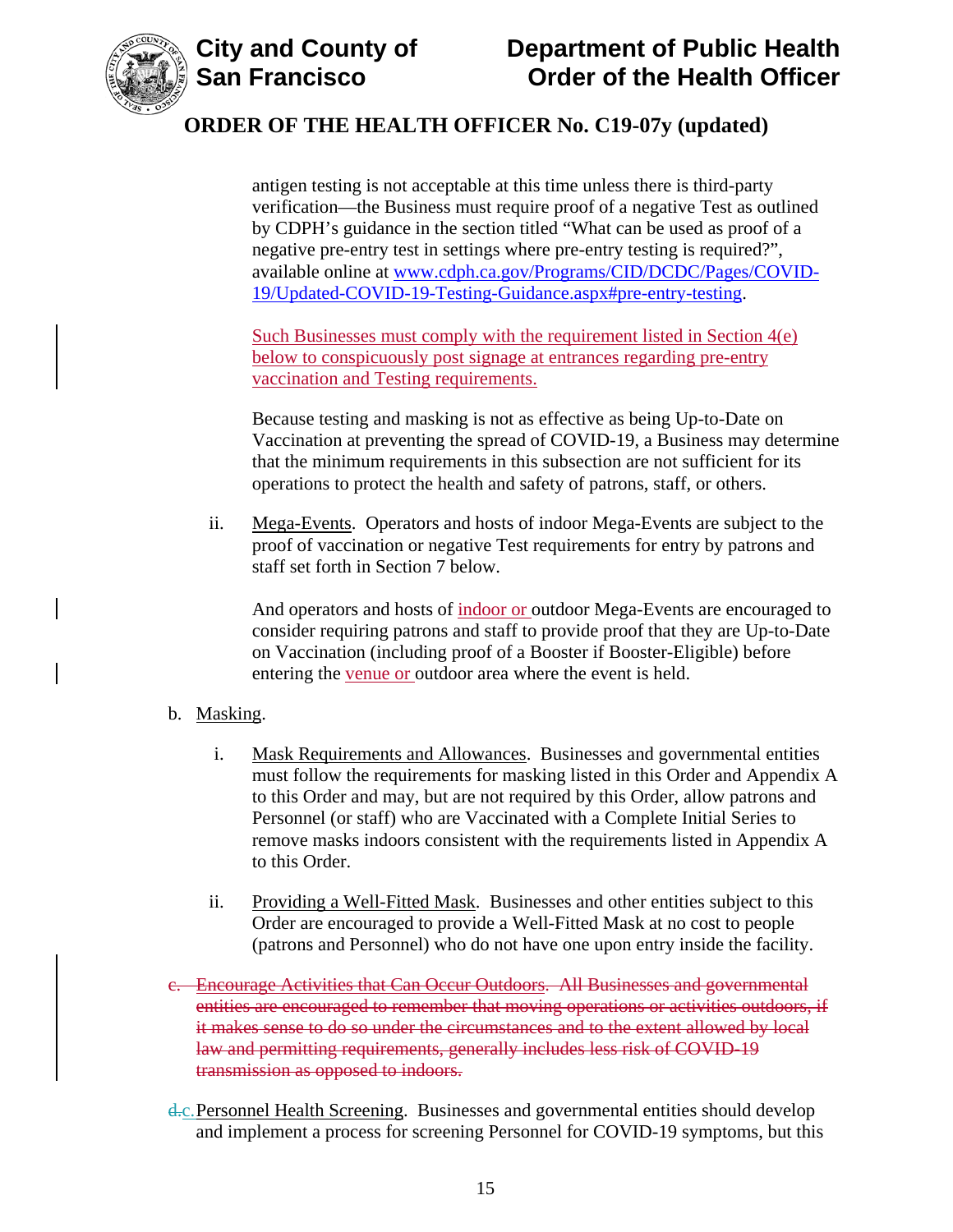antigen testing is not acceptable at this time unless there is third-party verification—the Business must require proof of a negative Test as outlined by CDPH's guidance in the section titled "What can be used as proof of a negative pre-entry test in settings where pre-entry testing is required?", available online at www.cdph.ca.gov/Programs/CID/DCDC/Pages/COVID-19/Updated-COVID-19-Testing-Guidance.aspx#pre-entry-testing.

Such Businesses must comply with the requirement listed in Section 4(e) below to conspicuously post signage at entrances regarding pre-entry vaccination and Testing requirements.

Because testing and masking is not as effective as being Up-to-Date on Vaccination at preventing the spread of COVID-19, a Business may determine that the minimum requirements in this subsection are not sufficient for its operations to protect the health and safety of patrons, staff, or others.

ii. Mega-Events. Operators and hosts of indoor Mega-Events are subject to the proof of vaccination or negative Test requirements for entry by patrons and staff set forth in Section 7 below.

And operators and hosts of indoor or outdoor Mega-Events are encouraged to consider requiring patrons and staff to provide proof that they are Up-to-Date on Vaccination (including proof of a Booster if Booster-Eligible) before entering the venue or outdoor area where the event is held.

b. Masking.

i. Mask Requirements and Allowances. Businesses and governmental entities must follow the requirements for masking listed in this Order and Appendix A to this Order and may, but are not required by this Order, allow patrons and Personnel (or staff) who are Vaccinated with a Complete Initial Series to remove masks indoors consistent with the requirements listed in Appendix A to this Order.

ii. Providing a Well-Fitted Mask. Businesses and other entities subject to this Order are encouraged to provide a Well-Fitted Mask at no cost to people (patrons and Personnel) who do not have one upon entry inside the facility.

~~c. Encourage Activities that Can Occur Outdoors. All Businesses and governmental entities are encouraged to remember that moving operations or activities outdoors, if it makes sense to do so under the circumstances and to the extent allowed by local law and permitting requirements, generally includes less risk of COVID-19 transmission as opposed to indoors.~~

~~d.~~c. Personnel Health Screening. Businesses and governmental entities should develop and implement a process for screening Personnel for COVID-19 symptoms, but this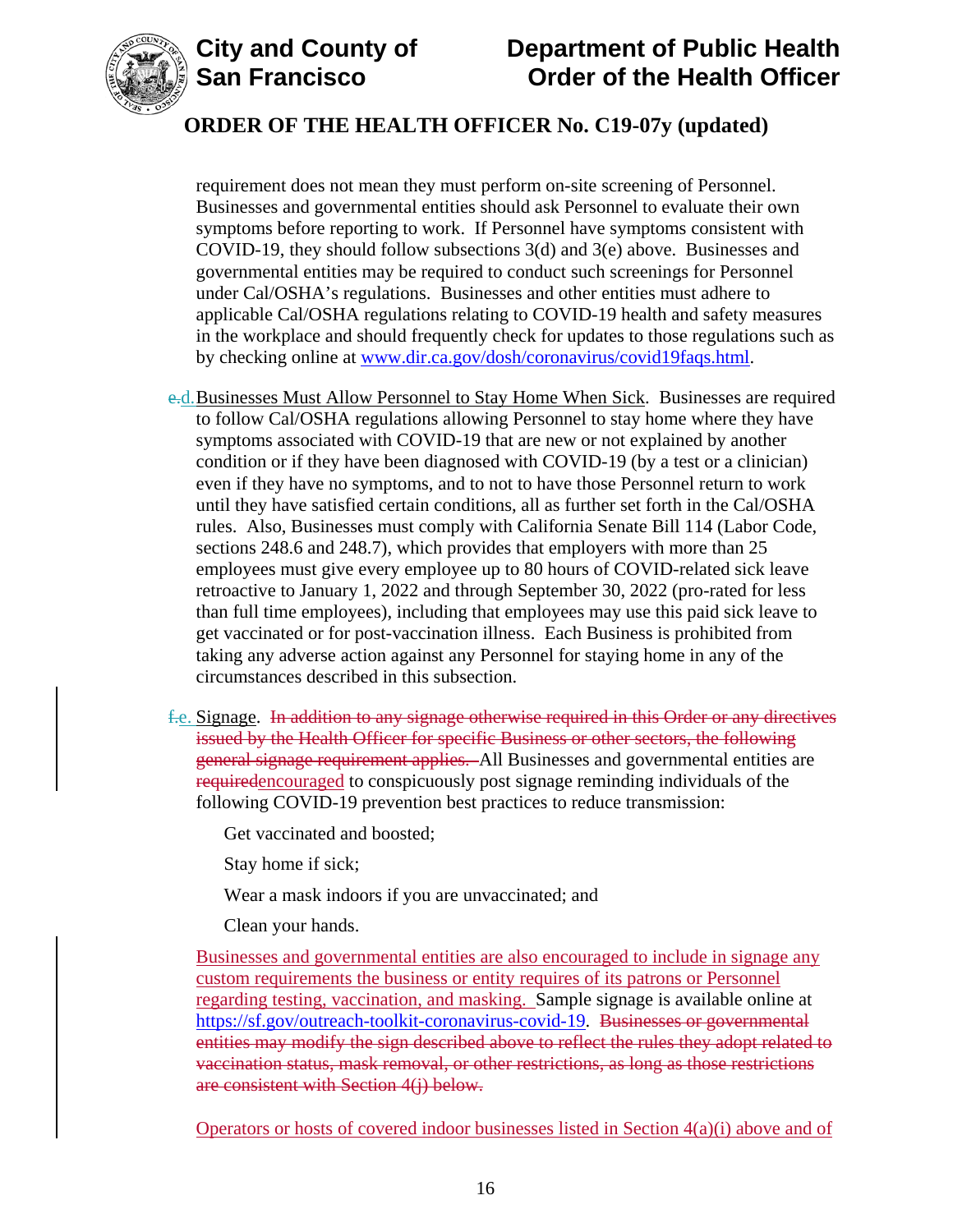requirement does not mean they must perform on-site screening of Personnel. Businesses and governmental entities should ask Personnel to evaluate their own symptoms before reporting to work. If Personnel have symptoms consistent with COVID-19, they should follow subsections 3(d) and 3(e) above. Businesses and governmental entities may be required to conduct such screenings for Personnel under Cal/OSHA's regulations. Businesses and other entities must adhere to applicable Cal/OSHA regulations relating to COVID-19 health and safety measures in the workplace and should frequently check for updates to those regulations such as by checking online at www.dir.ca.gov/dosh/coronavirus/covid19faqs.html.

~~e.~~d. Businesses Must Allow Personnel to Stay Home When Sick. Businesses are required to follow Cal/OSHA regulations allowing Personnel to stay home where they have symptoms associated with COVID-19 that are new or not explained by another condition or if they have been diagnosed with COVID-19 (by a test or a clinician) even if they have no symptoms, and to not to have those Personnel return to work until they have satisfied certain conditions, all as further set forth in the Cal/OSHA rules. Also, Businesses must comply with California Senate Bill 114 (Labor Code, sections 248.6 and 248.7), which provides that employers with more than 25 employees must give every employee up to 80 hours of COVID-related sick leave retroactive to January 1, 2022 and through September 30, 2022 (pro-rated for less than full time employees), including that employees may use this paid sick leave to get vaccinated or for post-vaccination illness. Each Business is prohibited from taking any adverse action against any Personnel for staying home in any of the circumstances described in this subsection.

~~f.~~e. Signage. ~~In addition to any signage otherwise required in this Order or any directives issued by the Health Officer for specific Business or other sectors, the following general signage requirement applies.~~ All Businesses and governmental entities are ~~required~~encouraged to conspicuously post signage reminding individuals of the following COVID-19 prevention best practices to reduce transmission:

Get vaccinated and boosted;

Stay home if sick;

Wear a mask indoors if you are unvaccinated; and

Clean your hands.

Businesses and governmental entities are also encouraged to include in signage any custom requirements the business or entity requires of its patrons or Personnel regarding testing, vaccination, and masking. Sample signage is available online at https://sf.gov/outreach-toolkit-coronavirus-covid-19. ~~Businesses or governmental entities may modify the sign described above to reflect the rules they adopt related to vaccination status, mask removal, or other restrictions, as long as those restrictions are consistent with Section 4(j) below.~~

Operators or hosts of covered indoor businesses listed in Section 4(a)(i) above and of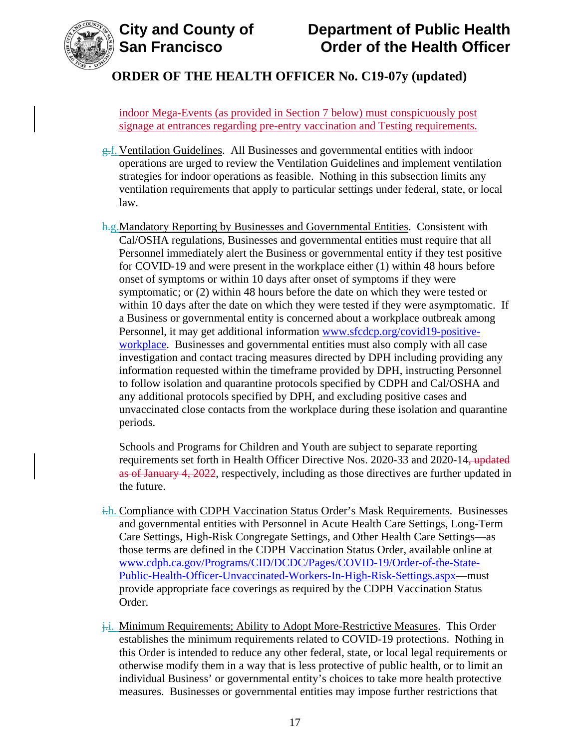indoor Mega-Events (as provided in Section 7 below) must conspicuously post signage at entrances regarding pre-entry vaccination and Testing requirements.

g.f. Ventilation Guidelines. All Businesses and governmental entities with indoor operations are urged to review the Ventilation Guidelines and implement ventilation strategies for indoor operations as feasible. Nothing in this subsection limits any ventilation requirements that apply to particular settings under federal, state, or local law.

h.g. Mandatory Reporting by Businesses and Governmental Entities. Consistent with Cal/OSHA regulations, Businesses and governmental entities must require that all Personnel immediately alert the Business or governmental entity if they test positive for COVID-19 and were present in the workplace either (1) within 48 hours before onset of symptoms or within 10 days after onset of symptoms if they were symptomatic; or (2) within 48 hours before the date on which they were tested or within 10 days after the date on which they were tested if they were asymptomatic. If a Business or governmental entity is concerned about a workplace outbreak among Personnel, it may get additional information www.sfcdcp.org/covid19-positive-workplace. Businesses and governmental entities must also comply with all case investigation and contact tracing measures directed by DPH including providing any information requested within the timeframe provided by DPH, instructing Personnel to follow isolation and quarantine protocols specified by CDPH and Cal/OSHA and any additional protocols specified by DPH, and excluding positive cases and unvaccinated close contacts from the workplace during these isolation and quarantine periods.

Schools and Programs for Children and Youth are subject to separate reporting requirements set forth in Health Officer Directive Nos. 2020-33 and 2020-14~~, updated as of January 4, 2022~~, respectively, including as those directives are further updated in the future.

i.h. Compliance with CDPH Vaccination Status Order's Mask Requirements. Businesses and governmental entities with Personnel in Acute Health Care Settings, Long-Term Care Settings, High-Risk Congregate Settings, and Other Health Care Settings—as those terms are defined in the CDPH Vaccination Status Order, available online at www.cdph.ca.gov/Programs/CID/DCDC/Pages/COVID-19/Order-of-the-State-Public-Health-Officer-Unvaccinated-Workers-In-High-Risk-Settings.aspx—must provide appropriate face coverings as required by the CDPH Vaccination Status Order.

j.i. Minimum Requirements; Ability to Adopt More-Restrictive Measures. This Order establishes the minimum requirements related to COVID-19 protections. Nothing in this Order is intended to reduce any other federal, state, or local legal requirements or otherwise modify them in a way that is less protective of public health, or to limit an individual Business' or governmental entity's choices to take more health protective measures. Businesses or governmental entities may impose further restrictions that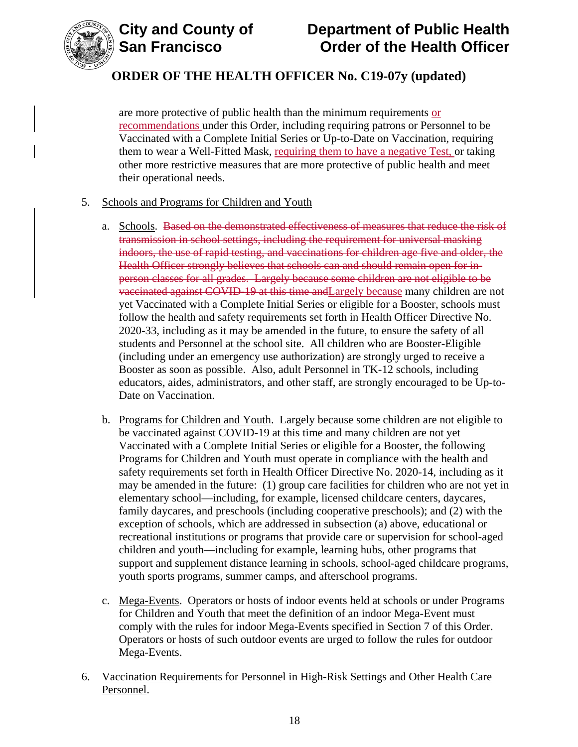are more protective of public health than the minimum requirements or recommendations under this Order, including requiring patrons or Personnel to be Vaccinated with a Complete Initial Series or Up-to-Date on Vaccination, requiring them to wear a Well-Fitted Mask, requiring them to have a negative Test, or taking other more restrictive measures that are more protective of public health and meet their operational needs.

5. Schools and Programs for Children and Youth

   a. Schools. ~~Based on the demonstrated effectiveness of measures that reduce the risk of transmission in school settings, including the requirement for universal masking indoors, the use of rapid testing, and vaccinations for children age five and older, the Health Officer strongly believes that schools can and should remain open for in-person classes for all grades. Largely because some children are not eligible to be vaccinated against COVID-19 at this time and~~Largely because many children are not yet Vaccinated with a Complete Initial Series or eligible for a Booster, schools must follow the health and safety requirements set forth in Health Officer Directive No. 2020-33, including as it may be amended in the future, to ensure the safety of all students and Personnel at the school site. All children who are Booster-Eligible (including under an emergency use authorization) are strongly urged to receive a Booster as soon as possible. Also, adult Personnel in TK-12 schools, including educators, aides, administrators, and other staff, are strongly encouraged to be Up-to-Date on Vaccination.

   b. Programs for Children and Youth. Largely because some children are not eligible to be vaccinated against COVID-19 at this time and many children are not yet Vaccinated with a Complete Initial Series or eligible for a Booster, the following Programs for Children and Youth must operate in compliance with the health and safety requirements set forth in Health Officer Directive No. 2020-14, including as it may be amended in the future: (1) group care facilities for children who are not yet in elementary school—including, for example, licensed childcare centers, daycares, family daycares, and preschools (including cooperative preschools); and (2) with the exception of schools, which are addressed in subsection (a) above, educational or recreational institutions or programs that provide care or supervision for school-aged children and youth—including for example, learning hubs, other programs that support and supplement distance learning in schools, school-aged childcare programs, youth sports programs, summer camps, and afterschool programs.

   c. Mega-Events. Operators or hosts of indoor events held at schools or under Programs for Children and Youth that meet the definition of an indoor Mega-Event must comply with the rules for indoor Mega-Events specified in Section 7 of this Order. Operators or hosts of such outdoor events are urged to follow the rules for outdoor Mega-Events.

6. Vaccination Requirements for Personnel in High-Risk Settings and Other Health Care Personnel.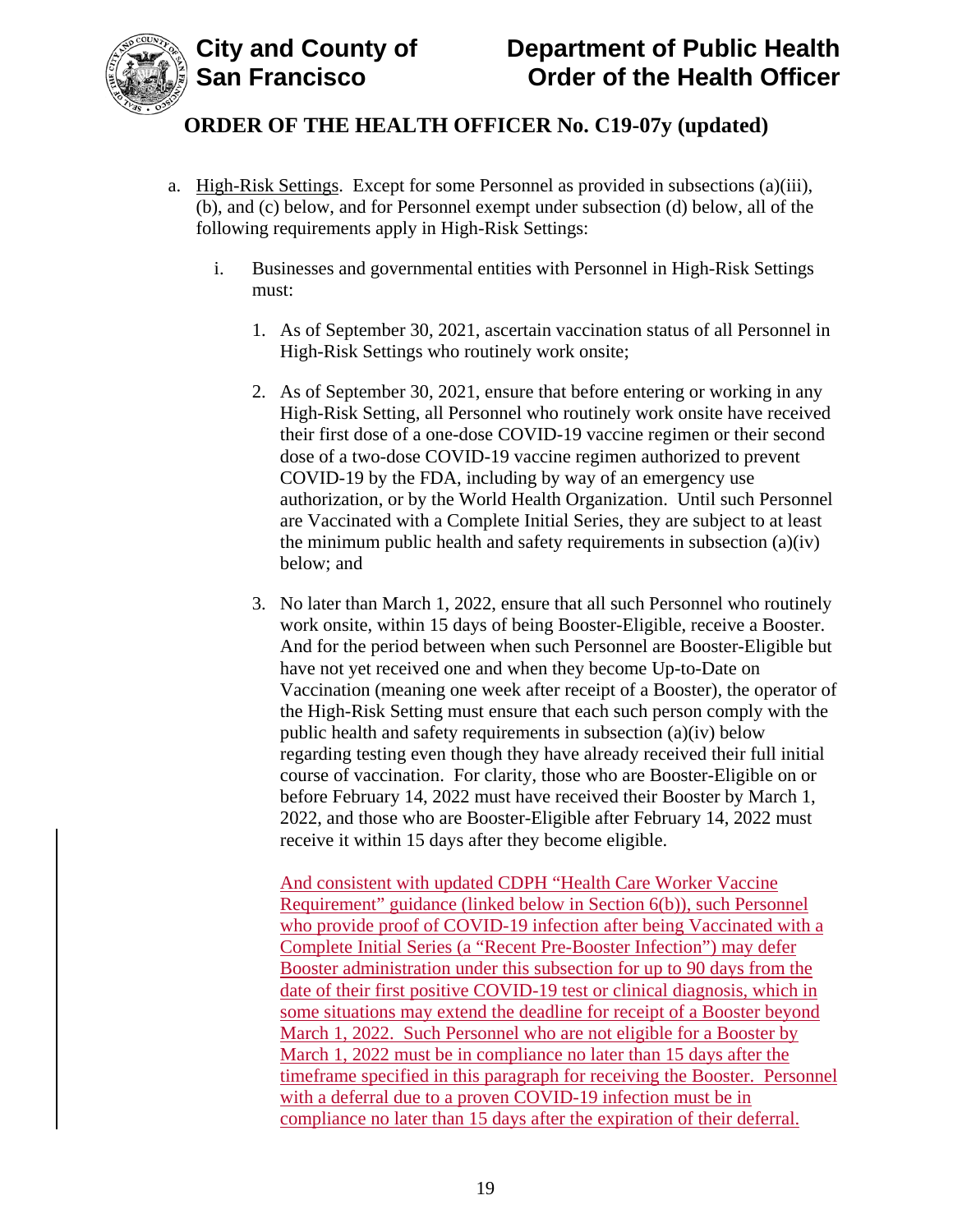a. <u>High-Risk Settings</u>. Except for some Personnel as provided in subsections (a)(iii), (b), and (c) below, and for Personnel exempt under subsection (d) below, all of the following requirements apply in High-Risk Settings:

   i. Businesses and governmental entities with Personnel in High-Risk Settings must:

      1. As of September 30, 2021, ascertain vaccination status of all Personnel in High-Risk Settings who routinely work onsite;

      2. As of September 30, 2021, ensure that before entering or working in any High-Risk Setting, all Personnel who routinely work onsite have received their first dose of a one-dose COVID-19 vaccine regimen or their second dose of a two-dose COVID-19 vaccine regimen authorized to prevent COVID-19 by the FDA, including by way of an emergency use authorization, or by the World Health Organization. Until such Personnel are Vaccinated with a Complete Initial Series, they are subject to at least the minimum public health and safety requirements in subsection (a)(iv) below; and

      3. No later than March 1, 2022, ensure that all such Personnel who routinely work onsite, within 15 days of being Booster-Eligible, receive a Booster. And for the period between when such Personnel are Booster-Eligible but have not yet received one and when they become Up-to-Date on Vaccination (meaning one week after receipt of a Booster), the operator of the High-Risk Setting must ensure that each such person comply with the public health and safety requirements in subsection (a)(iv) below regarding testing even though they have already received their full initial course of vaccination. For clarity, those who are Booster-Eligible on or before February 14, 2022 must have received their Booster by March 1, 2022, and those who are Booster-Eligible after February 14, 2022 must receive it within 15 days after they become eligible.

         <u>And consistent with updated CDPH "Health Care Worker Vaccine Requirement" guidance (linked below in Section 6(b)), such Personnel who provide proof of COVID-19 infection after being Vaccinated with a Complete Initial Series (a "Recent Pre-Booster Infection") may defer Booster administration under this subsection for up to 90 days from the date of their first positive COVID-19 test or clinical diagnosis, which in some situations may extend the deadline for receipt of a Booster beyond March 1, 2022. Such Personnel who are not eligible for a Booster by March 1, 2022 must be in compliance no later than 15 days after the timeframe specified in this paragraph for receiving the Booster. Personnel with a deferral due to a proven COVID-19 infection must be in compliance no later than 15 days after the expiration of their deferral.</u>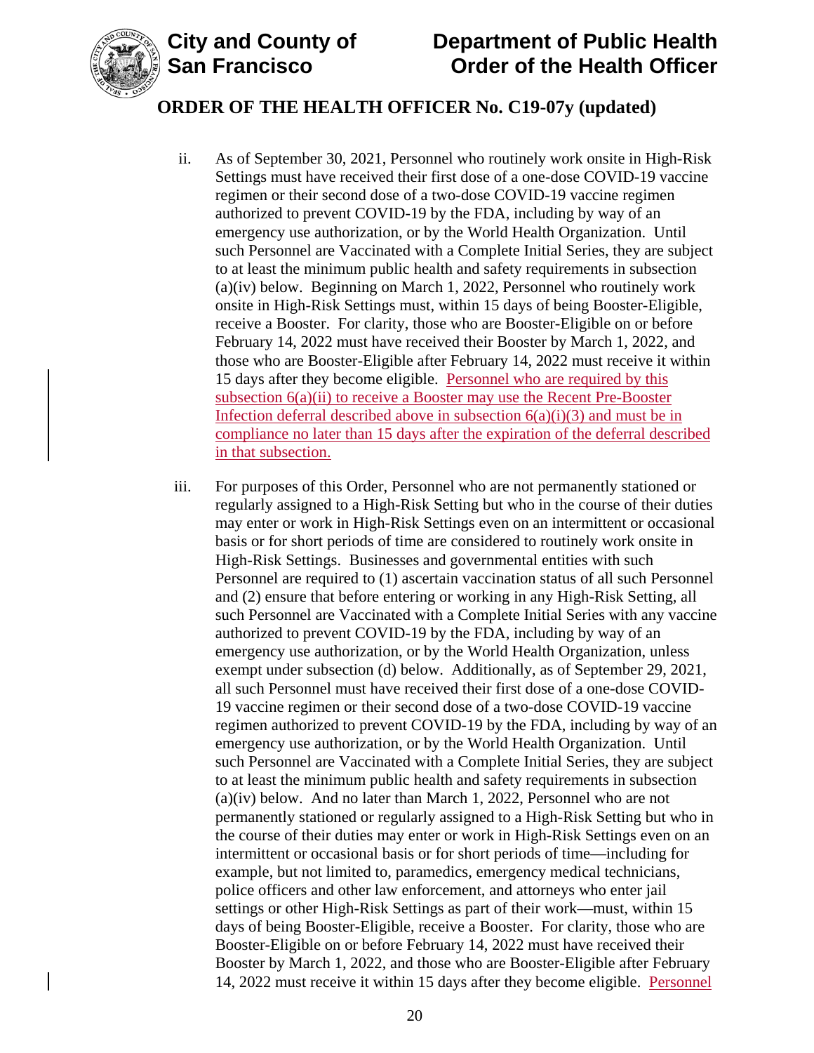ii. As of September 30, 2021, Personnel who routinely work onsite in High-Risk Settings must have received their first dose of a one-dose COVID-19 vaccine regimen or their second dose of a two-dose COVID-19 vaccine regimen authorized to prevent COVID-19 by the FDA, including by way of an emergency use authorization, or by the World Health Organization. Until such Personnel are Vaccinated with a Complete Initial Series, they are subject to at least the minimum public health and safety requirements in subsection (a)(iv) below. Beginning on March 1, 2022, Personnel who routinely work onsite in High-Risk Settings must, within 15 days of being Booster-Eligible, receive a Booster. For clarity, those who are Booster-Eligible on or before February 14, 2022 must have received their Booster by March 1, 2022, and those who are Booster-Eligible after February 14, 2022 must receive it within 15 days after they become eligible. Personnel who are required by this subsection 6(a)(ii) to receive a Booster may use the Recent Pre-Booster Infection deferral described above in subsection 6(a)(i)(3) and must be in compliance no later than 15 days after the expiration of the deferral described in that subsection.

iii. For purposes of this Order, Personnel who are not permanently stationed or regularly assigned to a High-Risk Setting but who in the course of their duties may enter or work in High-Risk Settings even on an intermittent or occasional basis or for short periods of time are considered to routinely work onsite in High-Risk Settings. Businesses and governmental entities with such Personnel are required to (1) ascertain vaccination status of all such Personnel and (2) ensure that before entering or working in any High-Risk Setting, all such Personnel are Vaccinated with a Complete Initial Series with any vaccine authorized to prevent COVID-19 by the FDA, including by way of an emergency use authorization, or by the World Health Organization, unless exempt under subsection (d) below. Additionally, as of September 29, 2021, all such Personnel must have received their first dose of a one-dose COVID-19 vaccine regimen or their second dose of a two-dose COVID-19 vaccine regimen authorized to prevent COVID-19 by the FDA, including by way of an emergency use authorization, or by the World Health Organization. Until such Personnel are Vaccinated with a Complete Initial Series, they are subject to at least the minimum public health and safety requirements in subsection (a)(iv) below. And no later than March 1, 2022, Personnel who are not permanently stationed or regularly assigned to a High-Risk Setting but who in the course of their duties may enter or work in High-Risk Settings even on an intermittent or occasional basis or for short periods of time—including for example, but not limited to, paramedics, emergency medical technicians, police officers and other law enforcement, and attorneys who enter jail settings or other High-Risk Settings as part of their work—must, within 15 days of being Booster-Eligible, receive a Booster. For clarity, those who are Booster-Eligible on or before February 14, 2022 must have received their Booster by March 1, 2022, and those who are Booster-Eligible after February 14, 2022 must receive it within 15 days after they become eligible. Personnel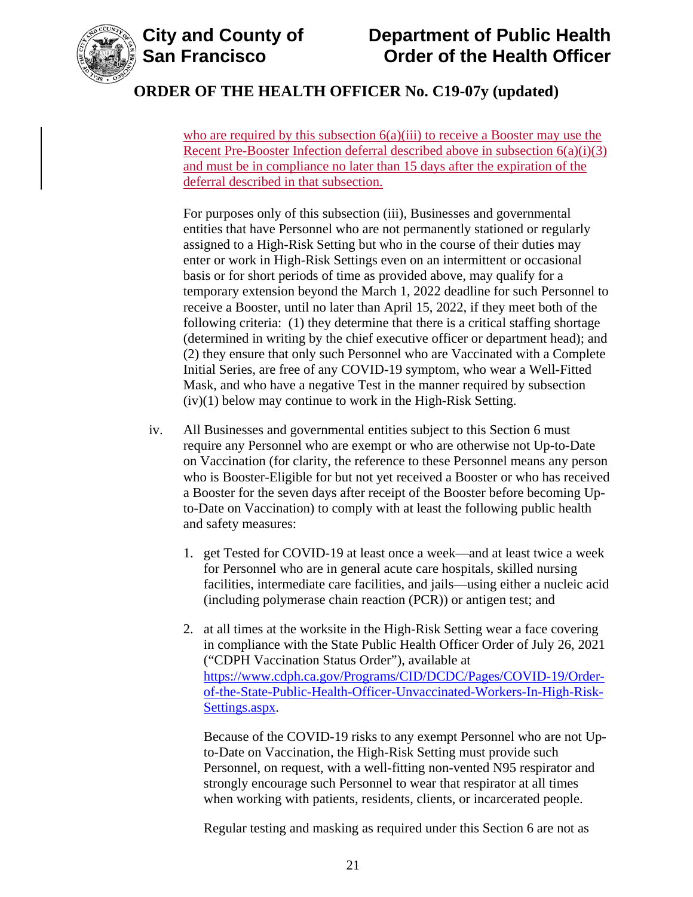who are required by this subsection 6(a)(iii) to receive a Booster may use the Recent Pre-Booster Infection deferral described above in subsection 6(a)(i)(3) and must be in compliance no later than 15 days after the expiration of the deferral described in that subsection.

For purposes only of this subsection (iii), Businesses and governmental entities that have Personnel who are not permanently stationed or regularly assigned to a High-Risk Setting but who in the course of their duties may enter or work in High-Risk Settings even on an intermittent or occasional basis or for short periods of time as provided above, may qualify for a temporary extension beyond the March 1, 2022 deadline for such Personnel to receive a Booster, until no later than April 15, 2022, if they meet both of the following criteria: (1) they determine that there is a critical staffing shortage (determined in writing by the chief executive officer or department head); and (2) they ensure that only such Personnel who are Vaccinated with a Complete Initial Series, are free of any COVID-19 symptom, who wear a Well-Fitted Mask, and who have a negative Test in the manner required by subsection (iv)(1) below may continue to work in the High-Risk Setting.

iv. All Businesses and governmental entities subject to this Section 6 must require any Personnel who are exempt or who are otherwise not Up-to-Date on Vaccination (for clarity, the reference to these Personnel means any person who is Booster-Eligible for but not yet received a Booster or who has received a Booster for the seven days after receipt of the Booster before becoming Up-to-Date on Vaccination) to comply with at least the following public health and safety measures:

1. get Tested for COVID-19 at least once a week—and at least twice a week for Personnel who are in general acute care hospitals, skilled nursing facilities, intermediate care facilities, and jails—using either a nucleic acid (including polymerase chain reaction (PCR)) or antigen test; and

2. at all times at the worksite in the High-Risk Setting wear a face covering in compliance with the State Public Health Officer Order of July 26, 2021 ("CDPH Vaccination Status Order"), available at https://www.cdph.ca.gov/Programs/CID/DCDC/Pages/COVID-19/Order-of-the-State-Public-Health-Officer-Unvaccinated-Workers-In-High-Risk-Settings.aspx.

   Because of the COVID-19 risks to any exempt Personnel who are not Up-to-Date on Vaccination, the High-Risk Setting must provide such Personnel, on request, with a well-fitting non-vented N95 respirator and strongly encourage such Personnel to wear that respirator at all times when working with patients, residents, clients, or incarcerated people.

   Regular testing and masking as required under this Section 6 are not as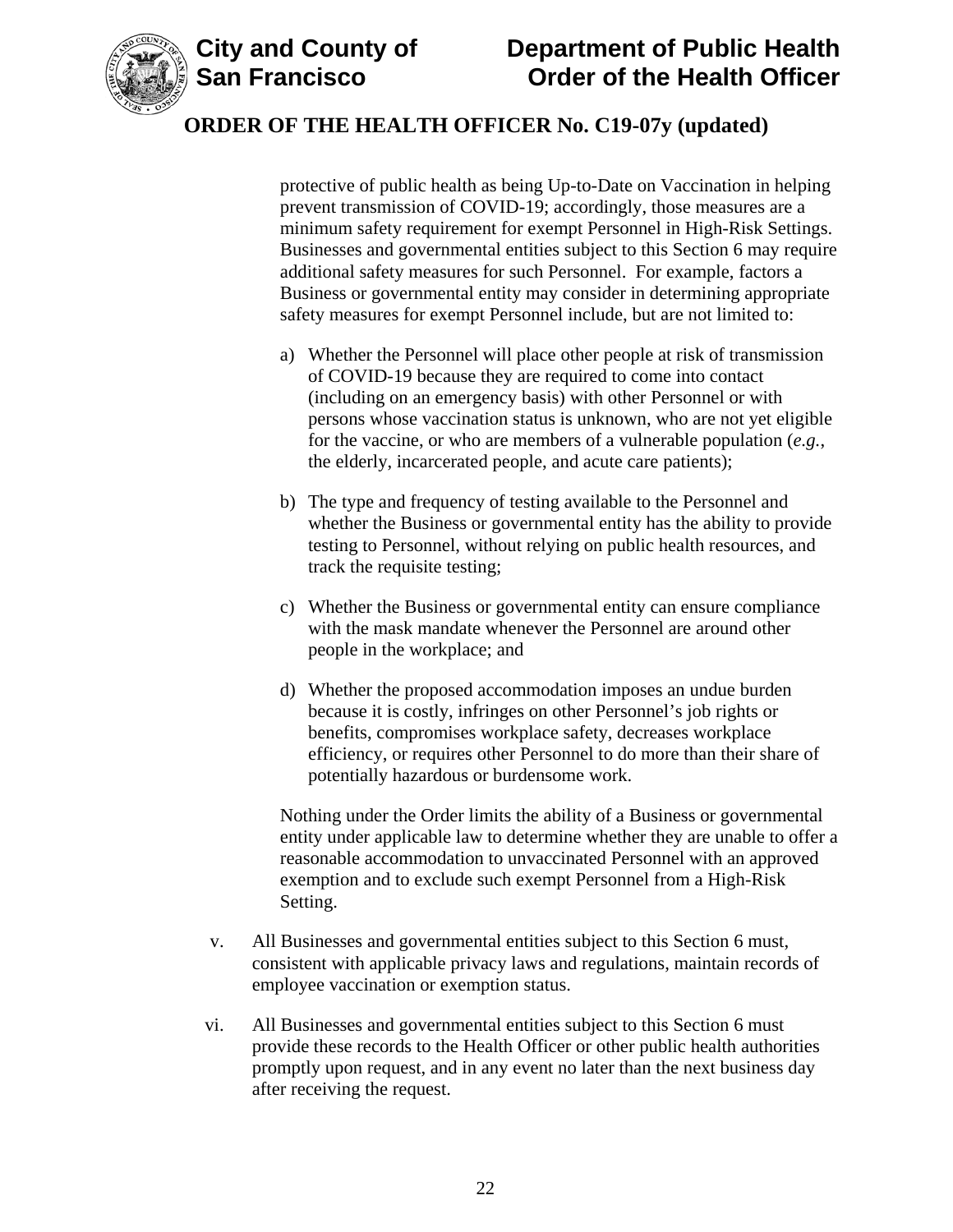protective of public health as being Up-to-Date on Vaccination in helping prevent transmission of COVID-19; accordingly, those measures are a minimum safety requirement for exempt Personnel in High-Risk Settings. Businesses and governmental entities subject to this Section 6 may require additional safety measures for such Personnel. For example, factors a Business or governmental entity may consider in determining appropriate safety measures for exempt Personnel include, but are not limited to:

a) Whether the Personnel will place other people at risk of transmission of COVID-19 because they are required to come into contact (including on an emergency basis) with other Personnel or with persons whose vaccination status is unknown, who are not yet eligible for the vaccine, or who are members of a vulnerable population (*e.g.*, the elderly, incarcerated people, and acute care patients);

b) The type and frequency of testing available to the Personnel and whether the Business or governmental entity has the ability to provide testing to Personnel, without relying on public health resources, and track the requisite testing;

c) Whether the Business or governmental entity can ensure compliance with the mask mandate whenever the Personnel are around other people in the workplace; and

d) Whether the proposed accommodation imposes an undue burden because it is costly, infringes on other Personnel's job rights or benefits, compromises workplace safety, decreases workplace efficiency, or requires other Personnel to do more than their share of potentially hazardous or burdensome work.

Nothing under the Order limits the ability of a Business or governmental entity under applicable law to determine whether they are unable to offer a reasonable accommodation to unvaccinated Personnel with an approved exemption and to exclude such exempt Personnel from a High-Risk Setting.

v. All Businesses and governmental entities subject to this Section 6 must, consistent with applicable privacy laws and regulations, maintain records of employee vaccination or exemption status.

vi. All Businesses and governmental entities subject to this Section 6 must provide these records to the Health Officer or other public health authorities promptly upon request, and in any event no later than the next business day after receiving the request.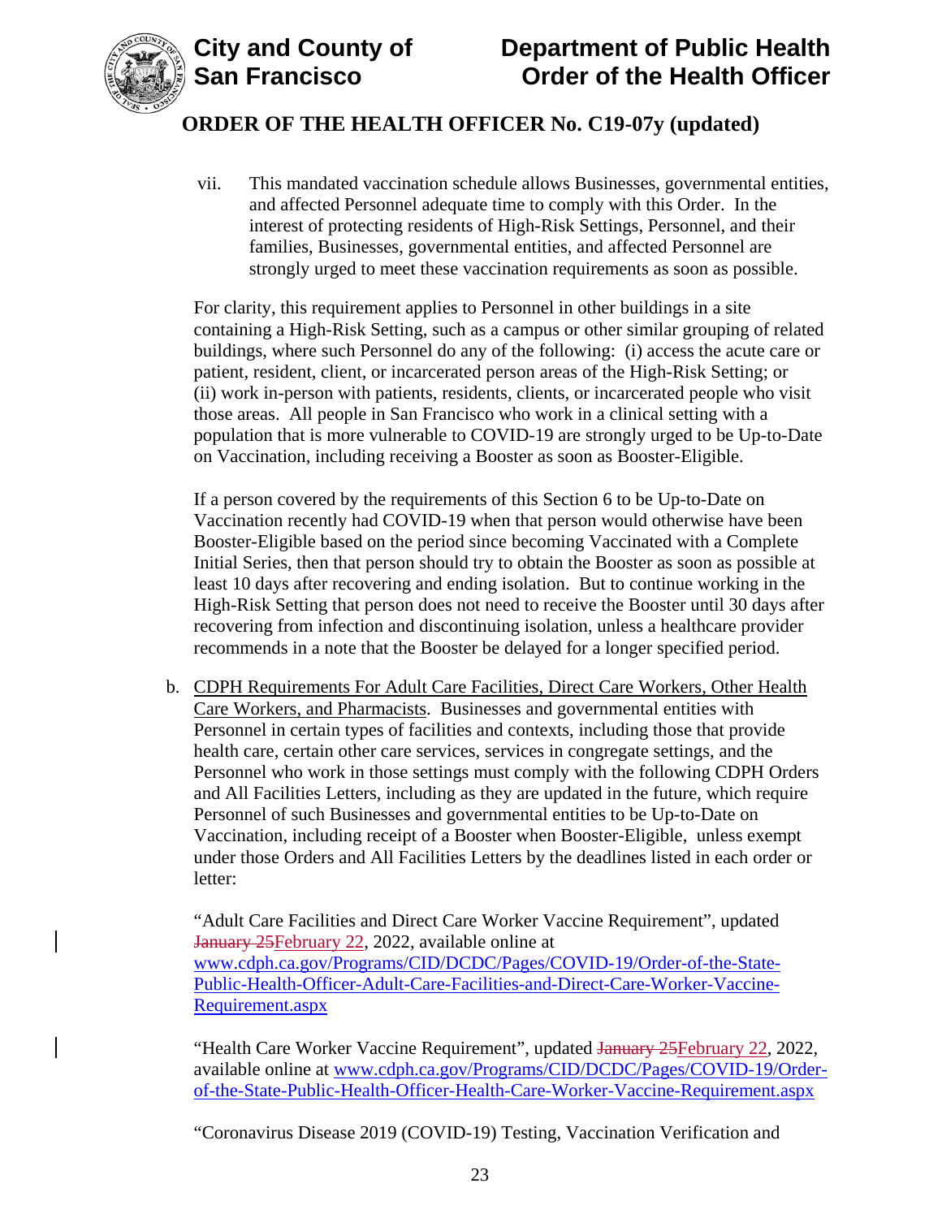vii. This mandated vaccination schedule allows Businesses, governmental entities, and affected Personnel adequate time to comply with this Order. In the interest of protecting residents of High-Risk Settings, Personnel, and their families, Businesses, governmental entities, and affected Personnel are strongly urged to meet these vaccination requirements as soon as possible.

For clarity, this requirement applies to Personnel in other buildings in a site containing a High-Risk Setting, such as a campus or other similar grouping of related buildings, where such Personnel do any of the following: (i) access the acute care or patient, resident, client, or incarcerated person areas of the High-Risk Setting; or (ii) work in-person with patients, residents, clients, or incarcerated people who visit those areas. All people in San Francisco who work in a clinical setting with a population that is more vulnerable to COVID-19 are strongly urged to be Up-to-Date on Vaccination, including receiving a Booster as soon as Booster-Eligible.

If a person covered by the requirements of this Section 6 to be Up-to-Date on Vaccination recently had COVID-19 when that person would otherwise have been Booster-Eligible based on the period since becoming Vaccinated with a Complete Initial Series, then that person should try to obtain the Booster as soon as possible at least 10 days after recovering and ending isolation. But to continue working in the High-Risk Setting that person does not need to receive the Booster until 30 days after recovering from infection and discontinuing isolation, unless a healthcare provider recommends in a note that the Booster be delayed for a longer specified period.

b. CDPH Requirements For Adult Care Facilities, Direct Care Workers, Other Health Care Workers, and Pharmacists. Businesses and governmental entities with Personnel in certain types of facilities and contexts, including those that provide health care, certain other care services, services in congregate settings, and the Personnel who work in those settings must comply with the following CDPH Orders and All Facilities Letters, including as they are updated in the future, which require Personnel of such Businesses and governmental entities to be Up-to-Date on Vaccination, including receipt of a Booster when Booster-Eligible, unless exempt under those Orders and All Facilities Letters by the deadlines listed in each order or letter:

"Adult Care Facilities and Direct Care Worker Vaccine Requirement", updated ~~January 25~~February 22, 2022, available online at www.cdph.ca.gov/Programs/CID/DCDC/Pages/COVID-19/Order-of-the-State-Public-Health-Officer-Adult-Care-Facilities-and-Direct-Care-Worker-Vaccine-Requirement.aspx

"Health Care Worker Vaccine Requirement", updated ~~January 25~~February 22, 2022, available online at www.cdph.ca.gov/Programs/CID/DCDC/Pages/COVID-19/Order-of-the-State-Public-Health-Officer-Health-Care-Worker-Vaccine-Requirement.aspx

"Coronavirus Disease 2019 (COVID-19) Testing, Vaccination Verification and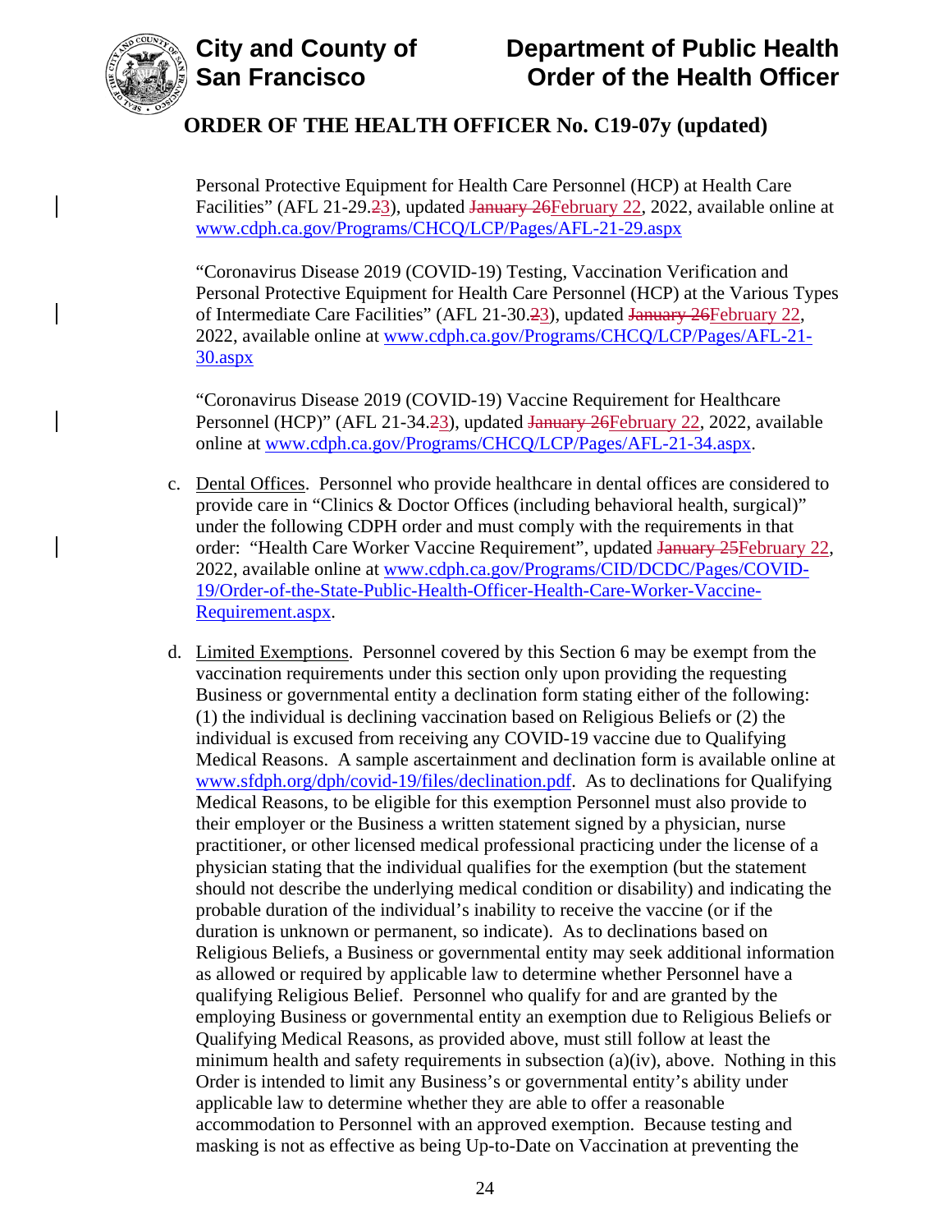Personal Protective Equipment for Health Care Personnel (HCP) at Health Care Facilities" (AFL 21-29.~~2~~3), updated ~~January 26~~February 22, 2022, available online at [www.cdph.ca.gov/Programs/CHCQ/LCP/Pages/AFL-21-29.aspx](http://www.cdph.ca.gov/Programs/CHCQ/LCP/Pages/AFL-21-29.aspx)

"Coronavirus Disease 2019 (COVID-19) Testing, Vaccination Verification and Personal Protective Equipment for Health Care Personnel (HCP) at the Various Types of Intermediate Care Facilities" (AFL 21-30.~~2~~3), updated ~~January 26~~February 22, 2022, available online at [www.cdph.ca.gov/Programs/CHCQ/LCP/Pages/AFL-21-30.aspx](http://www.cdph.ca.gov/Programs/CHCQ/LCP/Pages/AFL-21-30.aspx)

"Coronavirus Disease 2019 (COVID-19) Vaccine Requirement for Healthcare Personnel (HCP)" (AFL 21-34.~~2~~3), updated ~~January 26~~February 22, 2022, available online at [www.cdph.ca.gov/Programs/CHCQ/LCP/Pages/AFL-21-34.aspx](http://www.cdph.ca.gov/Programs/CHCQ/LCP/Pages/AFL-21-34.aspx).

c. Dental Offices. Personnel who provide healthcare in dental offices are considered to provide care in "Clinics & Doctor Offices (including behavioral health, surgical)" under the following CDPH order and must comply with the requirements in that order: "Health Care Worker Vaccine Requirement", updated ~~January 25~~February 22, 2022, available online at [www.cdph.ca.gov/Programs/CID/DCDC/Pages/COVID-19/Order-of-the-State-Public-Health-Officer-Health-Care-Worker-Vaccine-Requirement.aspx](http://www.cdph.ca.gov/Programs/CID/DCDC/Pages/COVID-19/Order-of-the-State-Public-Health-Officer-Health-Care-Worker-Vaccine-Requirement.aspx).

d. Limited Exemptions. Personnel covered by this Section 6 may be exempt from the vaccination requirements under this section only upon providing the requesting Business or governmental entity a declination form stating either of the following: (1) the individual is declining vaccination based on Religious Beliefs or (2) the individual is excused from receiving any COVID-19 vaccine due to Qualifying Medical Reasons. A sample ascertainment and declination form is available online at [www.sfdph.org/dph/covid-19/files/declination.pdf](http://www.sfdph.org/dph/covid-19/files/declination.pdf). As to declinations for Qualifying Medical Reasons, to be eligible for this exemption Personnel must also provide to their employer or the Business a written statement signed by a physician, nurse practitioner, or other licensed medical professional practicing under the license of a physician stating that the individual qualifies for the exemption (but the statement should not describe the underlying medical condition or disability) and indicating the probable duration of the individual's inability to receive the vaccine (or if the duration is unknown or permanent, so indicate). As to declinations based on Religious Beliefs, a Business or governmental entity may seek additional information as allowed or required by applicable law to determine whether Personnel have a qualifying Religious Belief. Personnel who qualify for and are granted by the employing Business or governmental entity an exemption due to Religious Beliefs or Qualifying Medical Reasons, as provided above, must still follow at least the minimum health and safety requirements in subsection (a)(iv), above. Nothing in this Order is intended to limit any Business's or governmental entity's ability under applicable law to determine whether they are able to offer a reasonable accommodation to Personnel with an approved exemption. Because testing and masking is not as effective as being Up-to-Date on Vaccination at preventing the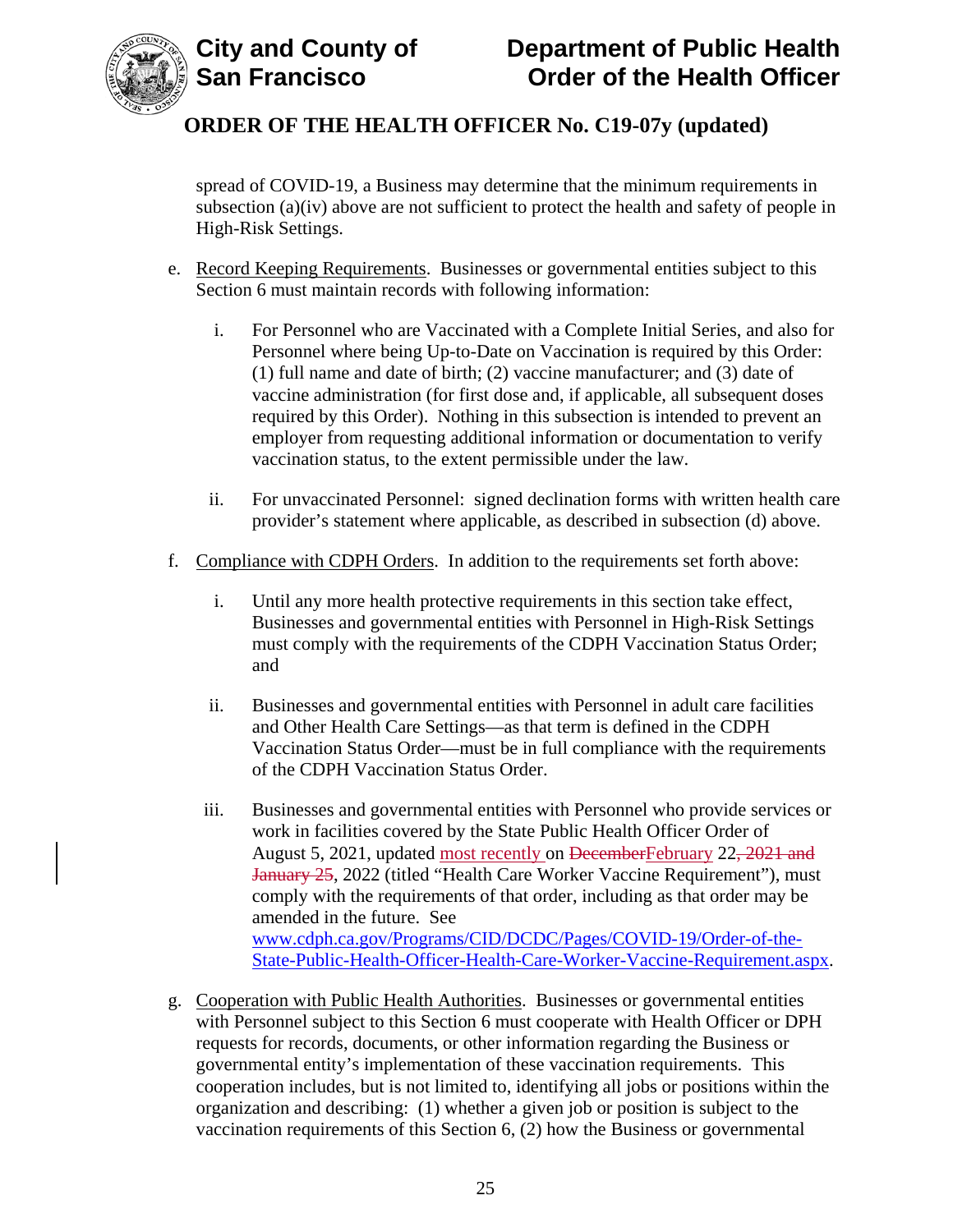spread of COVID-19, a Business may determine that the minimum requirements in subsection (a)(iv) above are not sufficient to protect the health and safety of people in High-Risk Settings.

e. Record Keeping Requirements. Businesses or governmental entities subject to this Section 6 must maintain records with following information:

   i. For Personnel who are Vaccinated with a Complete Initial Series, and also for Personnel where being Up-to-Date on Vaccination is required by this Order: (1) full name and date of birth; (2) vaccine manufacturer; and (3) date of vaccine administration (for first dose and, if applicable, all subsequent doses required by this Order). Nothing in this subsection is intended to prevent an employer from requesting additional information or documentation to verify vaccination status, to the extent permissible under the law.

   ii. For unvaccinated Personnel: signed declination forms with written health care provider's statement where applicable, as described in subsection (d) above.

f. Compliance with CDPH Orders. In addition to the requirements set forth above:

   i. Until any more health protective requirements in this section take effect, Businesses and governmental entities with Personnel in High-Risk Settings must comply with the requirements of the CDPH Vaccination Status Order; and

   ii. Businesses and governmental entities with Personnel in adult care facilities and Other Health Care Settings—as that term is defined in the CDPH Vaccination Status Order—must be in full compliance with the requirements of the CDPH Vaccination Status Order.

   iii. Businesses and governmental entities with Personnel who provide services or work in facilities covered by the State Public Health Officer Order of August 5, 2021, updated most recently on ~~December~~February 22~~, 2021 and January 25~~, 2022 (titled "Health Care Worker Vaccine Requirement"), must comply with the requirements of that order, including as that order may be amended in the future. See www.cdph.ca.gov/Programs/CID/DCDC/Pages/COVID-19/Order-of-the-State-Public-Health-Officer-Health-Care-Worker-Vaccine-Requirement.aspx.

g. Cooperation with Public Health Authorities. Businesses or governmental entities with Personnel subject to this Section 6 must cooperate with Health Officer or DPH requests for records, documents, or other information regarding the Business or governmental entity's implementation of these vaccination requirements. This cooperation includes, but is not limited to, identifying all jobs or positions within the organization and describing: (1) whether a given job or position is subject to the vaccination requirements of this Section 6, (2) how the Business or governmental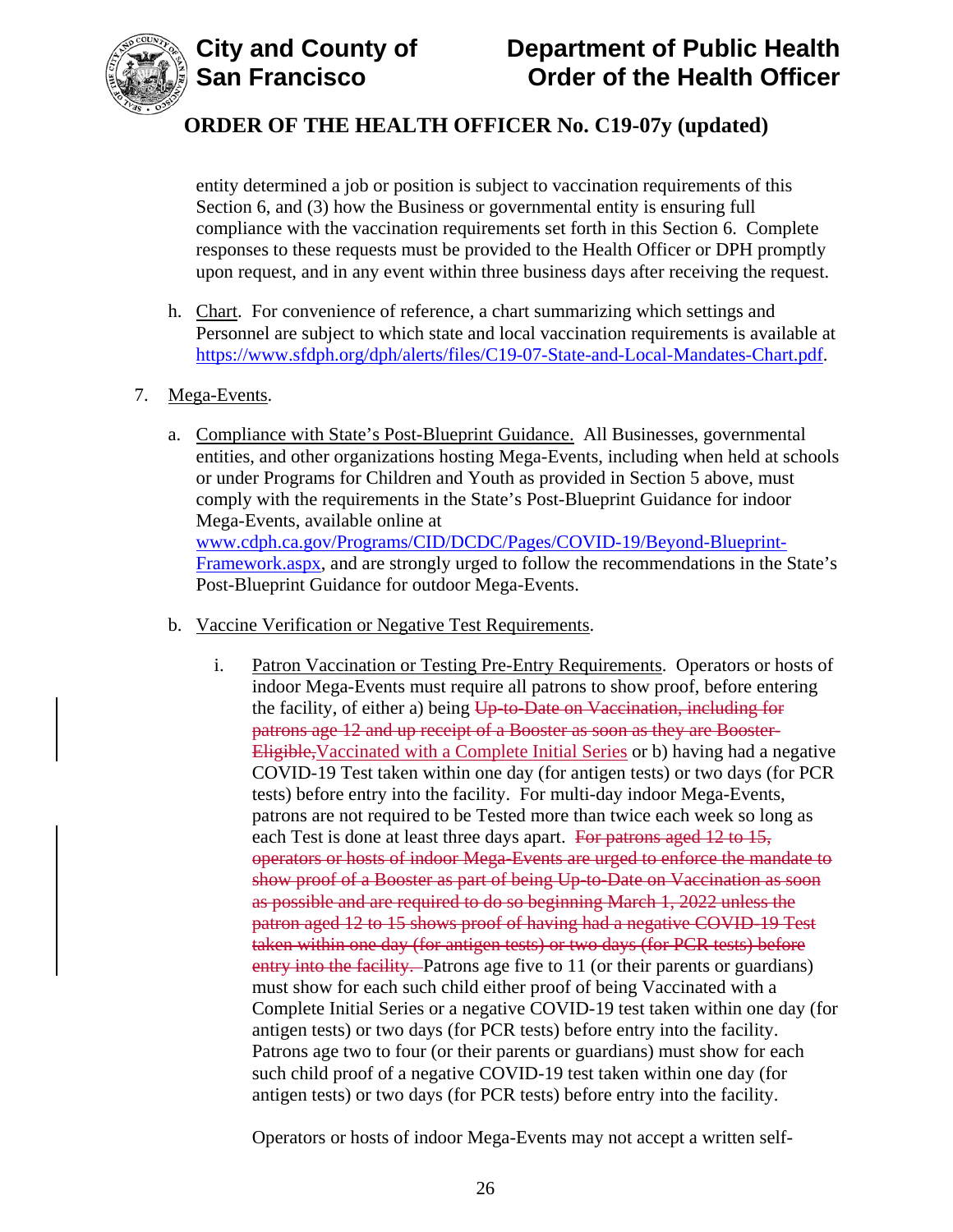entity determined a job or position is subject to vaccination requirements of this Section 6, and (3) how the Business or governmental entity is ensuring full compliance with the vaccination requirements set forth in this Section 6. Complete responses to these requests must be provided to the Health Officer or DPH promptly upon request, and in any event within three business days after receiving the request.

h. Chart. For convenience of reference, a chart summarizing which settings and Personnel are subject to which state and local vaccination requirements is available at https://www.sfdph.org/dph/alerts/files/C19-07-State-and-Local-Mandates-Chart.pdf.

7. Mega-Events.

   a. Compliance with State's Post-Blueprint Guidance. All Businesses, governmental entities, and other organizations hosting Mega-Events, including when held at schools or under Programs for Children and Youth as provided in Section 5 above, must comply with the requirements in the State's Post-Blueprint Guidance for indoor Mega-Events, available online at www.cdph.ca.gov/Programs/CID/DCDC/Pages/COVID-19/Beyond-Blueprint-Framework.aspx, and are strongly urged to follow the recommendations in the State's Post-Blueprint Guidance for outdoor Mega-Events.

   b. Vaccine Verification or Negative Test Requirements.

      i. Patron Vaccination or Testing Pre-Entry Requirements. Operators or hosts of indoor Mega-Events must require all patrons to show proof, before entering the facility, of either a) being ~~Up-to-Date on Vaccination, including for patrons age 12 and up receipt of a Booster as soon as they are Booster-Eligible,~~Vaccinated with a Complete Initial Series or b) having had a negative COVID-19 Test taken within one day (for antigen tests) or two days (for PCR tests) before entry into the facility. For multi-day indoor Mega-Events, patrons are not required to be Tested more than twice each week so long as each Test is done at least three days apart. ~~For patrons aged 12 to 15, operators or hosts of indoor Mega-Events are urged to enforce the mandate to show proof of a Booster as part of being Up-to-Date on Vaccination as soon as possible and are required to do so beginning March 1, 2022 unless the patron aged 12 to 15 shows proof of having had a negative COVID-19 Test taken within one day (for antigen tests) or two days (for PCR tests) before entry into the facility.~~ Patrons age five to 11 (or their parents or guardians) must show for each such child either proof of being Vaccinated with a Complete Initial Series or a negative COVID-19 test taken within one day (for antigen tests) or two days (for PCR tests) before entry into the facility. Patrons age two to four (or their parents or guardians) must show for each such child proof of a negative COVID-19 test taken within one day (for antigen tests) or two days (for PCR tests) before entry into the facility.

      Operators or hosts of indoor Mega-Events may not accept a written self-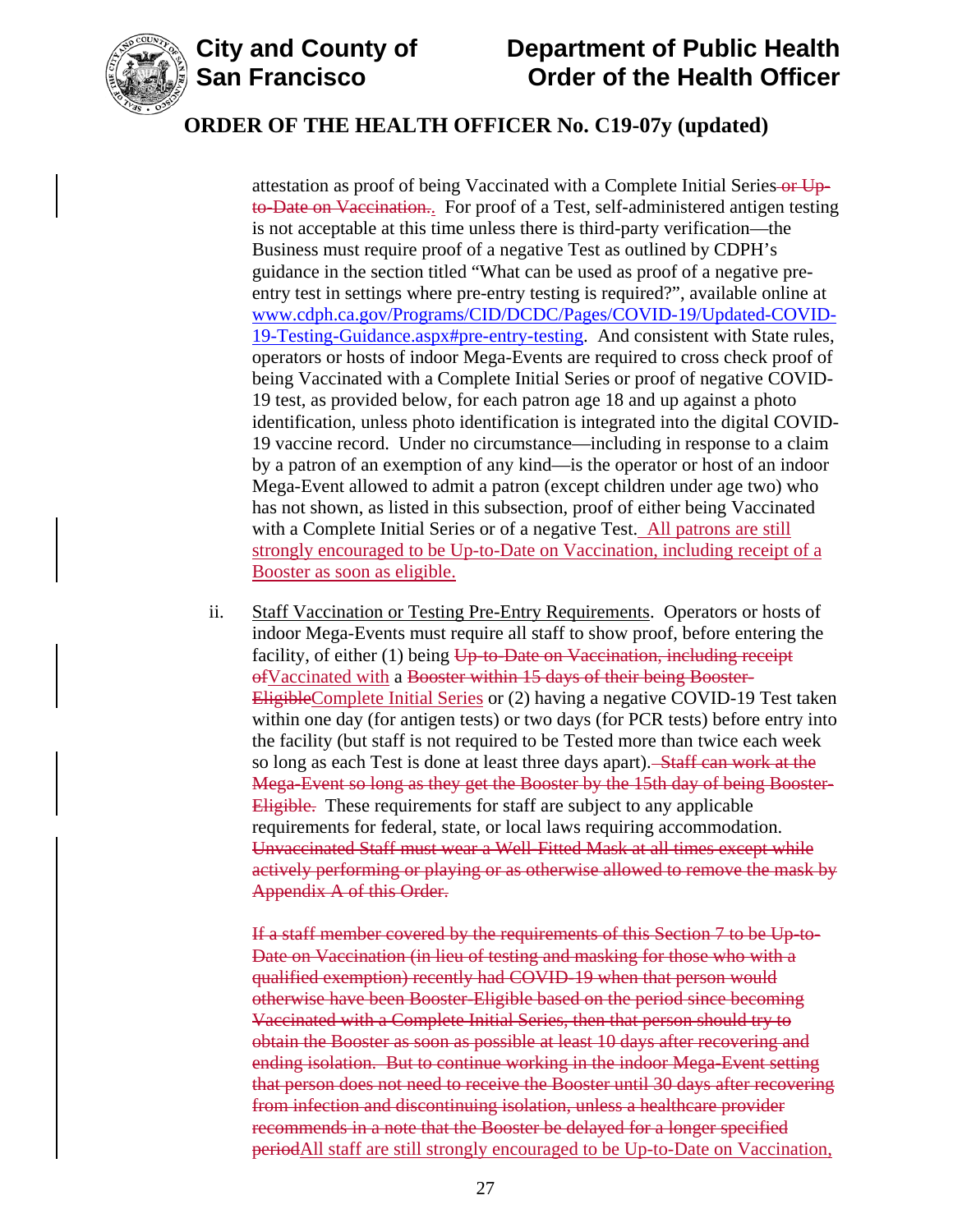attestation as proof of being Vaccinated with a Complete Initial Series ~~or Up-to-Date on Vaccination.~~. For proof of a Test, self-administered antigen testing is not acceptable at this time unless there is third-party verification—the Business must require proof of a negative Test as outlined by CDPH's guidance in the section titled "What can be used as proof of a negative pre-entry test in settings where pre-entry testing is required?", available online at [www.cdph.ca.gov/Programs/CID/DCDC/Pages/COVID-19/Updated-COVID-19-Testing-Guidance.aspx#pre-entry-testing](www.cdph.ca.gov/Programs/CID/DCDC/Pages/COVID-19/Updated-COVID-19-Testing-Guidance.aspx#pre-entry-testing). And consistent with State rules, operators or hosts of indoor Mega-Events are required to cross check proof of being Vaccinated with a Complete Initial Series or proof of negative COVID-19 test, as provided below, for each patron age 18 and up against a photo identification, unless photo identification is integrated into the digital COVID-19 vaccine record. Under no circumstance—including in response to a claim by a patron of an exemption of any kind—is the operator or host of an indoor Mega-Event allowed to admit a patron (except children under age two) who has not shown, as listed in this subsection, proof of either being Vaccinated with a Complete Initial Series or of a negative Test. All patrons are still strongly encouraged to be Up-to-Date on Vaccination, including receipt of a Booster as soon as eligible.

ii. Staff Vaccination or Testing Pre-Entry Requirements. Operators or hosts of indoor Mega-Events must require all staff to show proof, before entering the facility, of either (1) being ~~Up-to-Date on Vaccination, including receipt of~~Vaccinated with a ~~Booster within 15 days of their being Booster-Eligible~~Complete Initial Series or (2) having a negative COVID-19 Test taken within one day (for antigen tests) or two days (for PCR tests) before entry into the facility (but staff is not required to be Tested more than twice each week so long as each Test is done at least three days apart). ~~Staff can work at the Mega-Event so long as they get the Booster by the 15th day of being Booster-Eligible.~~ These requirements for staff are subject to any applicable requirements for federal, state, or local laws requiring accommodation. ~~Unvaccinated Staff must wear a Well-Fitted Mask at all times except while actively performing or playing or as otherwise allowed to remove the mask by Appendix A of this Order.~~

~~If a staff member covered by the requirements of this Section 7 to be Up-to-Date on Vaccination (in lieu of testing and masking for those who with a qualified exemption) recently had COVID-19 when that person would otherwise have been Booster-Eligible based on the period since becoming Vaccinated with a Complete Initial Series, then that person should try to obtain the Booster as soon as possible at least 10 days after recovering and ending isolation. But to continue working in the indoor Mega-Event setting that person does not need to receive the Booster until 30 days after recovering from infection and discontinuing isolation, unless a healthcare provider recommends in a note that the Booster be delayed for a longer specified period~~All staff are still strongly encouraged to be Up-to-Date on Vaccination,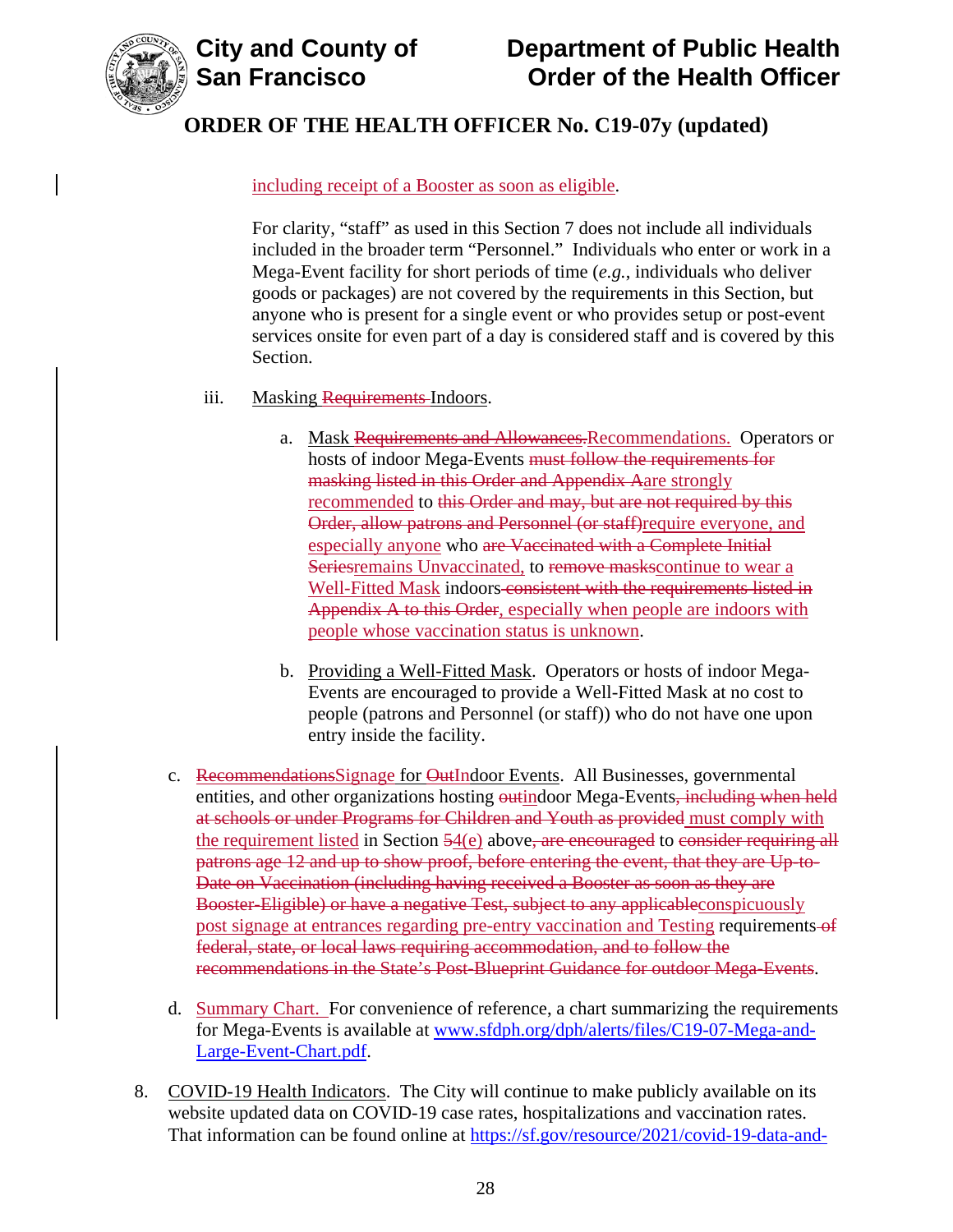including receipt of a Booster as soon as eligible.

For clarity, "staff" as used in this Section 7 does not include all individuals included in the broader term "Personnel." Individuals who enter or work in a Mega-Event facility for short periods of time (*e.g.*, individuals who deliver goods or packages) are not covered by the requirements in this Section, but anyone who is present for a single event or who provides setup or post-event services onsite for even part of a day is considered staff and is covered by this Section.

iii. Masking ~~Requirements~~ Indoors.

a. Mask ~~Requirements and Allowances.~~Recommendations. Operators or hosts of indoor Mega-Events ~~must follow the requirements for masking listed in this Order and Appendix A~~are strongly recommended to ~~this Order and may, but are not required by this Order, allow patrons and Personnel (or staff)~~require everyone, and especially anyone who ~~are Vaccinated with a Complete Initial Series~~remains Unvaccinated, to ~~remove masks~~continue to wear a Well-Fitted Mask indoors ~~consistent with the requirements listed in Appendix A to this Order~~, especially when people are indoors with people whose vaccination status is unknown.

b. Providing a Well-Fitted Mask. Operators or hosts of indoor Mega-Events are encouraged to provide a Well-Fitted Mask at no cost to people (patrons and Personnel (or staff)) who do not have one upon entry inside the facility.

c. ~~Recommendations~~Signage for ~~Out~~Indoor Events. All Businesses, governmental entities, and other organizations hosting ~~out~~indoor Mega-Events~~, including when held at schools or under Programs for Children and Youth as provided~~ must comply with the requirement listed in Section ~~5~~4(e) above~~, are encouraged~~ to ~~consider requiring all patrons age 12 and up to show proof, before entering the event, that they are Up-to-Date on Vaccination (including having received a Booster as soon as they are Booster-Eligible) or have a negative Test, subject to any applicable~~conspicuously post signage at entrances regarding pre-entry vaccination and Testing requirements ~~of federal, state, or local laws requiring accommodation, and to follow the recommendations in the State's Post-Blueprint Guidance for outdoor Mega-Events~~.

d. Summary Chart. For convenience of reference, a chart summarizing the requirements for Mega-Events is available at www.sfdph.org/dph/alerts/files/C19-07-Mega-and-Large-Event-Chart.pdf.

8. COVID-19 Health Indicators. The City will continue to make publicly available on its website updated data on COVID-19 case rates, hospitalizations and vaccination rates. That information can be found online at https://sf.gov/resource/2021/covid-19-data-and-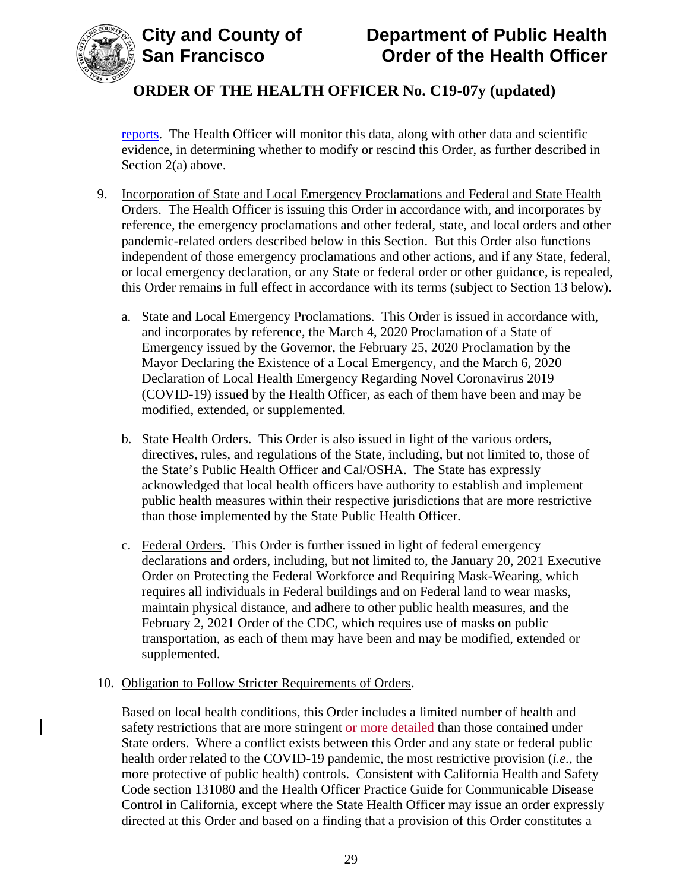reports. The Health Officer will monitor this data, along with other data and scientific evidence, in determining whether to modify or rescind this Order, as further described in Section 2(a) above.

9. Incorporation of State and Local Emergency Proclamations and Federal and State Health Orders. The Health Officer is issuing this Order in accordance with, and incorporates by reference, the emergency proclamations and other federal, state, and local orders and other pandemic-related orders described below in this Section. But this Order also functions independent of those emergency proclamations and other actions, and if any State, federal, or local emergency declaration, or any State or federal order or other guidance, is repealed, this Order remains in full effect in accordance with its terms (subject to Section 13 below).

   a. State and Local Emergency Proclamations. This Order is issued in accordance with, and incorporates by reference, the March 4, 2020 Proclamation of a State of Emergency issued by the Governor, the February 25, 2020 Proclamation by the Mayor Declaring the Existence of a Local Emergency, and the March 6, 2020 Declaration of Local Health Emergency Regarding Novel Coronavirus 2019 (COVID-19) issued by the Health Officer, as each of them have been and may be modified, extended, or supplemented.

   b. State Health Orders. This Order is also issued in light of the various orders, directives, rules, and regulations of the State, including, but not limited to, those of the State's Public Health Officer and Cal/OSHA. The State has expressly acknowledged that local health officers have authority to establish and implement public health measures within their respective jurisdictions that are more restrictive than those implemented by the State Public Health Officer.

   c. Federal Orders. This Order is further issued in light of federal emergency declarations and orders, including, but not limited to, the January 20, 2021 Executive Order on Protecting the Federal Workforce and Requiring Mask-Wearing, which requires all individuals in Federal buildings and on Federal land to wear masks, maintain physical distance, and adhere to other public health measures, and the February 2, 2021 Order of the CDC, which requires use of masks on public transportation, as each of them may have been and may be modified, extended or supplemented.

10. Obligation to Follow Stricter Requirements of Orders.

    Based on local health conditions, this Order includes a limited number of health and safety restrictions that are more stringent or more detailed than those contained under State orders. Where a conflict exists between this Order and any state or federal public health order related to the COVID-19 pandemic, the most restrictive provision (*i.e.*, the more protective of public health) controls. Consistent with California Health and Safety Code section 131080 and the Health Officer Practice Guide for Communicable Disease Control in California, except where the State Health Officer may issue an order expressly directed at this Order and based on a finding that a provision of this Order constitutes a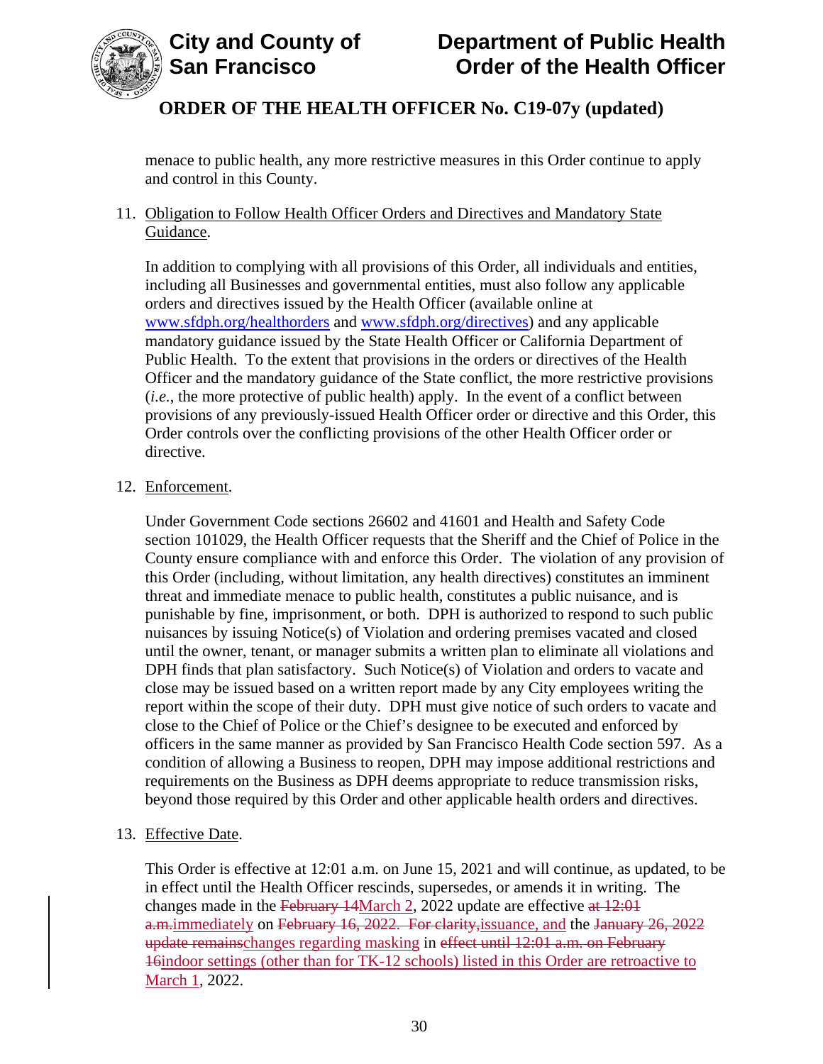menace to public health, any more restrictive measures in this Order continue to apply and control in this County.

11. Obligation to Follow Health Officer Orders and Directives and Mandatory State Guidance.

    In addition to complying with all provisions of this Order, all individuals and entities, including all Businesses and governmental entities, must also follow any applicable orders and directives issued by the Health Officer (available online at www.sfdph.org/healthorders and www.sfdph.org/directives) and any applicable mandatory guidance issued by the State Health Officer or California Department of Public Health. To the extent that provisions in the orders or directives of the Health Officer and the mandatory guidance of the State conflict, the more restrictive provisions (*i.e.*, the more protective of public health) apply. In the event of a conflict between provisions of any previously-issued Health Officer order or directive and this Order, this Order controls over the conflicting provisions of the other Health Officer order or directive.

12. Enforcement.

    Under Government Code sections 26602 and 41601 and Health and Safety Code section 101029, the Health Officer requests that the Sheriff and the Chief of Police in the County ensure compliance with and enforce this Order. The violation of any provision of this Order (including, without limitation, any health directives) constitutes an imminent threat and immediate menace to public health, constitutes a public nuisance, and is punishable by fine, imprisonment, or both. DPH is authorized to respond to such public nuisances by issuing Notice(s) of Violation and ordering premises vacated and closed until the owner, tenant, or manager submits a written plan to eliminate all violations and DPH finds that plan satisfactory. Such Notice(s) of Violation and orders to vacate and close may be issued based on a written report made by any City employees writing the report within the scope of their duty. DPH must give notice of such orders to vacate and close to the Chief of Police or the Chief's designee to be executed and enforced by officers in the same manner as provided by San Francisco Health Code section 597. As a condition of allowing a Business to reopen, DPH may impose additional restrictions and requirements on the Business as DPH deems appropriate to reduce transmission risks, beyond those required by this Order and other applicable health orders and directives.

13. Effective Date.

    This Order is effective at 12:01 a.m. on June 15, 2021 and will continue, as updated, to be in effect until the Health Officer rescinds, supersedes, or amends it in writing. The changes made in the ~~February 14~~March 2, 2022 update are effective ~~at 12:01 a.m.~~immediately on ~~February 16, 2022. For clarity,~~issuance, and the ~~January 26, 2022 update remains~~changes regarding masking in ~~effect until 12:01 a.m. on February 16~~indoor settings (other than for TK-12 schools) listed in this Order are retroactive to March 1, 2022.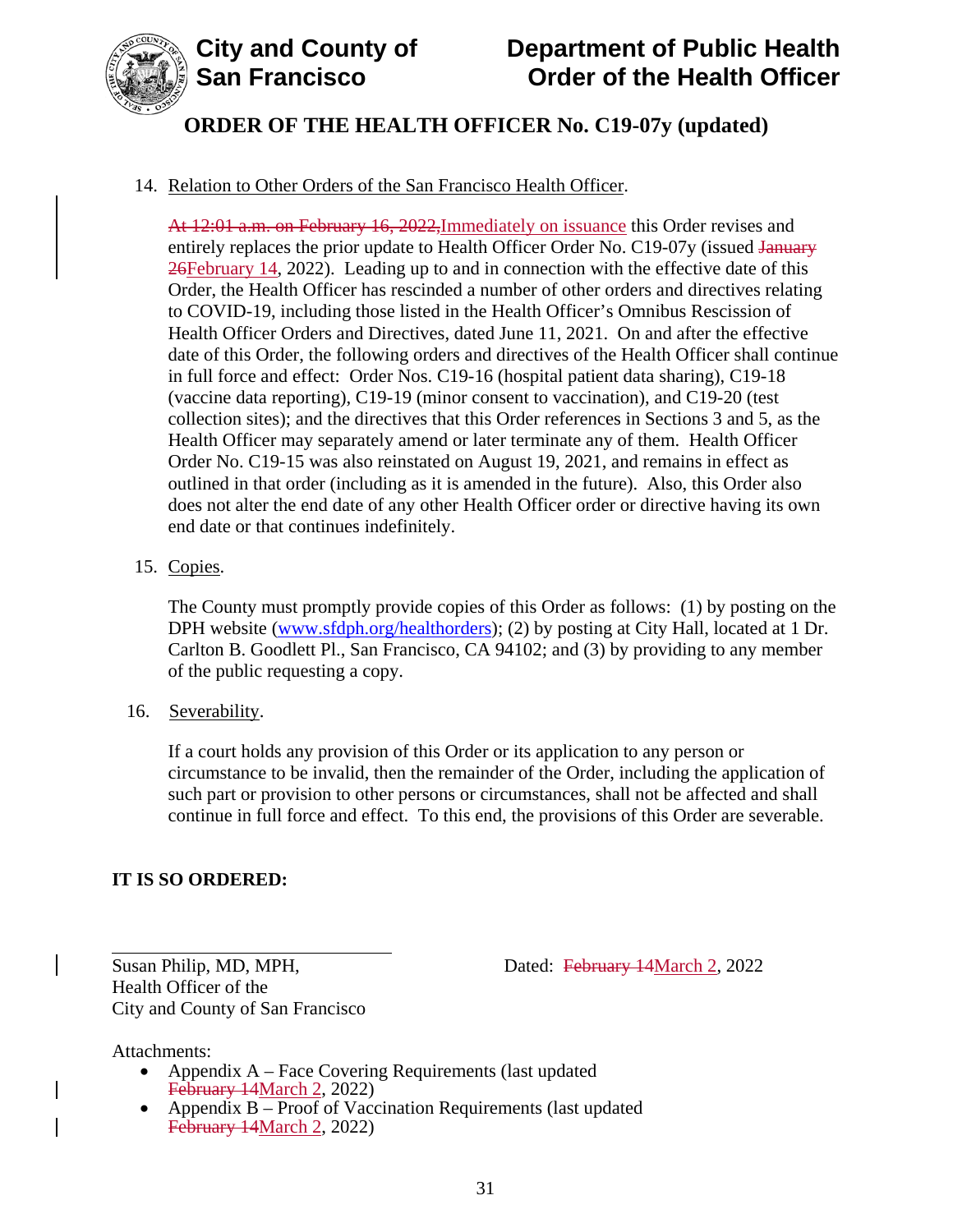14. Relation to Other Orders of the San Francisco Health Officer.

    ~~At 12:01 a.m. on February 16, 2022,~~Immediately on issuance this Order revises and entirely replaces the prior update to Health Officer Order No. C19-07y (issued ~~January 26~~February 14, 2022). Leading up to and in connection with the effective date of this Order, the Health Officer has rescinded a number of other orders and directives relating to COVID-19, including those listed in the Health Officer's Omnibus Rescission of Health Officer Orders and Directives, dated June 11, 2021. On and after the effective date of this Order, the following orders and directives of the Health Officer shall continue in full force and effect: Order Nos. C19-16 (hospital patient data sharing), C19-18 (vaccine data reporting), C19-19 (minor consent to vaccination), and C19-20 (test collection sites); and the directives that this Order references in Sections 3 and 5, as the Health Officer may separately amend or later terminate any of them. Health Officer Order No. C19-15 was also reinstated on August 19, 2021, and remains in effect as outlined in that order (including as it is amended in the future). Also, this Order also does not alter the end date of any other Health Officer order or directive having its own end date or that continues indefinitely.

15. Copies.

    The County must promptly provide copies of this Order as follows: (1) by posting on the DPH website (www.sfdph.org/healthorders); (2) by posting at City Hall, located at 1 Dr. Carlton B. Goodlett Pl., San Francisco, CA 94102; and (3) by providing to any member of the public requesting a copy.

16. Severability.

    If a court holds any provision of this Order or its application to any person or circumstance to be invalid, then the remainder of the Order, including the application of such part or provision to other persons or circumstances, shall not be affected and shall continue in full force and effect. To this end, the provisions of this Order are severable.

**IT IS SO ORDERED:**

_______________________________

Susan Philip, MD, MPH,
Health Officer of the
City and County of San Francisco

Dated: ~~February 14~~March 2, 2022

Attachments:

- Appendix A – Face Covering Requirements (last updated ~~February 14~~March 2, 2022)
- Appendix B – Proof of Vaccination Requirements (last updated ~~February 14~~March 2, 2022)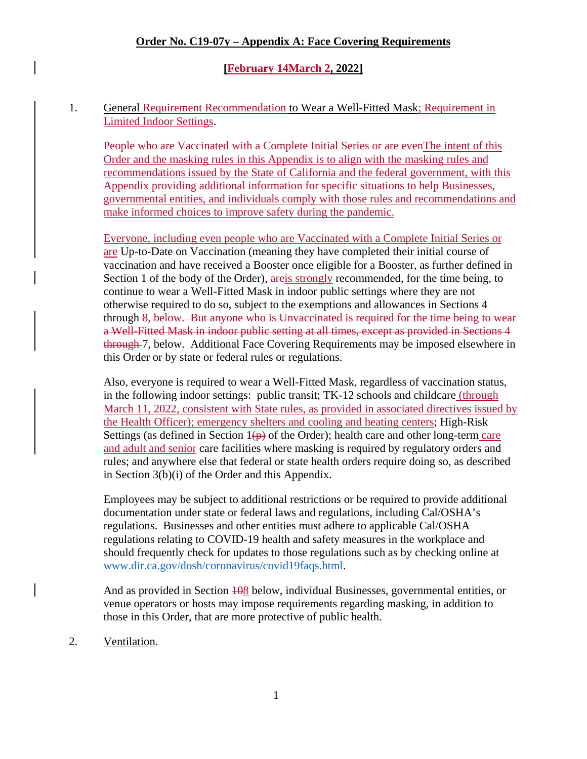**Order No. C19-07y – Appendix A: Face Covering Requirements**

**[~~February 14~~March 2, 2022]**

1. General ~~Requirement~~ Recommendation to Wear a Well-Fitted Mask; Requirement in Limited Indoor Settings.

   ~~People who are Vaccinated with a Complete Initial Series or are even~~The intent of this Order and the masking rules in this Appendix is to align with the masking rules and recommendations issued by the State of California and the federal government, with this Appendix providing additional information for specific situations to help Businesses, governmental entities, and individuals comply with those rules and recommendations and make informed choices to improve safety during the pandemic.

   Everyone, including even people who are Vaccinated with a Complete Initial Series or are Up-to-Date on Vaccination (meaning they have completed their initial course of vaccination and have received a Booster once eligible for a Booster, as further defined in Section 1 of the body of the Order), ~~are~~is strongly recommended, for the time being, to continue to wear a Well-Fitted Mask in indoor public settings where they are not otherwise required to do so, subject to the exemptions and allowances in Sections 4 through ~~8, below. But anyone who is Unvaccinated is required for the time being to wear a Well-Fitted Mask in indoor public setting at all times, except as provided in Sections 4 through~~ 7, below. Additional Face Covering Requirements may be imposed elsewhere in this Order or by state or federal rules or regulations.

   Also, everyone is required to wear a Well-Fitted Mask, regardless of vaccination status, in the following indoor settings: public transit; TK-12 schools and childcare (through March 11, 2022, consistent with State rules, as provided in associated directives issued by the Health Officer); emergency shelters and cooling and heating centers; High-Risk Settings (as defined in Section 1~~(p)~~ of the Order); health care and other long-term care and adult and senior care facilities where masking is required by regulatory orders and rules; and anywhere else that federal or state health orders require doing so, as described in Section 3(b)(i) of the Order and this Appendix.

   Employees may be subject to additional restrictions or be required to provide additional documentation under state or federal laws and regulations, including Cal/OSHA's regulations. Businesses and other entities must adhere to applicable Cal/OSHA regulations relating to COVID-19 health and safety measures in the workplace and should frequently check for updates to those regulations such as by checking online at www.dir.ca.gov/dosh/coronavirus/covid19faqs.html.

   And as provided in Section ~~10~~8 below, individual Businesses, governmental entities, or venue operators or hosts may impose requirements regarding masking, in addition to those in this Order, that are more protective of public health.

2. Ventilation.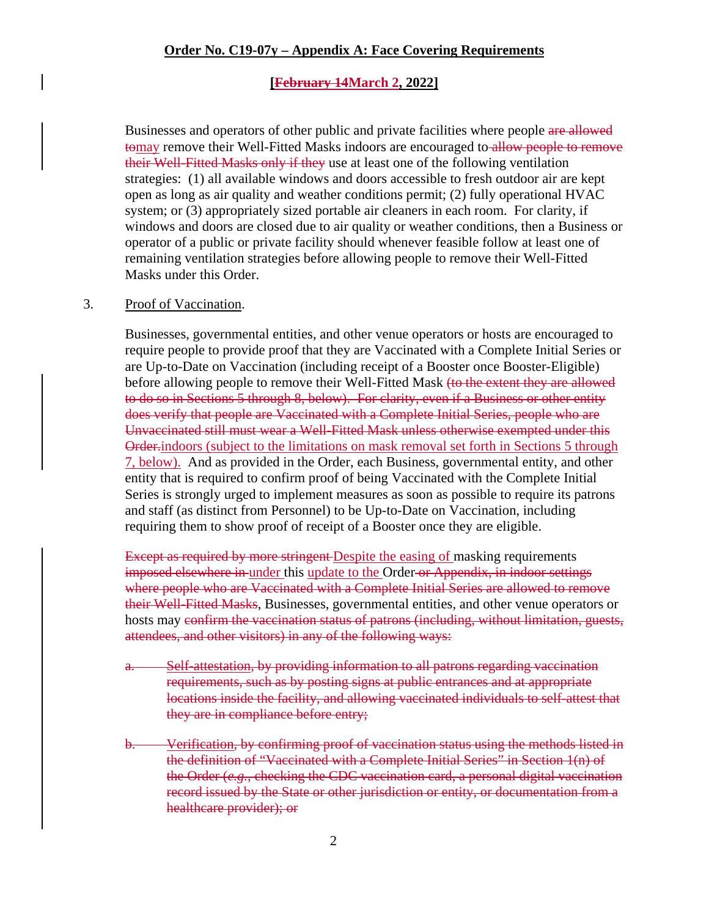Businesses and operators of other public and private facilities where people ~~are allowed to~~may remove their Well-Fitted Masks indoors are encouraged to ~~allow people to remove their Well-Fitted Masks only if they~~ use at least one of the following ventilation strategies: (1) all available windows and doors accessible to fresh outdoor air are kept open as long as air quality and weather conditions permit; (2) fully operational HVAC system; or (3) appropriately sized portable air cleaners in each room. For clarity, if windows and doors are closed due to air quality or weather conditions, then a Business or operator of a public or private facility should whenever feasible follow at least one of remaining ventilation strategies before allowing people to remove their Well-Fitted Masks under this Order.

3. Proof of Vaccination.

Businesses, governmental entities, and other venue operators or hosts are encouraged to require people to provide proof that they are Vaccinated with a Complete Initial Series or are Up-to-Date on Vaccination (including receipt of a Booster once Booster-Eligible) before allowing people to remove their Well-Fitted Mask ~~(to the extent they are allowed to do so in Sections 5 through 8, below). For clarity, even if a Business or other entity does verify that people are Vaccinated with a Complete Initial Series, people who are Unvaccinated still must wear a Well-Fitted Mask unless otherwise exempted under this Order.~~indoors (subject to the limitations on mask removal set forth in Sections 5 through 7, below). And as provided in the Order, each Business, governmental entity, and other entity that is required to confirm proof of being Vaccinated with the Complete Initial Series is strongly urged to implement measures as soon as possible to require its patrons and staff (as distinct from Personnel) to be Up-to-Date on Vaccination, including requiring them to show proof of receipt of a Booster once they are eligible.

~~Except as required by more stringent~~ Despite the easing of masking requirements ~~imposed elsewhere in~~ under this update to the Order ~~or Appendix, in indoor settings where people who are Vaccinated with a Complete Initial Series are allowed to remove their Well-Fitted Masks~~, Businesses, governmental entities, and other venue operators or hosts may ~~confirm the vaccination status of patrons (including, without limitation, guests, attendees, and other visitors) in any of the following ways:~~

~~a. Self-attestation, by providing information to all patrons regarding vaccination requirements, such as by posting signs at public entrances and at appropriate locations inside the facility, and allowing vaccinated individuals to self-attest that they are in compliance before entry;~~

~~b. Verification, by confirming proof of vaccination status using the methods listed in the definition of "Vaccinated with a Complete Initial Series" in Section 1(n) of the Order (*e.g.*, checking the CDC vaccination card, a personal digital vaccination record issued by the State or other jurisdiction or entity, or documentation from a healthcare provider); or~~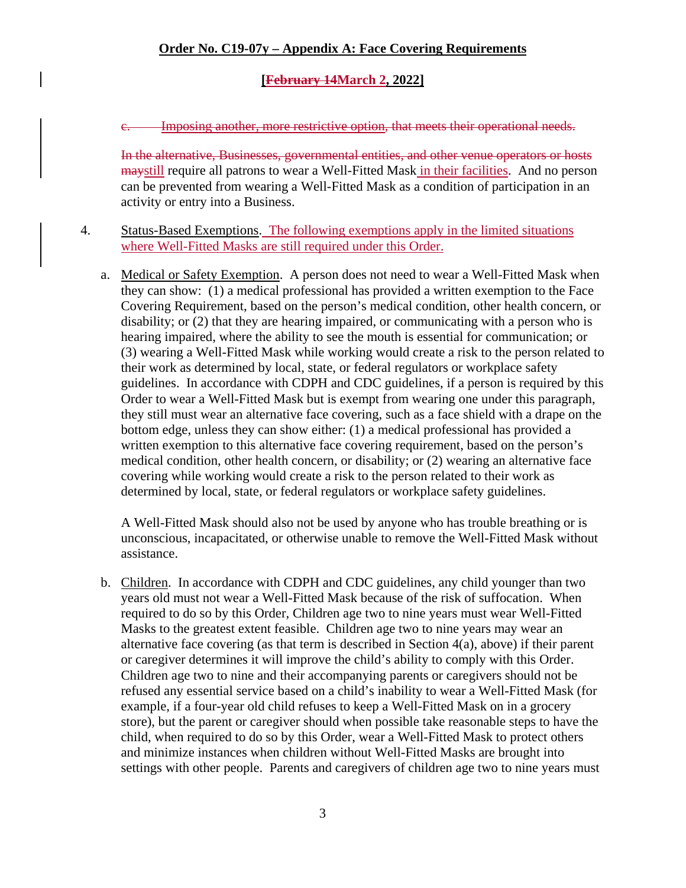## Order No. C19-07y – Appendix A: Face Covering Requirements

**[~~February 14~~March 2, 2022]**

~~c. Imposing another, more restrictive option, that meets their operational needs.~~

~~In the alternative, Businesses, governmental entities, and other venue operators or hosts may~~still require all patrons to wear a Well-Fitted Mask in their facilities. And no person can be prevented from wearing a Well-Fitted Mask as a condition of participation in an activity or entry into a Business.

4. Status-Based Exemptions. The following exemptions apply in the limited situations where Well-Fitted Masks are still required under this Order.

   a. Medical or Safety Exemption. A person does not need to wear a Well-Fitted Mask when they can show: (1) a medical professional has provided a written exemption to the Face Covering Requirement, based on the person's medical condition, other health concern, or disability; or (2) that they are hearing impaired, or communicating with a person who is hearing impaired, where the ability to see the mouth is essential for communication; or (3) wearing a Well-Fitted Mask while working would create a risk to the person related to their work as determined by local, state, or federal regulators or workplace safety guidelines. In accordance with CDPH and CDC guidelines, if a person is required by this Order to wear a Well-Fitted Mask but is exempt from wearing one under this paragraph, they still must wear an alternative face covering, such as a face shield with a drape on the bottom edge, unless they can show either: (1) a medical professional has provided a written exemption to this alternative face covering requirement, based on the person's medical condition, other health concern, or disability; or (2) wearing an alternative face covering while working would create a risk to the person related to their work as determined by local, state, or federal regulators or workplace safety guidelines.

   A Well-Fitted Mask should also not be used by anyone who has trouble breathing or is unconscious, incapacitated, or otherwise unable to remove the Well-Fitted Mask without assistance.

   b. Children. In accordance with CDPH and CDC guidelines, any child younger than two years old must not wear a Well-Fitted Mask because of the risk of suffocation. When required to do so by this Order, Children age two to nine years must wear Well-Fitted Masks to the greatest extent feasible. Children age two to nine years may wear an alternative face covering (as that term is described in Section 4(a), above) if their parent or caregiver determines it will improve the child's ability to comply with this Order. Children age two to nine and their accompanying parents or caregivers should not be refused any essential service based on a child's inability to wear a Well-Fitted Mask (for example, if a four-year old child refuses to keep a Well-Fitted Mask on in a grocery store), but the parent or caregiver should when possible take reasonable steps to have the child, when required to do so by this Order, wear a Well-Fitted Mask to protect others and minimize instances when children without Well-Fitted Masks are brought into settings with other people. Parents and caregivers of children age two to nine years must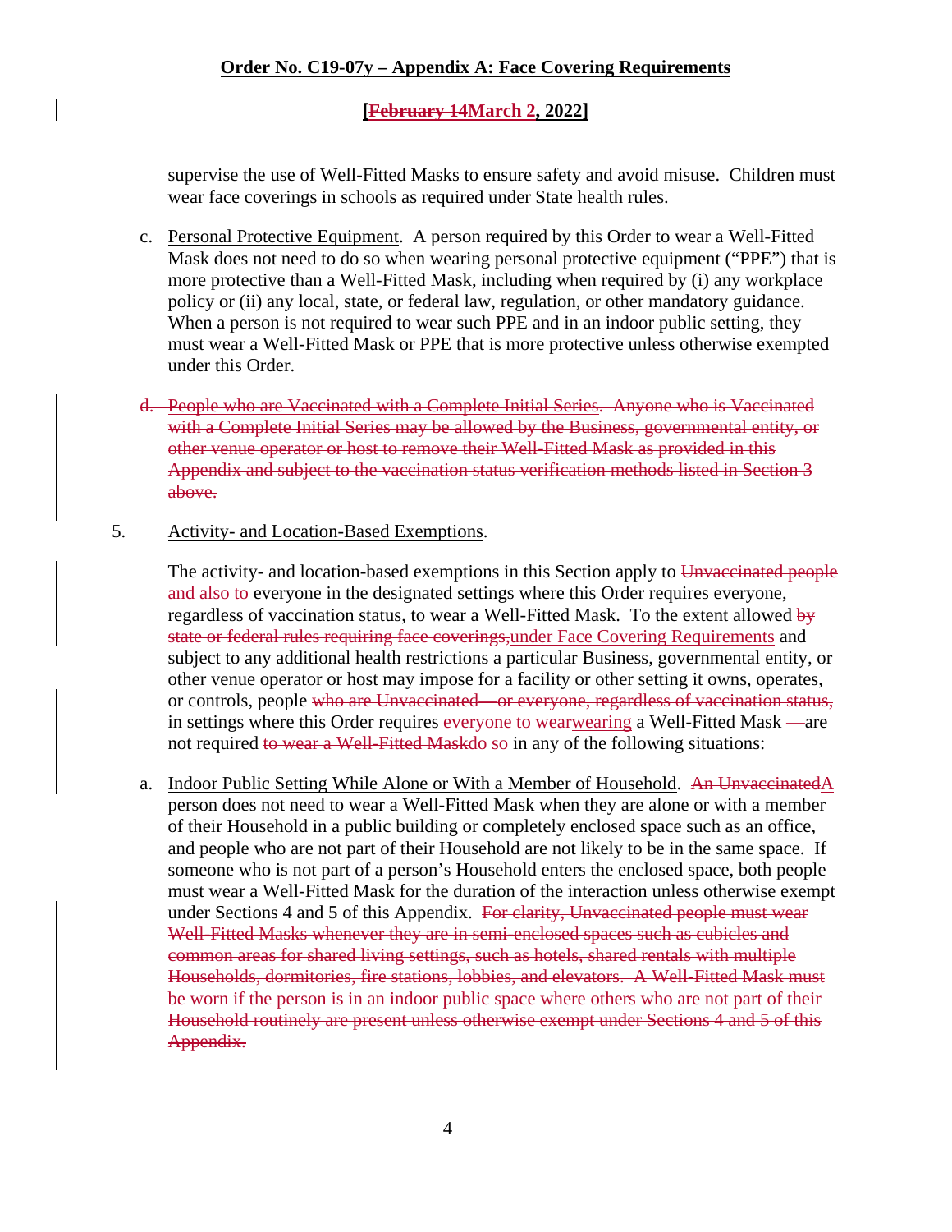supervise the use of Well-Fitted Masks to ensure safety and avoid misuse. Children must wear face coverings in schools as required under State health rules.

c. Personal Protective Equipment. A person required by this Order to wear a Well-Fitted Mask does not need to do so when wearing personal protective equipment ("PPE") that is more protective than a Well-Fitted Mask, including when required by (i) any workplace policy or (ii) any local, state, or federal law, regulation, or other mandatory guidance. When a person is not required to wear such PPE and in an indoor public setting, they must wear a Well-Fitted Mask or PPE that is more protective unless otherwise exempted under this Order.

~~d. People who are Vaccinated with a Complete Initial Series. Anyone who is Vaccinated with a Complete Initial Series may be allowed by the Business, governmental entity, or other venue operator or host to remove their Well-Fitted Mask as provided in this Appendix and subject to the vaccination status verification methods listed in Section 3 above.~~

5. Activity- and Location-Based Exemptions.

The activity- and location-based exemptions in this Section apply to ~~Unvaccinated people and also to~~ everyone in the designated settings where this Order requires everyone, regardless of vaccination status, to wear a Well-Fitted Mask. To the extent allowed ~~by state or federal rules requiring face coverings,~~under Face Covering Requirements and subject to any additional health restrictions a particular Business, governmental entity, or other venue operator or host may impose for a facility or other setting it owns, operates, or controls, people ~~who are Unvaccinated—or everyone, regardless of vaccination status,~~ in settings where this Order requires ~~everyone to wear~~wearing a Well-Fitted Mask ~~—~~are not required ~~to wear a Well-Fitted Mask~~do so in any of the following situations:

a. Indoor Public Setting While Alone or With a Member of Household. ~~An Unvaccinated~~A person does not need to wear a Well-Fitted Mask when they are alone or with a member of their Household in a public building or completely enclosed space such as an office, and people who are not part of their Household are not likely to be in the same space. If someone who is not part of a person's Household enters the enclosed space, both people must wear a Well-Fitted Mask for the duration of the interaction unless otherwise exempt under Sections 4 and 5 of this Appendix. ~~For clarity, Unvaccinated people must wear Well-Fitted Masks whenever they are in semi-enclosed spaces such as cubicles and common areas for shared living settings, such as hotels, shared rentals with multiple Households, dormitories, fire stations, lobbies, and elevators. A Well-Fitted Mask must be worn if the person is in an indoor public space where others who are not part of their Household routinely are present unless otherwise exempt under Sections 4 and 5 of this Appendix.~~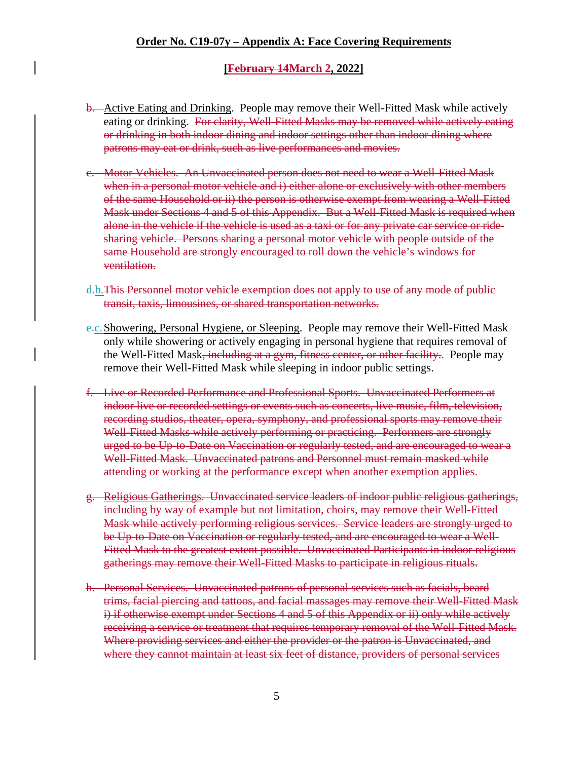## Order No. C19-07y – Appendix A: Face Covering Requirements

**[~~February 14~~March 2, 2022]**

~~b.~~ Active Eating and Drinking. People may remove their Well-Fitted Mask while actively eating or drinking. ~~For clarity, Well-Fitted Masks may be removed while actively eating or drinking in both indoor dining and indoor settings other than indoor dining where patrons may eat or drink, such as live performances and movies.~~

~~c. Motor Vehicles. An Unvaccinated person does not need to wear a Well-Fitted Mask when in a personal motor vehicle and i) either alone or exclusively with other members of the same Household or ii) the person is otherwise exempt from wearing a Well-Fitted Mask under Sections 4 and 5 of this Appendix. But a Well-Fitted Mask is required when alone in the vehicle if the vehicle is used as a taxi or for any private car service or ride-sharing vehicle. Persons sharing a personal motor vehicle with people outside of the same Household are strongly encouraged to roll down the vehicle's windows for ventilation.~~

~~d.~~b. ~~This Personnel motor vehicle exemption does not apply to use of any mode of public transit, taxis, limousines, or shared transportation networks.~~

~~e.~~c. Showering, Personal Hygiene, or Sleeping. People may remove their Well-Fitted Mask only while showering or actively engaging in personal hygiene that requires removal of the Well-Fitted Mask~~, including at a gym, fitness center, or other facility.~~. People may remove their Well-Fitted Mask while sleeping in indoor public settings.

~~f. Live or Recorded Performance and Professional Sports. Unvaccinated Performers at indoor live or recorded settings or events such as concerts, live music, film, television, recording studios, theater, opera, symphony, and professional sports may remove their Well-Fitted Masks while actively performing or practicing. Performers are strongly urged to be Up-to-Date on Vaccination or regularly tested, and are encouraged to wear a Well-Fitted Mask. Unvaccinated patrons and Personnel must remain masked while attending or working at the performance except when another exemption applies.~~

~~g. Religious Gatherings. Unvaccinated service leaders of indoor public religious gatherings, including by way of example but not limitation, choirs, may remove their Well-Fitted Mask while actively performing religious services. Service leaders are strongly urged to be Up-to-Date on Vaccination or regularly tested, and are encouraged to wear a Well-Fitted Mask to the greatest extent possible. Unvaccinated Participants in indoor religious gatherings may remove their Well-Fitted Masks to participate in religious rituals.~~

~~h. Personal Services. Unvaccinated patrons of personal services such as facials, beard trims, facial piercing and tattoos, and facial massages may remove their Well-Fitted Mask i) if otherwise exempt under Sections 4 and 5 of this Appendix or ii) only while actively receiving a service or treatment that requires temporary removal of the Well-Fitted Mask. Where providing services and either the provider or the patron is Unvaccinated, and where they cannot maintain at least six feet of distance, providers of personal services~~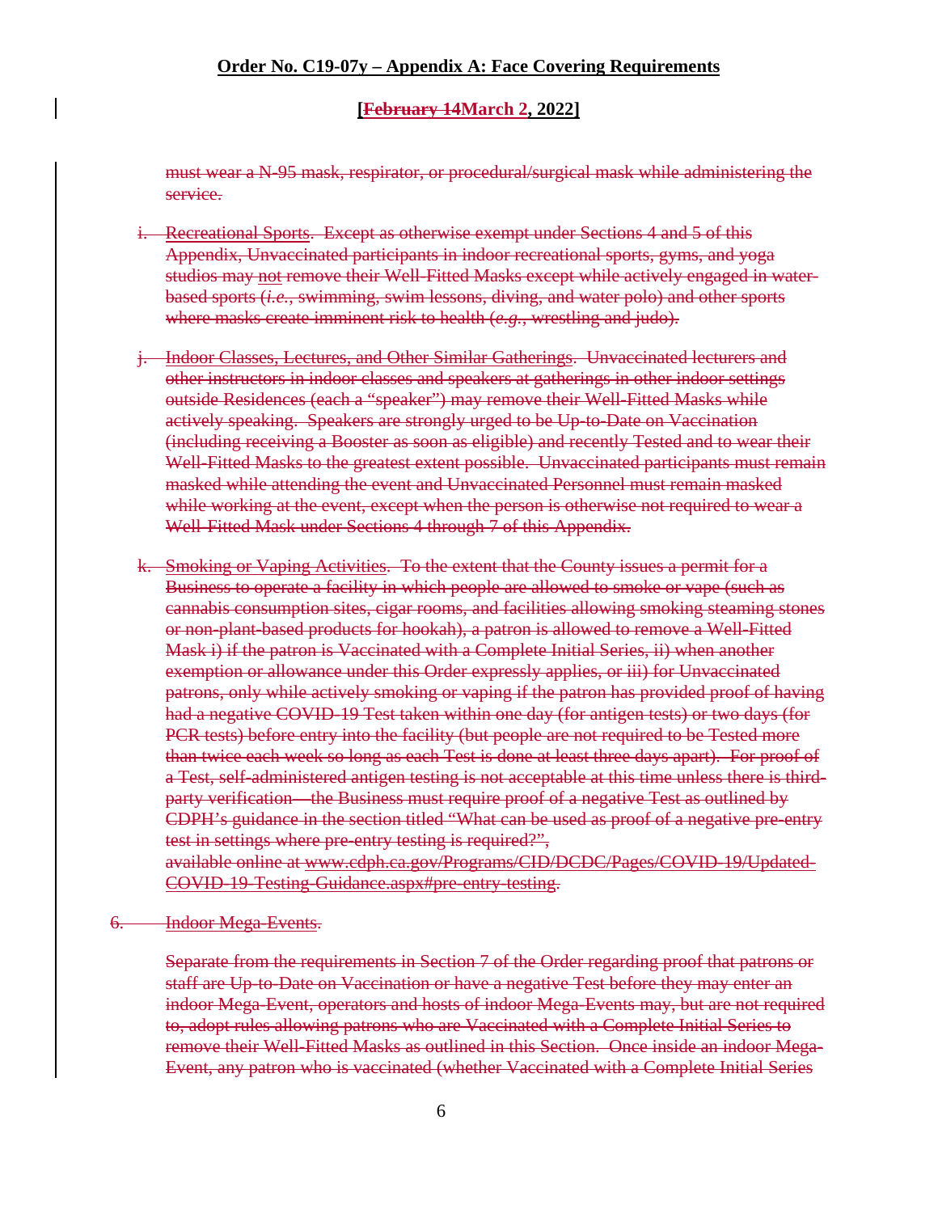must wear a N-95 mask, respirator, or procedural/surgical mask while administering the service.

i. Recreational Sports. Except as otherwise exempt under Sections 4 and 5 of this Appendix, Unvaccinated participants in indoor recreational sports, gyms, and yoga studios may not remove their Well-Fitted Masks except while actively engaged in water-based sports (*i.e.*, swimming, swim lessons, diving, and water polo) and other sports where masks create imminent risk to health (*e.g.*, wrestling and judo).

j. Indoor Classes, Lectures, and Other Similar Gatherings. Unvaccinated lecturers and other instructors in indoor classes and speakers at gatherings in other indoor settings outside Residences (each a "speaker") may remove their Well-Fitted Masks while actively speaking. Speakers are strongly urged to be Up-to-Date on Vaccination (including receiving a Booster as soon as eligible) and recently Tested and to wear their Well-Fitted Masks to the greatest extent possible. Unvaccinated participants must remain masked while attending the event and Unvaccinated Personnel must remain masked while working at the event, except when the person is otherwise not required to wear a Well-Fitted Mask under Sections 4 through 7 of this Appendix.

k. Smoking or Vaping Activities. To the extent that the County issues a permit for a Business to operate a facility in which people are allowed to smoke or vape (such as cannabis consumption sites, cigar rooms, and facilities allowing smoking steaming stones or non-plant-based products for hookah), a patron is allowed to remove a Well-Fitted Mask i) if the patron is Vaccinated with a Complete Initial Series, ii) when another exemption or allowance under this Order expressly applies, or iii) for Unvaccinated patrons, only while actively smoking or vaping if the patron has provided proof of having had a negative COVID-19 Test taken within one day (for antigen tests) or two days (for PCR tests) before entry into the facility (but people are not required to be Tested more than twice each week so long as each Test is done at least three days apart). For proof of a Test, self-administered antigen testing is not acceptable at this time unless there is third-party verification—the Business must require proof of a negative Test as outlined by CDPH's guidance in the section titled "What can be used as proof of a negative pre-entry test in settings where pre-entry testing is required?", available online at www.cdph.ca.gov/Programs/CID/DCDC/Pages/COVID-19/Updated-COVID-19-Testing-Guidance.aspx#pre-entry-testing.

6. Indoor Mega-Events.

Separate from the requirements in Section 7 of the Order regarding proof that patrons or staff are Up-to-Date on Vaccination or have a negative Test before they may enter an indoor Mega-Event, operators and hosts of indoor Mega-Events may, but are not required to, adopt rules allowing patrons who are Vaccinated with a Complete Initial Series to remove their Well-Fitted Masks as outlined in this Section. Once inside an indoor Mega-Event, any patron who is vaccinated (whether Vaccinated with a Complete Initial Series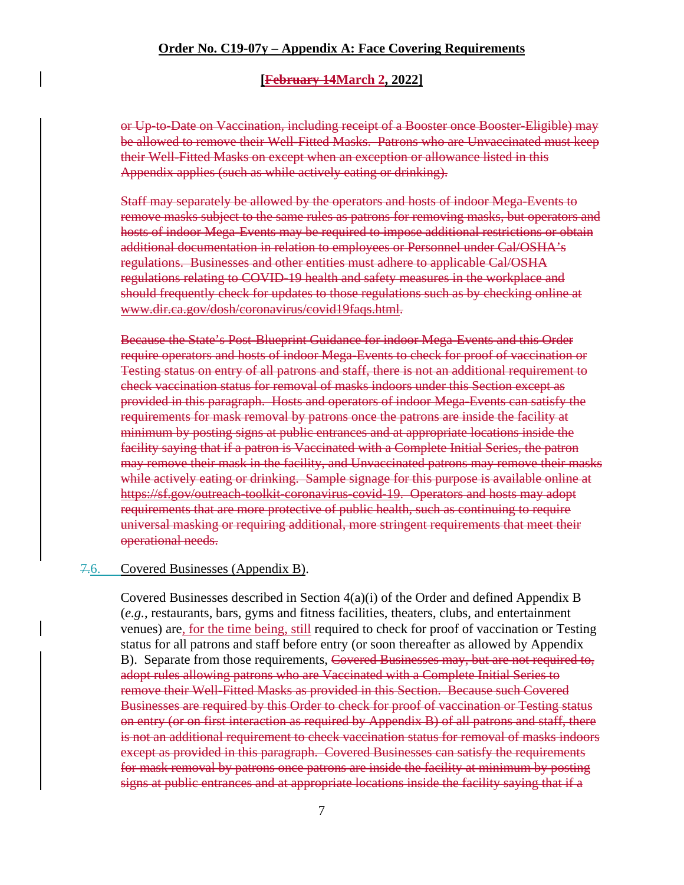or Up-to-Date on Vaccination, including receipt of a Booster once Booster-Eligible) may be allowed to remove their Well-Fitted Masks. Patrons who are Unvaccinated must keep their Well-Fitted Masks on except when an exception or allowance listed in this Appendix applies (such as while actively eating or drinking).

Staff may separately be allowed by the operators and hosts of indoor Mega-Events to remove masks subject to the same rules as patrons for removing masks, but operators and hosts of indoor Mega-Events may be required to impose additional restrictions or obtain additional documentation in relation to employees or Personnel under Cal/OSHA's regulations. Businesses and other entities must adhere to applicable Cal/OSHA regulations relating to COVID-19 health and safety measures in the workplace and should frequently check for updates to those regulations such as by checking online at www.dir.ca.gov/dosh/coronavirus/covid19faqs.html.

Because the State's Post-Blueprint Guidance for indoor Mega-Events and this Order require operators and hosts of indoor Mega-Events to check for proof of vaccination or Testing status on entry of all patrons and staff, there is not an additional requirement to check vaccination status for removal of masks indoors under this Section except as provided in this paragraph. Hosts and operators of indoor Mega-Events can satisfy the requirements for mask removal by patrons once the patrons are inside the facility at minimum by posting signs at public entrances and at appropriate locations inside the facility saying that if a patron is Vaccinated with a Complete Initial Series, the patron may remove their mask in the facility, and Unvaccinated patrons may remove their masks while actively eating or drinking. Sample signage for this purpose is available online at https://sf.gov/outreach-toolkit-coronavirus-covid-19. Operators and hosts may adopt requirements that are more protective of public health, such as continuing to require universal masking or requiring additional, more stringent requirements that meet their operational needs.

7.6. Covered Businesses (Appendix B).

Covered Businesses described in Section 4(a)(i) of the Order and defined Appendix B (*e.g.*, restaurants, bars, gyms and fitness facilities, theaters, clubs, and entertainment venues) are, for the time being, still required to check for proof of vaccination or Testing status for all patrons and staff before entry (or soon thereafter as allowed by Appendix B). Separate from those requirements, Covered Businesses may, but are not required to, adopt rules allowing patrons who are Vaccinated with a Complete Initial Series to remove their Well-Fitted Masks as provided in this Section. Because such Covered Businesses are required by this Order to check for proof of vaccination or Testing status on entry (or on first interaction as required by Appendix B) of all patrons and staff, there is not an additional requirement to check vaccination status for removal of masks indoors except as provided in this paragraph. Covered Businesses can satisfy the requirements for mask removal by patrons once patrons are inside the facility at minimum by posting signs at public entrances and at appropriate locations inside the facility saying that if a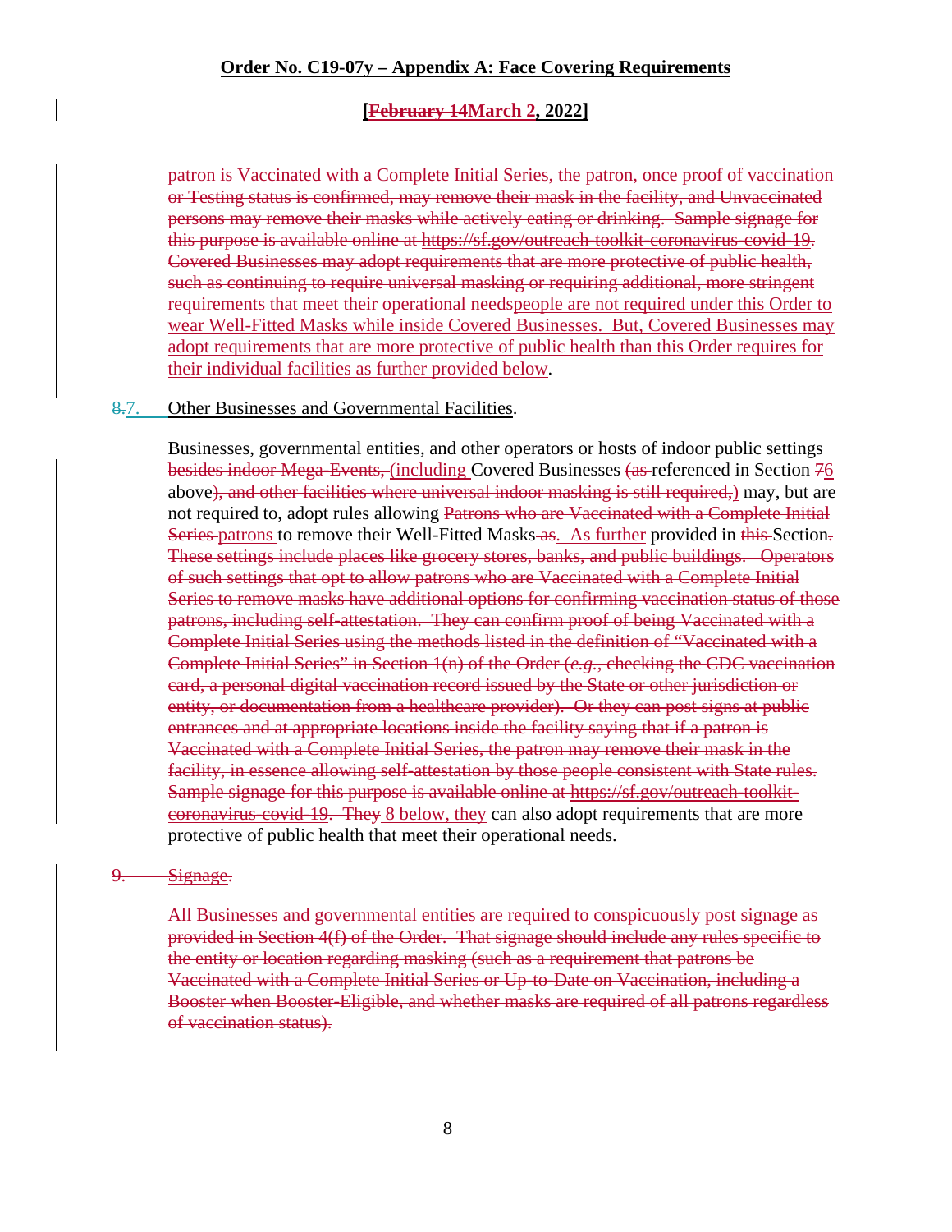patron is Vaccinated with a Complete Initial Series, the patron, once proof of vaccination or Testing status is confirmed, may remove their mask in the facility, and Unvaccinated persons may remove their masks while actively eating or drinking. Sample signage for this purpose is available online at https://sf.gov/outreach-toolkit-coronavirus-covid-19. Covered Businesses may adopt requirements that are more protective of public health, such as continuing to require universal masking or requiring additional, more stringent requirements that meet their operational needspeople are not required under this Order to wear Well-Fitted Masks while inside Covered Businesses. But, Covered Businesses may adopt requirements that are more protective of public health than this Order requires for their individual facilities as further provided below.

8.7. Other Businesses and Governmental Facilities.

Businesses, governmental entities, and other operators or hosts of indoor public settings besides indoor Mega-Events, (including Covered Businesses (as referenced in Section 76 above), and other facilities where universal indoor masking is still required,) may, but are not required to, adopt rules allowing Patrons who are Vaccinated with a Complete Initial Series patrons to remove their Well-Fitted Masks as. As further provided in this Section. These settings include places like grocery stores, banks, and public buildings. Operators of such settings that opt to allow patrons who are Vaccinated with a Complete Initial Series to remove masks have additional options for confirming vaccination status of those patrons, including self-attestation. They can confirm proof of being Vaccinated with a Complete Initial Series using the methods listed in the definition of "Vaccinated with a Complete Initial Series" in Section 1(n) of the Order (*e.g.*, checking the CDC vaccination card, a personal digital vaccination record issued by the State or other jurisdiction or entity, or documentation from a healthcare provider). Or they can post signs at public entrances and at appropriate locations inside the facility saying that if a patron is Vaccinated with a Complete Initial Series, the patron may remove their mask in the facility, in essence allowing self-attestation by those people consistent with State rules. Sample signage for this purpose is available online at https://sf.gov/outreach-toolkit-coronavirus-covid-19. They 8 below, they can also adopt requirements that are more protective of public health that meet their operational needs.

9. Signage.

All Businesses and governmental entities are required to conspicuously post signage as provided in Section 4(f) of the Order. That signage should include any rules specific to the entity or location regarding masking (such as a requirement that patrons be Vaccinated with a Complete Initial Series or Up-to-Date on Vaccination, including a Booster when Booster-Eligible, and whether masks are required of all patrons regardless of vaccination status).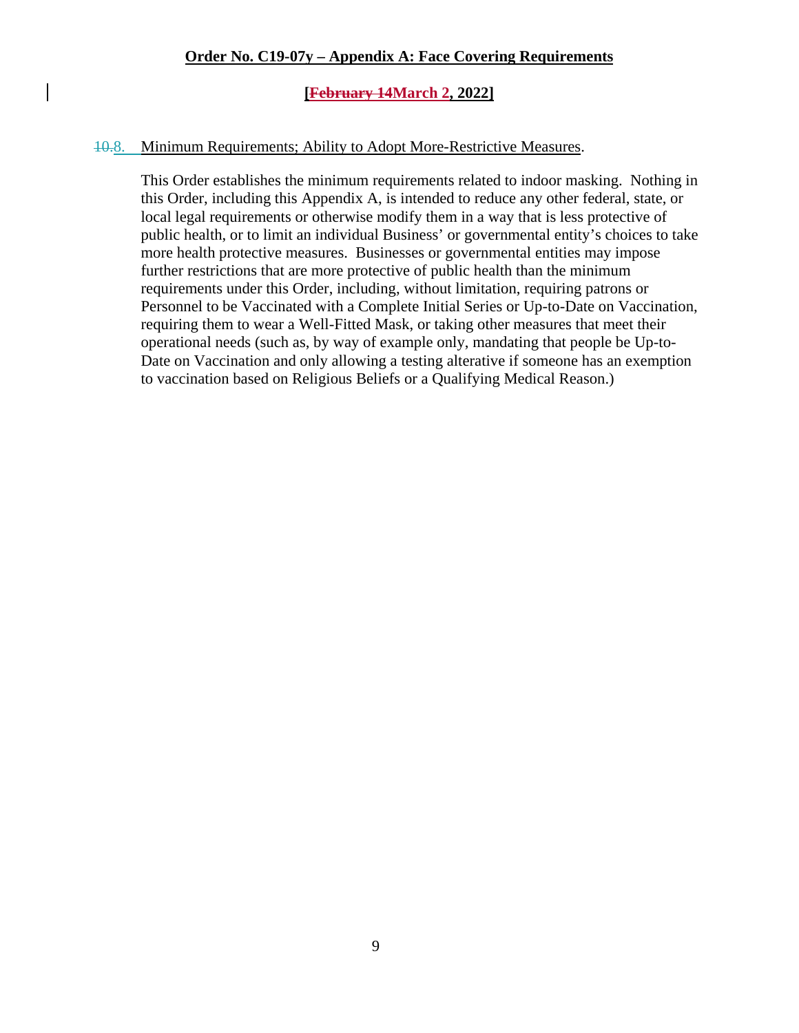**Order No. C19-07y – Appendix A: Face Covering Requirements**

**[~~February 14~~March 2, 2022]**

~~10~~.8. Minimum Requirements; Ability to Adopt More-Restrictive Measures.

This Order establishes the minimum requirements related to indoor masking. Nothing in this Order, including this Appendix A, is intended to reduce any other federal, state, or local legal requirements or otherwise modify them in a way that is less protective of public health, or to limit an individual Business' or governmental entity's choices to take more health protective measures. Businesses or governmental entities may impose further restrictions that are more protective of public health than the minimum requirements under this Order, including, without limitation, requiring patrons or Personnel to be Vaccinated with a Complete Initial Series or Up-to-Date on Vaccination, requiring them to wear a Well-Fitted Mask, or taking other measures that meet their operational needs (such as, by way of example only, mandating that people be Up-to-Date on Vaccination and only allowing a testing alterative if someone has an exemption to vaccination based on Religious Beliefs or a Qualifying Medical Reason.)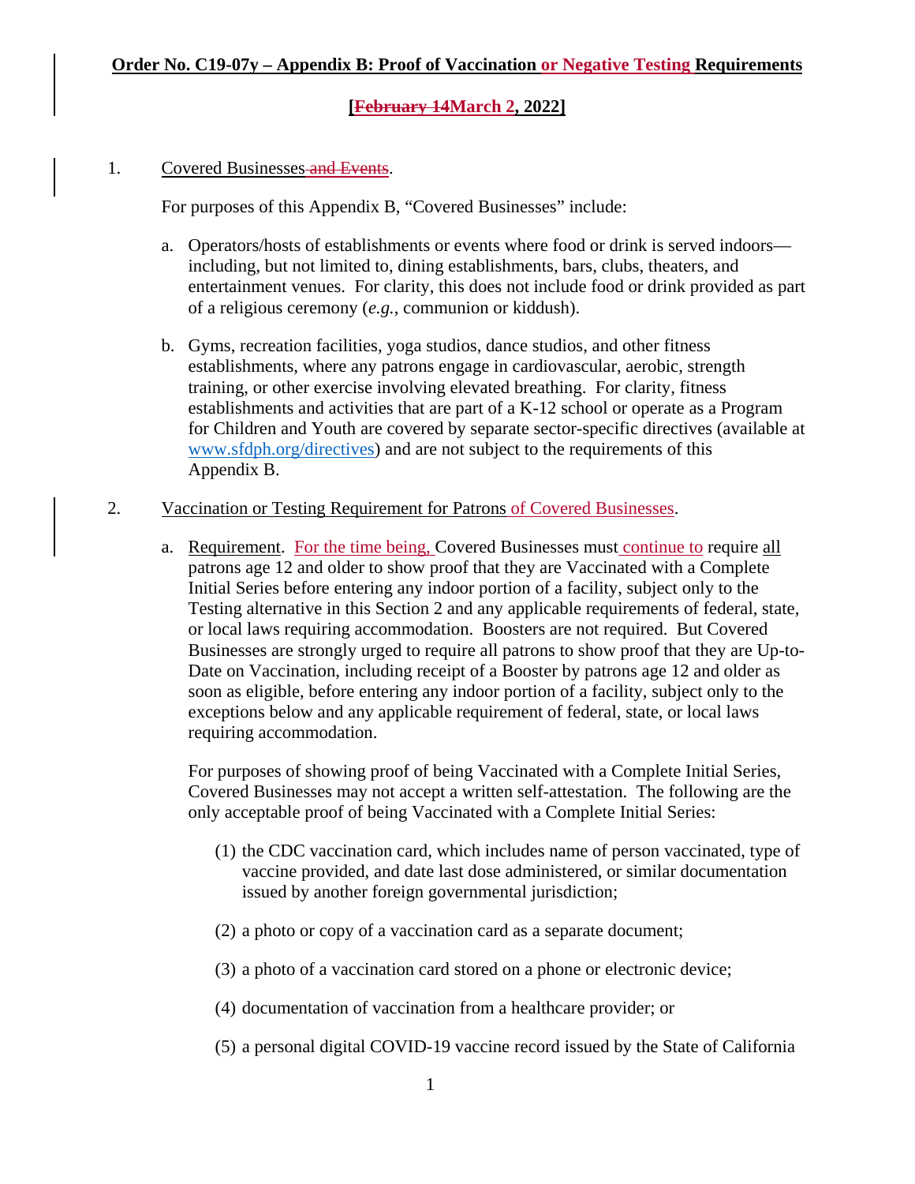**Order No. C19-07y – Appendix B: Proof of Vaccination or Negative Testing Requirements**

**[~~February 14~~March 2, 2022]**

1. Covered Businesses ~~and Events~~.

   For purposes of this Appendix B, "Covered Businesses" include:

   a. Operators/hosts of establishments or events where food or drink is served indoors—including, but not limited to, dining establishments, bars, clubs, theaters, and entertainment venues. For clarity, this does not include food or drink provided as part of a religious ceremony (*e.g.*, communion or kiddush).

   b. Gyms, recreation facilities, yoga studios, dance studios, and other fitness establishments, where any patrons engage in cardiovascular, aerobic, strength training, or other exercise involving elevated breathing. For clarity, fitness establishments and activities that are part of a K-12 school or operate as a Program for Children and Youth are covered by separate sector-specific directives (available at www.sfdph.org/directives) and are not subject to the requirements of this Appendix B.

2. Vaccination or Testing Requirement for Patrons of Covered Businesses.

   a. Requirement. For the time being, Covered Businesses must continue to require all patrons age 12 and older to show proof that they are Vaccinated with a Complete Initial Series before entering any indoor portion of a facility, subject only to the Testing alternative in this Section 2 and any applicable requirements of federal, state, or local laws requiring accommodation. Boosters are not required. But Covered Businesses are strongly urged to require all patrons to show proof that they are Up-to-Date on Vaccination, including receipt of a Booster by patrons age 12 and older as soon as eligible, before entering any indoor portion of a facility, subject only to the exceptions below and any applicable requirement of federal, state, or local laws requiring accommodation.

      For purposes of showing proof of being Vaccinated with a Complete Initial Series, Covered Businesses may not accept a written self-attestation. The following are the only acceptable proof of being Vaccinated with a Complete Initial Series:

      (1) the CDC vaccination card, which includes name of person vaccinated, type of vaccine provided, and date last dose administered, or similar documentation issued by another foreign governmental jurisdiction;

      (2) a photo or copy of a vaccination card as a separate document;

      (3) a photo of a vaccination card stored on a phone or electronic device;

      (4) documentation of vaccination from a healthcare provider; or

      (5) a personal digital COVID-19 vaccine record issued by the State of California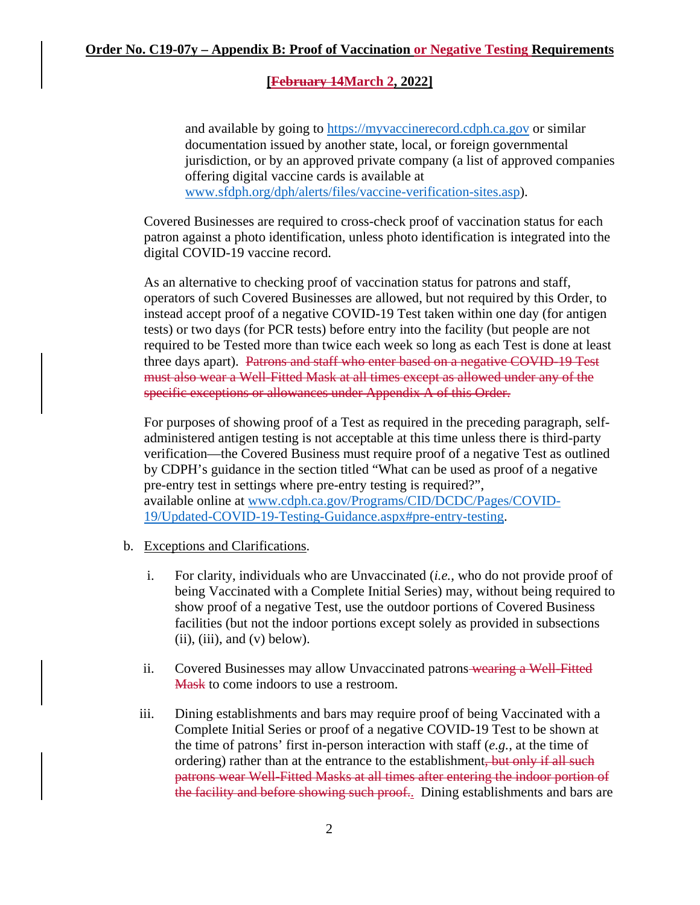and available by going to https://myvaccinerecord.cdph.ca.gov or similar documentation issued by another state, local, or foreign governmental jurisdiction, or by an approved private company (a list of approved companies offering digital vaccine cards is available at www.sfdph.org/dph/alerts/files/vaccine-verification-sites.asp).

Covered Businesses are required to cross-check proof of vaccination status for each patron against a photo identification, unless photo identification is integrated into the digital COVID-19 vaccine record.

As an alternative to checking proof of vaccination status for patrons and staff, operators of such Covered Businesses are allowed, but not required by this Order, to instead accept proof of a negative COVID-19 Test taken within one day (for antigen tests) or two days (for PCR tests) before entry into the facility (but people are not required to be Tested more than twice each week so long as each Test is done at least three days apart). ~~Patrons and staff who enter based on a negative COVID-19 Test must also wear a Well-Fitted Mask at all times except as allowed under any of the specific exceptions or allowances under Appendix A of this Order.~~

For purposes of showing proof of a Test as required in the preceding paragraph, self-administered antigen testing is not acceptable at this time unless there is third-party verification—the Covered Business must require proof of a negative Test as outlined by CDPH's guidance in the section titled "What can be used as proof of a negative pre-entry test in settings where pre-entry testing is required?", available online at www.cdph.ca.gov/Programs/CID/DCDC/Pages/COVID-19/Updated-COVID-19-Testing-Guidance.aspx#pre-entry-testing.

b. Exceptions and Clarifications.

   i. For clarity, individuals who are Unvaccinated (*i.e.*, who do not provide proof of being Vaccinated with a Complete Initial Series) may, without being required to show proof of a negative Test, use the outdoor portions of Covered Business facilities (but not the indoor portions except solely as provided in subsections (ii), (iii), and (v) below).

   ii. Covered Businesses may allow Unvaccinated patrons ~~wearing a Well-Fitted Mask~~ to come indoors to use a restroom.

   iii. Dining establishments and bars may require proof of being Vaccinated with a Complete Initial Series or proof of a negative COVID-19 Test to be shown at the time of patrons' first in-person interaction with staff (*e.g.*, at the time of ordering) rather than at the entrance to the establishment~~, but only if all such patrons wear Well-Fitted Masks at all times after entering the indoor portion of the facility and before showing such proof.~~. Dining establishments and bars are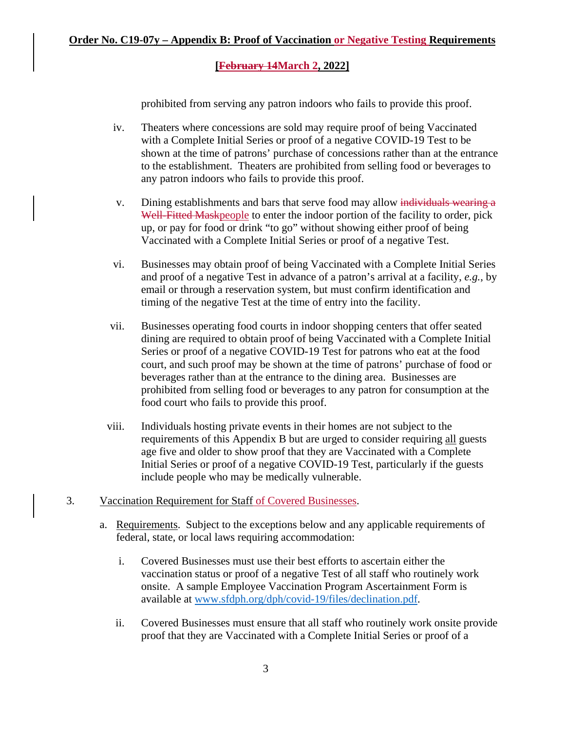prohibited from serving any patron indoors who fails to provide this proof.

iv. Theaters where concessions are sold may require proof of being Vaccinated with a Complete Initial Series or proof of a negative COVID-19 Test to be shown at the time of patrons' purchase of concessions rather than at the entrance to the establishment. Theaters are prohibited from selling food or beverages to any patron indoors who fails to provide this proof.

v. Dining establishments and bars that serve food may allow ~~individuals wearing a Well-Fitted Mask~~people to enter the indoor portion of the facility to order, pick up, or pay for food or drink "to go" without showing either proof of being Vaccinated with a Complete Initial Series or proof of a negative Test.

vi. Businesses may obtain proof of being Vaccinated with a Complete Initial Series and proof of a negative Test in advance of a patron's arrival at a facility, *e.g.*, by email or through a reservation system, but must confirm identification and timing of the negative Test at the time of entry into the facility.

vii. Businesses operating food courts in indoor shopping centers that offer seated dining are required to obtain proof of being Vaccinated with a Complete Initial Series or proof of a negative COVID-19 Test for patrons who eat at the food court, and such proof may be shown at the time of patrons' purchase of food or beverages rather than at the entrance to the dining area. Businesses are prohibited from selling food or beverages to any patron for consumption at the food court who fails to provide this proof.

viii. Individuals hosting private events in their homes are not subject to the requirements of this Appendix B but are urged to consider requiring all guests age five and older to show proof that they are Vaccinated with a Complete Initial Series or proof of a negative COVID-19 Test, particularly if the guests include people who may be medically vulnerable.

3. Vaccination Requirement for Staff of Covered Businesses.

a. Requirements. Subject to the exceptions below and any applicable requirements of federal, state, or local laws requiring accommodation:

i. Covered Businesses must use their best efforts to ascertain either the vaccination status or proof of a negative Test of all staff who routinely work onsite. A sample Employee Vaccination Program Ascertainment Form is available at www.sfdph.org/dph/covid-19/files/declination.pdf.

ii. Covered Businesses must ensure that all staff who routinely work onsite provide proof that they are Vaccinated with a Complete Initial Series or proof of a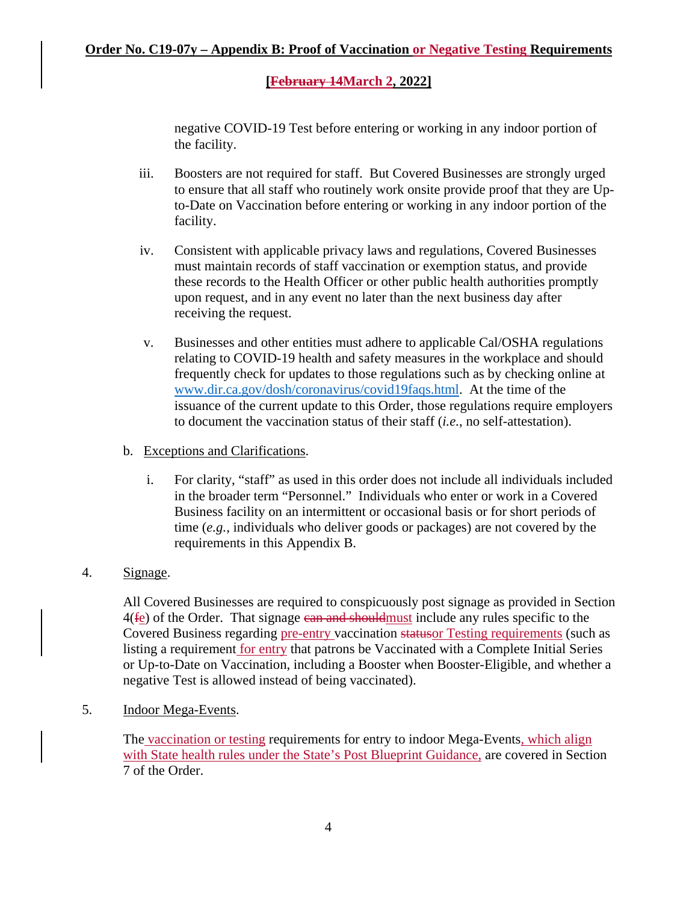negative COVID-19 Test before entering or working in any indoor portion of the facility.

iii. Boosters are not required for staff. But Covered Businesses are strongly urged to ensure that all staff who routinely work onsite provide proof that they are Up-to-Date on Vaccination before entering or working in any indoor portion of the facility.

iv. Consistent with applicable privacy laws and regulations, Covered Businesses must maintain records of staff vaccination or exemption status, and provide these records to the Health Officer or other public health authorities promptly upon request, and in any event no later than the next business day after receiving the request.

v. Businesses and other entities must adhere to applicable Cal/OSHA regulations relating to COVID-19 health and safety measures in the workplace and should frequently check for updates to those regulations such as by checking online at www.dir.ca.gov/dosh/coronavirus/covid19faqs.html. At the time of the issuance of the current update to this Order, those regulations require employers to document the vaccination status of their staff (*i.e.*, no self-attestation).

b. Exceptions and Clarifications.

i. For clarity, "staff" as used in this order does not include all individuals included in the broader term "Personnel." Individuals who enter or work in a Covered Business facility on an intermittent or occasional basis or for short periods of time (*e.g.*, individuals who deliver goods or packages) are not covered by the requirements in this Appendix B.

4. Signage.

All Covered Businesses are required to conspicuously post signage as provided in Section 4(~~f~~e) of the Order. That signage ~~can and should~~must include any rules specific to the Covered Business regarding pre-entry vaccination ~~status~~or Testing requirements (such as listing a requirement for entry that patrons be Vaccinated with a Complete Initial Series or Up-to-Date on Vaccination, including a Booster when Booster-Eligible, and whether a negative Test is allowed instead of being vaccinated).

5. Indoor Mega-Events.

The vaccination or testing requirements for entry to indoor Mega-Events, which align with State health rules under the State's Post Blueprint Guidance, are covered in Section 7 of the Order.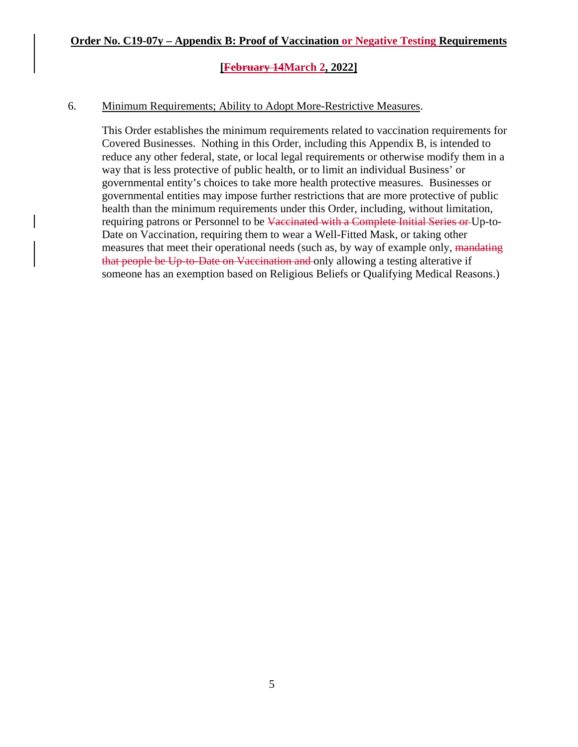6. Minimum Requirements; Ability to Adopt More-Restrictive Measures.

This Order establishes the minimum requirements related to vaccination requirements for Covered Businesses. Nothing in this Order, including this Appendix B, is intended to reduce any other federal, state, or local legal requirements or otherwise modify them in a way that is less protective of public health, or to limit an individual Business' or governmental entity's choices to take more health protective measures. Businesses or governmental entities may impose further restrictions that are more protective of public health than the minimum requirements under this Order, including, without limitation, requiring patrons or Personnel to be ~~Vaccinated with a Complete Initial Series or~~ Up-to-Date on Vaccination, requiring them to wear a Well-Fitted Mask, or taking other measures that meet their operational needs (such as, by way of example only, ~~mandating that people be Up-to-Date on Vaccination and~~ only allowing a testing alterative if someone has an exemption based on Religious Beliefs or Qualifying Medical Reasons.)